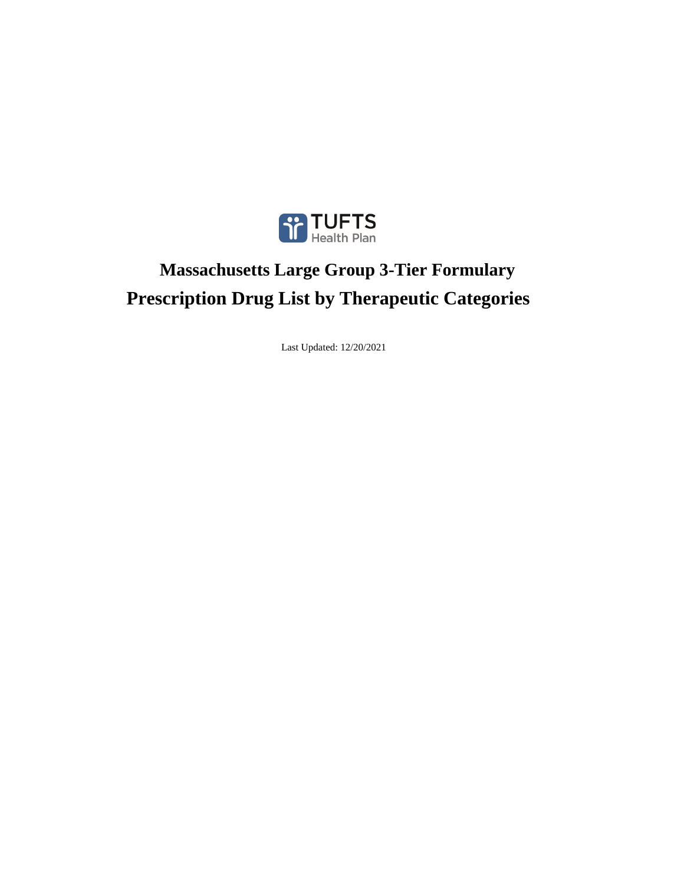TUFTS Health Plan

# Massachusetts Large Group 3-Tier Formulary

# Prescription Drug List by Therapeutic Categories

Last Updated: 12/20/2021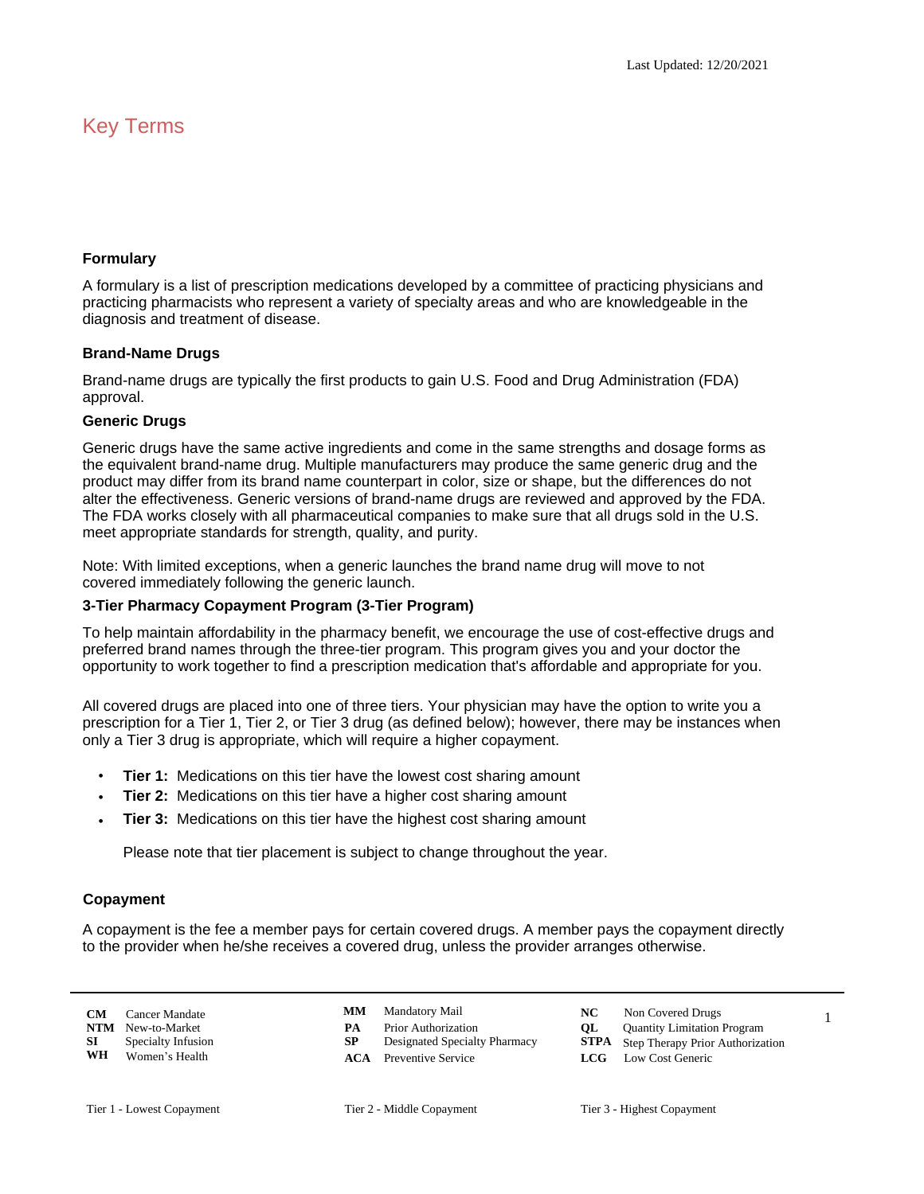Last Updated: 12/20/2021

# Key Terms

### Formulary

A formulary is a list of prescription medications developed by a committee of practicing physicians and practicing pharmacists who represent a variety of specialty areas and who are knowledgeable in the diagnosis and treatment of disease.

### Brand-Name Drugs

Brand-name drugs are typically the first products to gain U.S. Food and Drug Administration (FDA) approval.

### Generic Drugs

Generic drugs have the same active ingredients and come in the same strengths and dosage forms as the equivalent brand-name drug. Multiple manufacturers may produce the same generic drug and the product may differ from its brand name counterpart in color, size or shape, but the differences do not alter the effectiveness. Generic versions of brand-name drugs are reviewed and approved by the FDA. The FDA works closely with all pharmaceutical companies to make sure that all drugs sold in the U.S. meet appropriate standards for strength, quality, and purity.

Note: With limited exceptions, when a generic launches the brand name drug will move to not covered immediately following the generic launch.

### 3-Tier Pharmacy Copayment Program (3-Tier Program)

To help maintain affordability in the pharmacy benefit, we encourage the use of cost-effective drugs and preferred brand names through the three-tier program. This program gives you and your doctor the opportunity to work together to find a prescription medication that's affordable and appropriate for you.

All covered drugs are placed into one of three tiers. Your physician may have the option to write you a prescription for a Tier 1, Tier 2, or Tier 3 drug (as defined below); however, there may be instances when only a Tier 3 drug is appropriate, which will require a higher copayment.

- **Tier 1:** Medications on this tier have the lowest cost sharing amount
- **Tier 2:** Medications on this tier have a higher cost sharing amount
- **Tier 3:** Medications on this tier have the highest cost sharing amount

Please note that tier placement is subject to change throughout the year.

### Copayment

A copayment is the fee a member pays for certain covered drugs. A member pays the copayment directly to the provider when he/she receives a covered drug, unless the provider arranges otherwise.

| | | | | | |
|---|---|---|---|---|---|
| **CM** | Cancer Mandate | **MM** | Mandatory Mail | **NC** | Non Covered Drugs |
| **NTM** | New-to-Market | **PA** | Prior Authorization | **QL** | Quantity Limitation Program |
| **SI** | Specialty Infusion | **SP** | Designated Specialty Pharmacy | **STPA** | Step Therapy Prior Authorization |
| **WH** | Women's Health | **ACA** | Preventive Service | **LCG** | Low Cost Generic |

Tier 1 - Lowest Copayment    Tier 2 - Middle Copayment    Tier 3 - Highest Copayment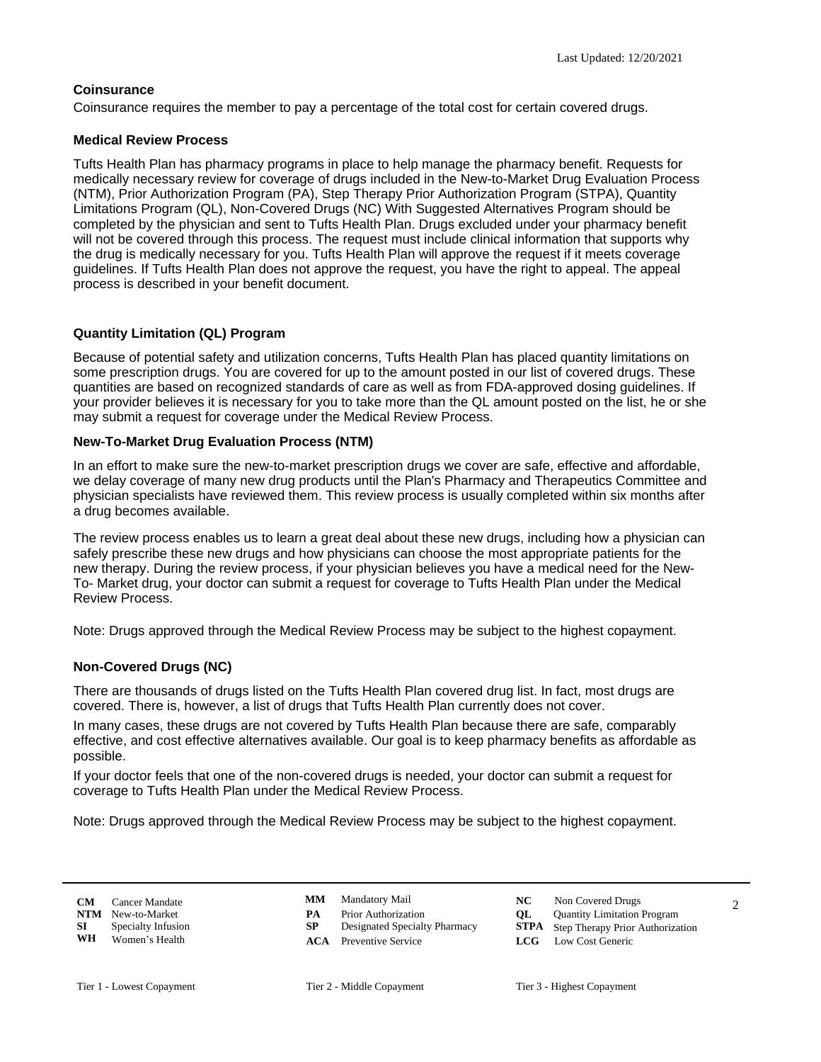### Coinsurance

Coinsurance requires the member to pay a percentage of the total cost for certain covered drugs.

### Medical Review Process

Tufts Health Plan has pharmacy programs in place to help manage the pharmacy benefit. Requests for medically necessary review for coverage of drugs included in the New-to-Market Drug Evaluation Process (NTM), Prior Authorization Program (PA), Step Therapy Prior Authorization Program (STPA), Quantity Limitations Program (QL), Non-Covered Drugs (NC) With Suggested Alternatives Program should be completed by the physician and sent to Tufts Health Plan. Drugs excluded under your pharmacy benefit will not be covered through this process. The request must include clinical information that supports why the drug is medically necessary for you. Tufts Health Plan will approve the request if it meets coverage guidelines. If Tufts Health Plan does not approve the request, you have the right to appeal. The appeal process is described in your benefit document.

### Quantity Limitation (QL) Program

Because of potential safety and utilization concerns, Tufts Health Plan has placed quantity limitations on some prescription drugs. You are covered for up to the amount posted in our list of covered drugs. These quantities are based on recognized standards of care as well as from FDA-approved dosing guidelines. If your provider believes it is necessary for you to take more than the QL amount posted on the list, he or she may submit a request for coverage under the Medical Review Process.

### New-To-Market Drug Evaluation Process (NTM)

In an effort to make sure the new-to-market prescription drugs we cover are safe, effective and affordable, we delay coverage of many new drug products until the Plan's Pharmacy and Therapeutics Committee and physician specialists have reviewed them. This review process is usually completed within six months after a drug becomes available.

The review process enables us to learn a great deal about these new drugs, including how a physician can safely prescribe these new drugs and how physicians can choose the most appropriate patients for the new therapy. During the review process, if your physician believes you have a medical need for the New-To- Market drug, your doctor can submit a request for coverage to Tufts Health Plan under the Medical Review Process.

Note: Drugs approved through the Medical Review Process may be subject to the highest copayment.

### Non-Covered Drugs (NC)

There are thousands of drugs listed on the Tufts Health Plan covered drug list. In fact, most drugs are covered. There is, however, a list of drugs that Tufts Health Plan currently does not cover.

In many cases, these drugs are not covered by Tufts Health Plan because there are safe, comparably effective, and cost effective alternatives available. Our goal is to keep pharmacy benefits as affordable as possible.

If your doctor feels that one of the non-covered drugs is needed, your doctor can submit a request for coverage to Tufts Health Plan under the Medical Review Process.

Note: Drugs approved through the Medical Review Process may be subject to the highest copayment.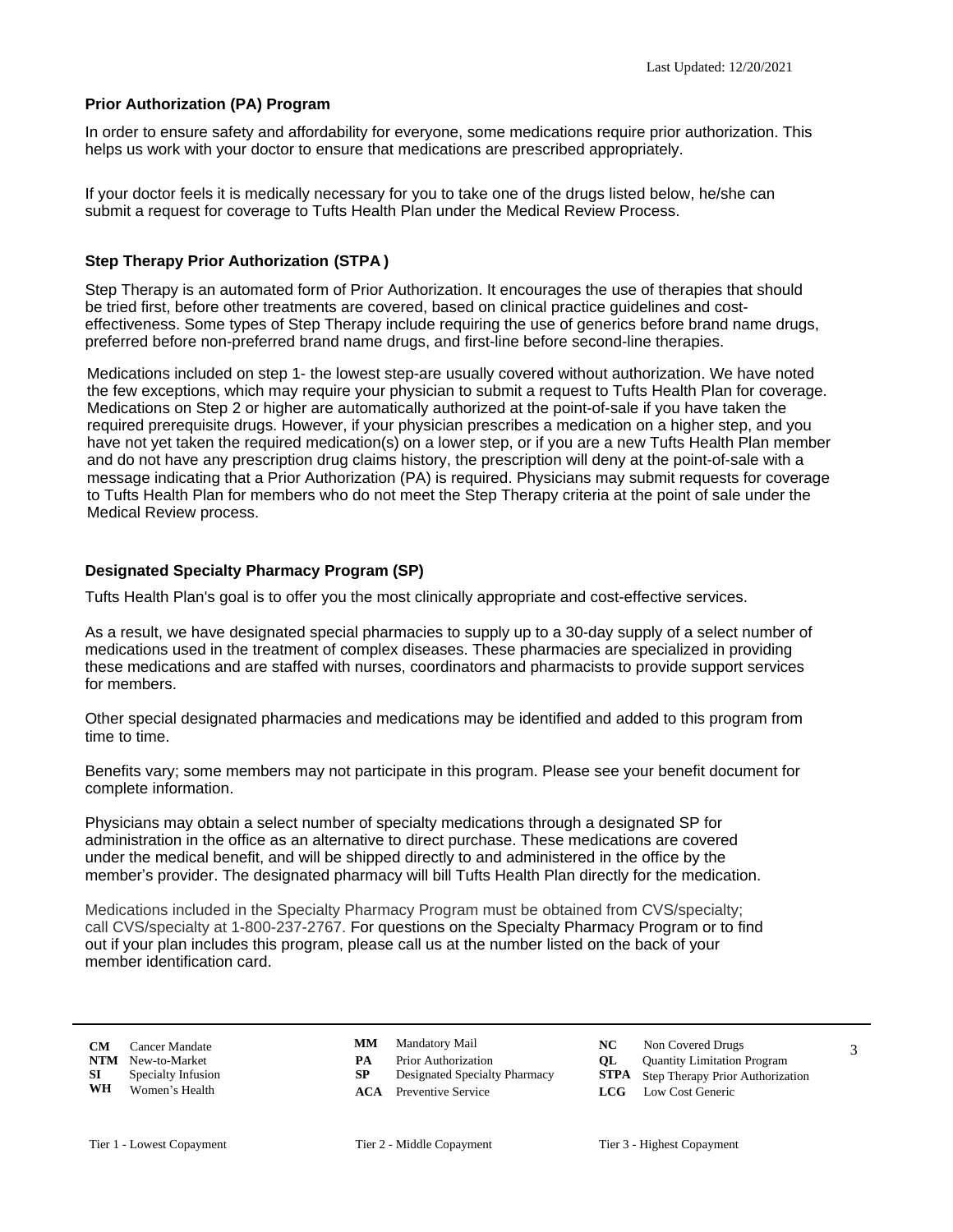Last Updated: 12/20/2021

### Prior Authorization (PA) Program

In order to ensure safety and affordability for everyone, some medications require prior authorization. This helps us work with your doctor to ensure that medications are prescribed appropriately.

If your doctor feels it is medically necessary for you to take one of the drugs listed below, he/she can submit a request for coverage to Tufts Health Plan under the Medical Review Process.

### Step Therapy Prior Authorization (STPA)

Step Therapy is an automated form of Prior Authorization. It encourages the use of therapies that should be tried first, before other treatments are covered, based on clinical practice guidelines and cost-effectiveness. Some types of Step Therapy include requiring the use of generics before brand name drugs, preferred before non-preferred brand name drugs, and first-line before second-line therapies.

Medications included on step 1- the lowest step-are usually covered without authorization. We have noted the few exceptions, which may require your physician to submit a request to Tufts Health Plan for coverage. Medications on Step 2 or higher are automatically authorized at the point-of-sale if you have taken the required prerequisite drugs. However, if your physician prescribes a medication on a higher step, and you have not yet taken the required medication(s) on a lower step, or if you are a new Tufts Health Plan member and do not have any prescription drug claims history, the prescription will deny at the point-of-sale with a message indicating that a Prior Authorization (PA) is required. Physicians may submit requests for coverage to Tufts Health Plan for members who do not meet the Step Therapy criteria at the point of sale under the Medical Review process.

### Designated Specialty Pharmacy Program (SP)

Tufts Health Plan's goal is to offer you the most clinically appropriate and cost-effective services.

As a result, we have designated special pharmacies to supply up to a 30-day supply of a select number of medications used in the treatment of complex diseases. These pharmacies are specialized in providing these medications and are staffed with nurses, coordinators and pharmacists to provide support services for members.

Other special designated pharmacies and medications may be identified and added to this program from time to time.

Benefits vary; some members may not participate in this program. Please see your benefit document for complete information.

Physicians may obtain a select number of specialty medications through a designated SP for administration in the office as an alternative to direct purchase. These medications are covered under the medical benefit, and will be shipped directly to and administered in the office by the member's provider. The designated pharmacy will bill Tufts Health Plan directly for the medication.

Medications included in the Specialty Pharmacy Program must be obtained from CVS/specialty; call CVS/specialty at 1-800-237-2767. For questions on the Specialty Pharmacy Program or to find out if your plan includes this program, please call us at the number listed on the back of your member identification card.

| | | | | | |
|---|---|---|---|---|---|
| **CM** | Cancer Mandate | **MM** | Mandatory Mail | **NC** | Non Covered Drugs |
| **NTM** | New-to-Market | **PA** | Prior Authorization | **QL** | Quantity Limitation Program |
| **SI** | Specialty Infusion | **SP** | Designated Specialty Pharmacy | **STPA** | Step Therapy Prior Authorization |
| **WH** | Women's Health | **ACA** | Preventive Service | **LCG** | Low Cost Generic |

Tier 1 - Lowest Copayment | Tier 2 - Middle Copayment | Tier 3 - Highest Copayment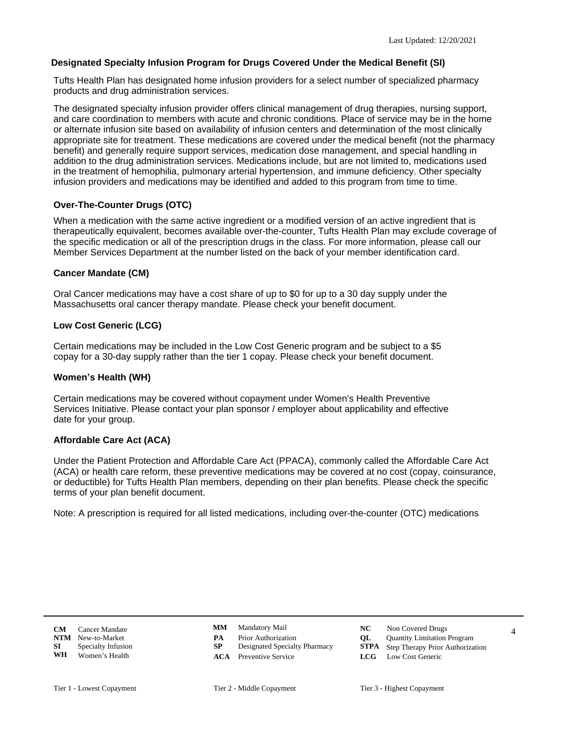### Designated Specialty Infusion Program for Drugs Covered Under the Medical Benefit (SI)

Tufts Health Plan has designated home infusion providers for a select number of specialized pharmacy products and drug administration services.

The designated specialty infusion provider offers clinical management of drug therapies, nursing support, and care coordination to members with acute and chronic conditions. Place of service may be in the home or alternate infusion site based on availability of infusion centers and determination of the most clinically appropriate site for treatment. These medications are covered under the medical benefit (not the pharmacy benefit) and generally require support services, medication dose management, and special handling in addition to the drug administration services. Medications include, but are not limited to, medications used in the treatment of hemophilia, pulmonary arterial hypertension, and immune deficiency. Other specialty infusion providers and medications may be identified and added to this program from time to time.

### Over-The-Counter Drugs (OTC)

When a medication with the same active ingredient or a modified version of an active ingredient that is therapeutically equivalent, becomes available over-the-counter, Tufts Health Plan may exclude coverage of the specific medication or all of the prescription drugs in the class. For more information, please call our Member Services Department at the number listed on the back of your member identification card.

### Cancer Mandate (CM)

Oral Cancer medications may have a cost share of up to $0 for up to a 30 day supply under the Massachusetts oral cancer therapy mandate. Please check your benefit document.

### Low Cost Generic (LCG)

Certain medications may be included in the Low Cost Generic program and be subject to a $5 copay for a 30-day supply rather than the tier 1 copay. Please check your benefit document.

### Women's Health (WH)

Certain medications may be covered without copayment under Women's Health Preventive Services Initiative. Please contact your plan sponsor / employer about applicability and effective date for your group.

### Affordable Care Act (ACA)

Under the Patient Protection and Affordable Care Act (PPACA), commonly called the Affordable Care Act (ACA) or health care reform, these preventive medications may be covered at no cost (copay, coinsurance, or deductible) for Tufts Health Plan members, depending on their plan benefits. Please check the specific terms of your plan benefit document.

Note: A prescription is required for all listed medications, including over-the-counter (OTC) medications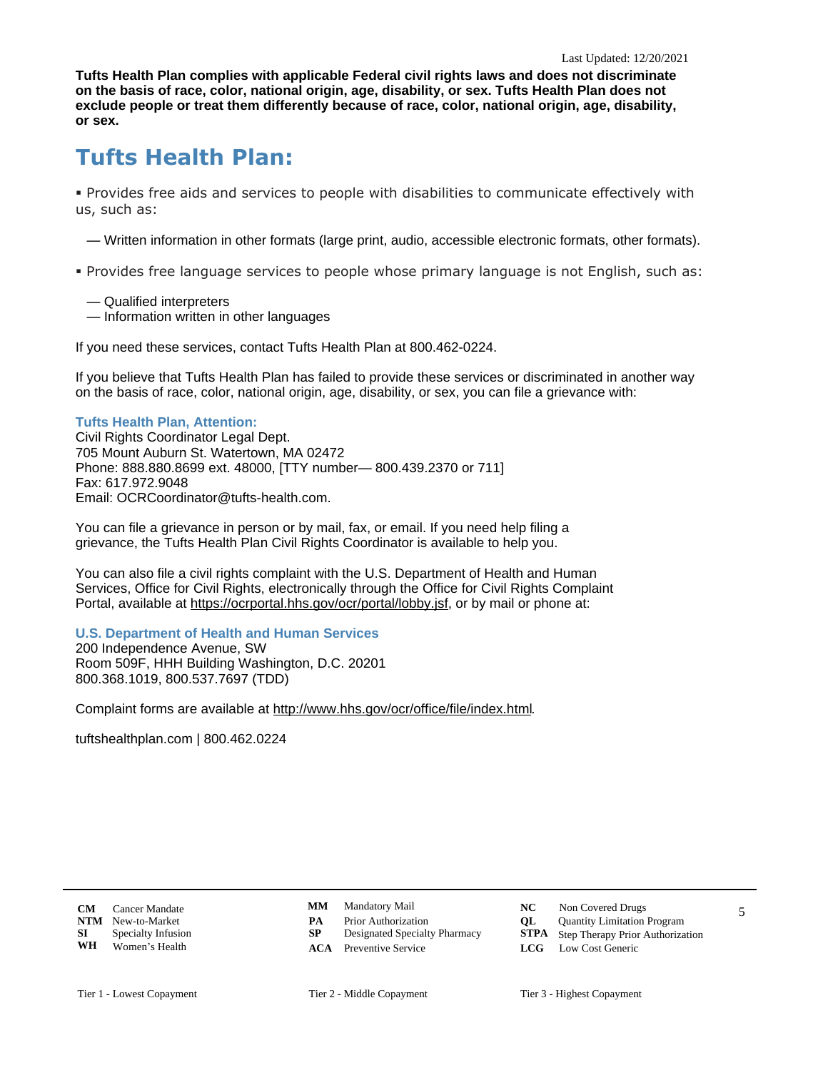Last Updated: 12/20/2021

**Tufts Health Plan complies with applicable Federal civil rights laws and does not discriminate on the basis of race, color, national origin, age, disability, or sex. Tufts Health Plan does not exclude people or treat them differently because of race, color, national origin, age, disability, or sex.**

# Tufts Health Plan:

▪ Provides free aids and services to people with disabilities to communicate effectively with us, such as:

— Written information in other formats (large print, audio, accessible electronic formats, other formats).

▪ Provides free language services to people whose primary language is not English, such as:

— Qualified interpreters
— Information written in other languages

If you need these services, contact Tufts Health Plan at 800.462-0224.

If you believe that Tufts Health Plan has failed to provide these services or discriminated in another way on the basis of race, color, national origin, age, disability, or sex, you can file a grievance with:

**Tufts Health Plan, Attention:**
Civil Rights Coordinator Legal Dept.
705 Mount Auburn St. Watertown, MA 02472
Phone: 888.880.8699 ext. 48000, [TTY number— 800.439.2370 or 711]
Fax: 617.972.9048
Email: OCRCoordinator@tufts-health.com.

You can file a grievance in person or by mail, fax, or email. If you need help filing a grievance, the Tufts Health Plan Civil Rights Coordinator is available to help you.

You can also file a civil rights complaint with the U.S. Department of Health and Human Services, Office for Civil Rights, electronically through the Office for Civil Rights Complaint Portal, available at https://ocrportal.hhs.gov/ocr/portal/lobby.jsf, or by mail or phone at:

**U.S. Department of Health and Human Services**
200 Independence Avenue, SW
Room 509F, HHH Building Washington, D.C. 20201
800.368.1019, 800.537.7697 (TDD)

Complaint forms are available at http://www.hhs.gov/ocr/office/file/index.html.

tuftshealthplan.com | 800.462.0224

| | | | | | |
|---|---|---|---|---|---|
| **CM** | Cancer Mandate | **MM** | Mandatory Mail | **NC** | Non Covered Drugs |
| **NTM** | New-to-Market | **PA** | Prior Authorization | **QL** | Quantity Limitation Program |
| **SI** | Specialty Infusion | **SP** | Designated Specialty Pharmacy | **STPA** | Step Therapy Prior Authorization |
| **WH** | Women's Health | **ACA** | Preventive Service | **LCG** | Low Cost Generic |

Tier 1 - Lowest Copayment | Tier 2 - Middle Copayment | Tier 3 - Highest Copayment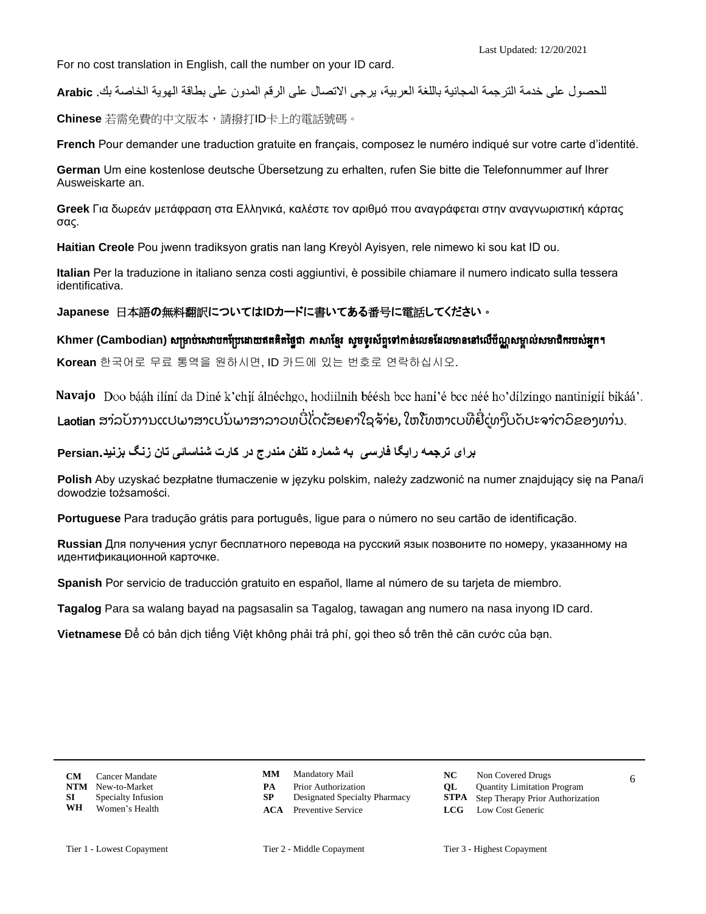Last Updated: 12/20/2021

For no cost translation in English, call the number on your ID card.

**Arabic** للحصول على خدمة الترجمة المجانية باللغة العربية، يرجى الاتصال على الرقم المدون على بطاقة الهوية الخاصة بك.

**Chinese** 若需免費的中文版本，請撥打ID卡上的電話號碼。

**French** Pour demander une traduction gratuite en français, composez le numéro indiqué sur votre carte d'identité.

**German** Um eine kostenlose deutsche Übersetzung zu erhalten, rufen Sie bitte die Telefonnummer auf Ihrer Ausweiskarte an.

**Greek** Για δωρεάν μετάφραση στα Ελληνικά, καλέστε τον αριθμό που αναγράφεται στην αναγνωριστική κάρτας σας.

**Haitian Creole** Pou jwenn tradiksyon gratis nan lang Kreyòl Ayisyen, rele nimewo ki sou kat ID ou.

**Italian** Per la traduzione in italiano senza costi aggiuntivi, è possibile chiamare il numero indicato sulla tessera identificativa.

**Japanese** 日本語の無料翻訳についてはIDカードに書いてある番号に電話してください。

**Khmer (Cambodian)** សម្រាប់សេវាបកប្រែដោយឥតគិតថ្លៃជា ភាសាខ្មែរ សូមទូរស័ព្ទទៅកាន់លេខដែលមាននៅលើប័ណ្ណសម្គាល់សមាជិករបស់អ្នក។

**Korean** 한국어로 무료 통역을 원하시면, ID 카드에 있는 번호로 연락하십시오.

**Navajo** Doo bááh ilíní da Diné k'ehjí álnéehgo, hodiilnih béésh bee hani'é bee néé ho'dílzingo nantinígíí bikáá'.

**Laotian** ສຳລັບການແປພາສາເປັນພາສາລາວທີ່ບໍ່ເສັຍຄ່າໃຊ້ຈ່າຍ, ໃຫ້ໂທຫາເບີທີ່ຢູ່ເທິງບັດປະຈຳຕົວຂອງທ່ານ.

**Persian.** برای ترجمه رایگا فارسی به شماره تلفن مندرج در کارت شناسائی تان زنگ بزنید

**Polish** Aby uzyskać bezpłatne tłumaczenie w języku polskim, należy zadzwonić na numer znajdujący się na Pana/i dowodzie tożsamości.

**Portuguese** Para tradução grátis para português, ligue para o número no seu cartão de identificação.

**Russian** Для получения услуг бесплатного перевода на русский язык позвоните по номеру, указанному на идентификационной карточке.

**Spanish** Por servicio de traducción gratuito en español, llame al número de su tarjeta de miembro.

**Tagalog** Para sa walang bayad na pagsasalin sa Tagalog, tawagan ang numero na nasa inyong ID card.

**Vietnamese** Để có bản dịch tiếng Việt không phải trả phí, gọi theo số trên thẻ căn cước của bạn.

| | | | | | |
|---|---|---|---|---|---|
| **CM** | Cancer Mandate | **MM** | Mandatory Mail | **NC** | Non Covered Drugs |
| **NTM** | New-to-Market | **PA** | Prior Authorization | **QL** | Quantity Limitation Program |
| **SI** | Specialty Infusion | **SP** | Designated Specialty Pharmacy | **STPA** | Step Therapy Prior Authorization |
| **WH** | Women's Health | **ACA** | Preventive Service | **LCG** | Low Cost Generic |

Tier 1 - Lowest Copayment    Tier 2 - Middle Copayment    Tier 3 - Highest Copayment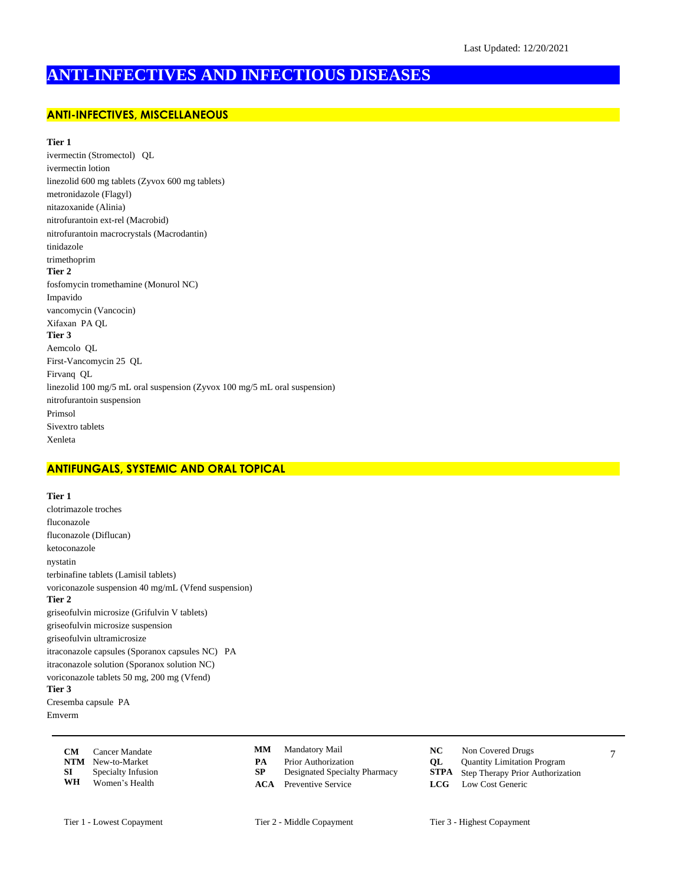Last Updated: 12/20/2021

# ANTI-INFECTIVES AND INFECTIOUS DISEASES

## ANTI-INFECTIVES, MISCELLANEOUS

**Tier 1**

ivermectin (Stromectol) QL
ivermectin lotion
linezolid 600 mg tablets (Zyvox 600 mg tablets)
metronidazole (Flagyl)
nitazoxanide (Alinia)
nitrofurantoin ext-rel (Macrobid)
nitrofurantoin macrocrystals (Macrodantin)
tinidazole
trimethoprim

**Tier 2**

fosfomycin tromethamine (Monurol NC)
Impavido
vancomycin (Vancocin)
Xifaxan PA QL

**Tier 3**

Aemcolo QL
First-Vancomycin 25 QL
Firvanq QL
linezolid 100 mg/5 mL oral suspension (Zyvox 100 mg/5 mL oral suspension)
nitrofurantoin suspension
Primsol
Sivextro tablets
Xenleta

## ANTIFUNGALS, SYSTEMIC AND ORAL TOPICAL

**Tier 1**

clotrimazole troches
fluconazole
fluconazole (Diflucan)
ketoconazole
nystatin
terbinafine tablets (Lamisil tablets)
voriconazole suspension 40 mg/mL (Vfend suspension)

**Tier 2**

griseofulvin microsize (Grifulvin V tablets)
griseofulvin microsize suspension
griseofulvin ultramicrosize
itraconazole capsules (Sporanox capsules NC) PA
itraconazole solution (Sporanox solution NC)
voriconazole tablets 50 mg, 200 mg (Vfend)

**Tier 3**

Cresemba capsule PA
Emverm

| | | | | | |
|---|---|---|---|---|---|
| **CM** | Cancer Mandate | **MM** | Mandatory Mail | **NC** | Non Covered Drugs |
| **NTM** | New-to-Market | **PA** | Prior Authorization | **QL** | Quantity Limitation Program |
| **SI** | Specialty Infusion | **SP** | Designated Specialty Pharmacy | **STPA** | Step Therapy Prior Authorization |
| **WH** | Women's Health | **ACA** | Preventive Service | **LCG** | Low Cost Generic |

Tier 1 - Lowest Copayment    Tier 2 - Middle Copayment    Tier 3 - Highest Copayment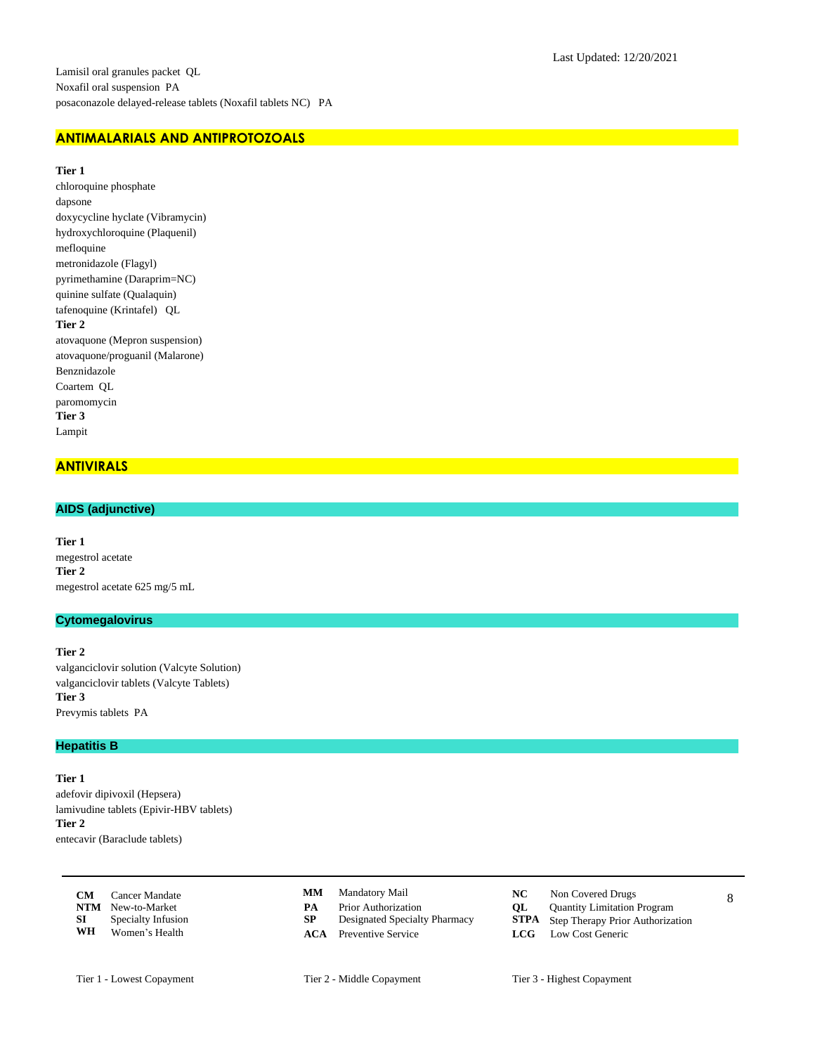Lamisil oral granules packet  QL
Noxafil oral suspension  PA
posaconazole delayed-release tablets (Noxafil tablets NC)  PA

## ANTIMALARIALS AND ANTIPROTOZOALS

**Tier 1**
chloroquine phosphate
dapsone
doxycycline hyclate (Vibramycin)
hydroxychloroquine (Plaquenil)
mefloquine
metronidazole (Flagyl)
pyrimethamine (Daraprim=NC)
quinine sulfate (Qualaquin)
tafenoquine (Krintafel)  QL
**Tier 2**
atovaquone (Mepron suspension)
atovaquone/proguanil (Malarone)
Benznidazole
Coartem  QL
paromomycin
**Tier 3**
Lampit

## ANTIVIRALS

### AIDS (adjunctive)

**Tier 1**
megestrol acetate
**Tier 2**
megestrol acetate 625 mg/5 mL

### Cytomegalovirus

**Tier 2**
valganciclovir solution (Valcyte Solution)
valganciclovir tablets (Valcyte Tablets)
**Tier 3**
Prevymis tablets  PA

### Hepatitis B

**Tier 1**
adefovir dipivoxil (Hepsera)
lamivudine tablets (Epivir-HBV tablets)
**Tier 2**
entecavir (Baraclude tablets)

| | | | | | |
|---|---|---|---|---|---|
| **CM** | Cancer Mandate | **MM** | Mandatory Mail | **NC** | Non Covered Drugs |
| **NTM** | New-to-Market | **PA** | Prior Authorization | **QL** | Quantity Limitation Program |
| **SI** | Specialty Infusion | **SP** | Designated Specialty Pharmacy | **STPA** | Step Therapy Prior Authorization |
| **WH** | Women's Health | **ACA** | Preventive Service | **LCG** | Low Cost Generic |

Tier 1 - Lowest Copayment    Tier 2 - Middle Copayment    Tier 3 - Highest Copayment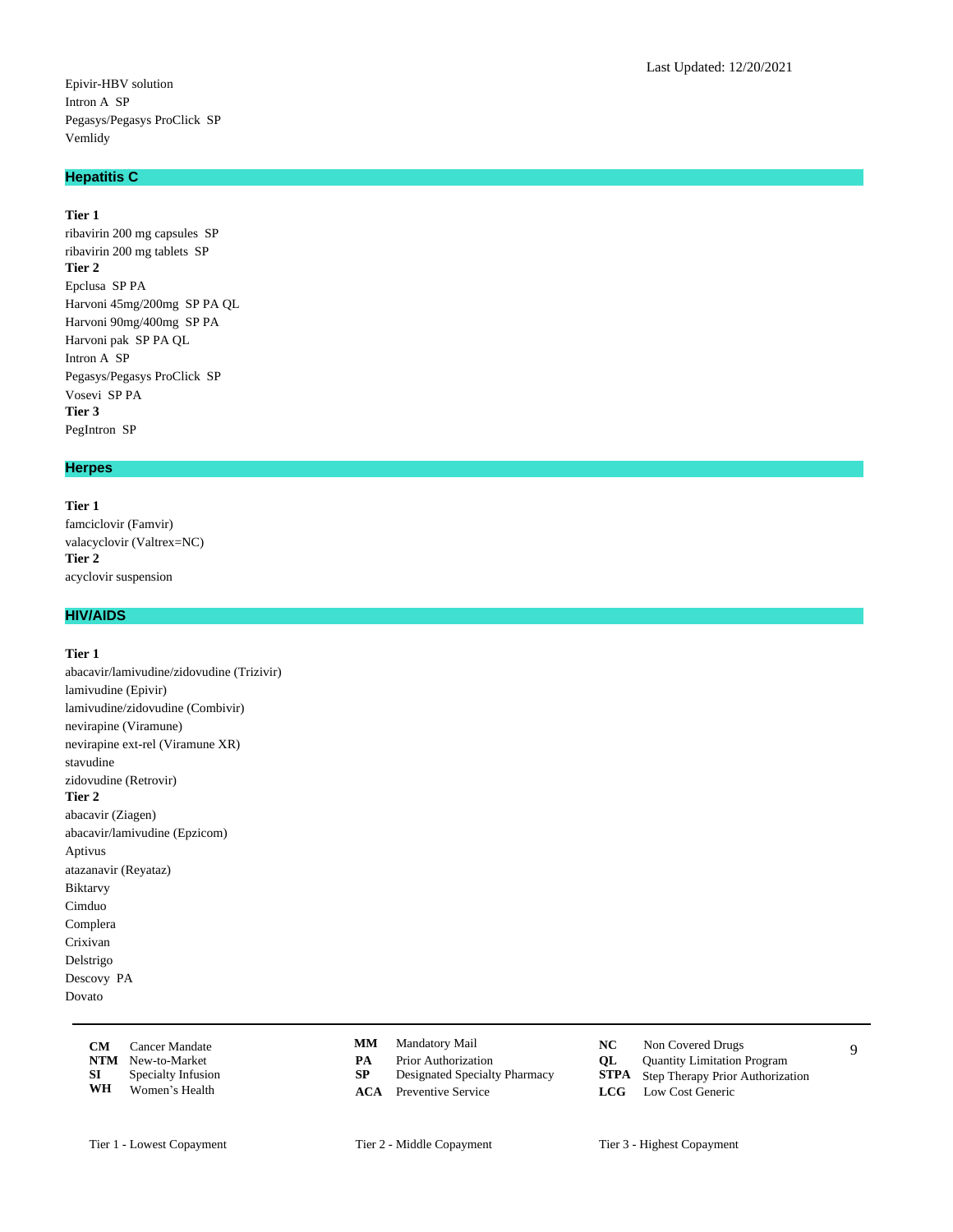Epivir-HBV solution
Intron A  SP
Pegasys/Pegasys ProClick  SP
Vemlidy

## Hepatitis C

**Tier 1**
ribavirin 200 mg capsules  SP
ribavirin 200 mg tablets  SP
**Tier 2**
Epclusa  SP PA
Harvoni 45mg/200mg  SP PA QL
Harvoni 90mg/400mg  SP PA
Harvoni pak  SP PA QL
Intron A  SP
Pegasys/Pegasys ProClick  SP
Vosevi  SP PA
**Tier 3**
PegIntron  SP

## Herpes

**Tier 1**
famciclovir (Famvir)
valacyclovir (Valtrex=NC)
**Tier 2**
acyclovir suspension

## HIV/AIDS

**Tier 1**
abacavir/lamivudine/zidovudine (Trizivir)
lamivudine (Epivir)
lamivudine/zidovudine (Combivir)
nevirapine (Viramune)
nevirapine ext-rel (Viramune XR)
stavudine
zidovudine (Retrovir)
**Tier 2**
abacavir (Ziagen)
abacavir/lamivudine (Epzicom)
Aptivus
atazanavir (Reyataz)
Biktarvy
Cimduo
Complera
Crixivan
Delstrigo
Descovy  PA
Dovato

| | | | | | |
|---|---|---|---|---|---|
| **CM** Cancer Mandate | | **MM** Mandatory Mail | | **NC** Non Covered Drugs | |
| **NTM** New-to-Market | | **PA** Prior Authorization | | **QL** Quantity Limitation Program | |
| **SI** Specialty Infusion | | **SP** Designated Specialty Pharmacy | | **STPA** Step Therapy Prior Authorization | |
| **WH** Women's Health | | **ACA** Preventive Service | | **LCG** Low Cost Generic | |

Tier 1 - Lowest Copayment    Tier 2 - Middle Copayment    Tier 3 - Highest Copayment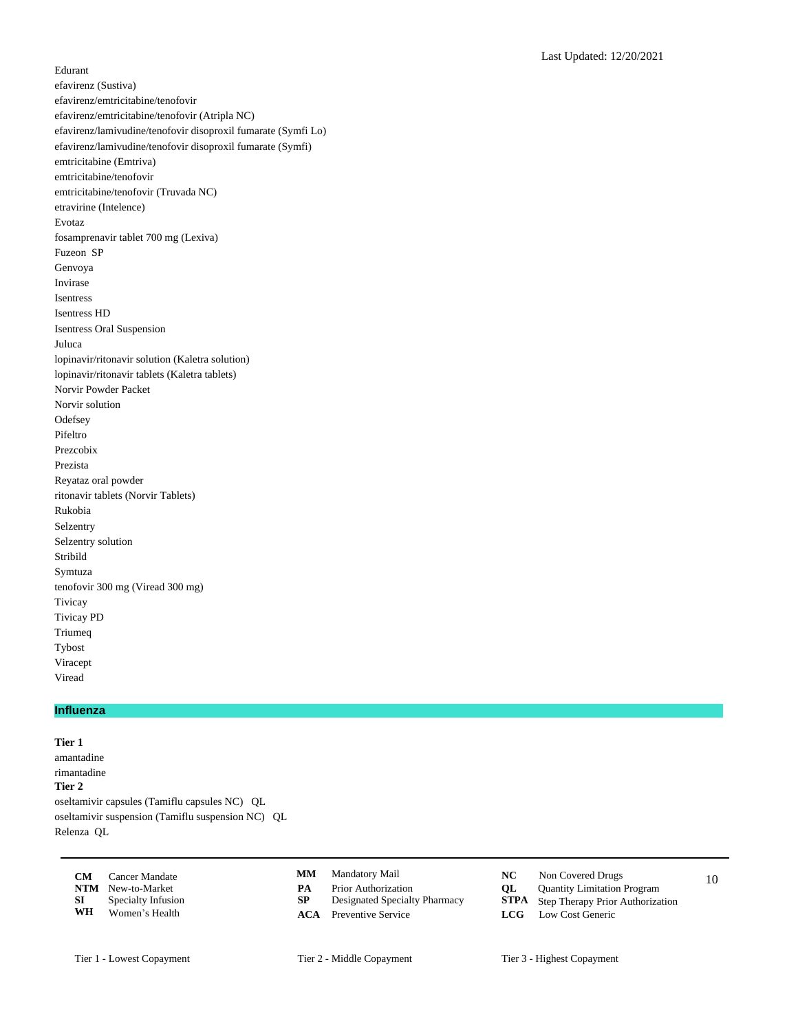Edurant
efavirenz (Sustiva)
efavirenz/emtricitabine/tenofovir
efavirenz/emtricitabine/tenofovir (Atripla NC)
efavirenz/lamivudine/tenofovir disoproxil fumarate (Symfi Lo)
efavirenz/lamivudine/tenofovir disoproxil fumarate (Symfi)
emtricitabine (Emtriva)
emtricitabine/tenofovir
emtricitabine/tenofovir (Truvada NC)
etravirine (Intelence)
Evotaz
fosamprenavir tablet 700 mg (Lexiva)
Fuzeon SP
Genvoya
Invirase
Isentress
Isentress HD
Isentress Oral Suspension
Juluca
lopinavir/ritonavir solution (Kaletra solution)
lopinavir/ritonavir tablets (Kaletra tablets)
Norvir Powder Packet
Norvir solution
Odefsey
Pifeltro
Prezcobix
Prezista
Reyataz oral powder
ritonavir tablets (Norvir Tablets)
Rukobia
Selzentry
Selzentry solution
Stribild
Symtuza
tenofovir 300 mg (Viread 300 mg)
Tivicay
Tivicay PD
Triumeq
Tybost
Viracept
Viread

## Influenza

**Tier 1**
amantadine
rimantadine
**Tier 2**
oseltamivir capsules (Tamiflu capsules NC) QL
oseltamivir suspension (Tamiflu suspension NC) QL
Relenza QL

| | | | | | |
|---|---|---|---|---|---|
| **CM** | Cancer Mandate | **MM** | Mandatory Mail | **NC** | Non Covered Drugs |
| **NTM** | New-to-Market | **PA** | Prior Authorization | **QL** | Quantity Limitation Program |
| **SI** | Specialty Infusion | **SP** | Designated Specialty Pharmacy | **STPA** | Step Therapy Prior Authorization |
| **WH** | Women's Health | **ACA** | Preventive Service | **LCG** | Low Cost Generic |

Tier 1 - Lowest Copayment     Tier 2 - Middle Copayment     Tier 3 - Highest Copayment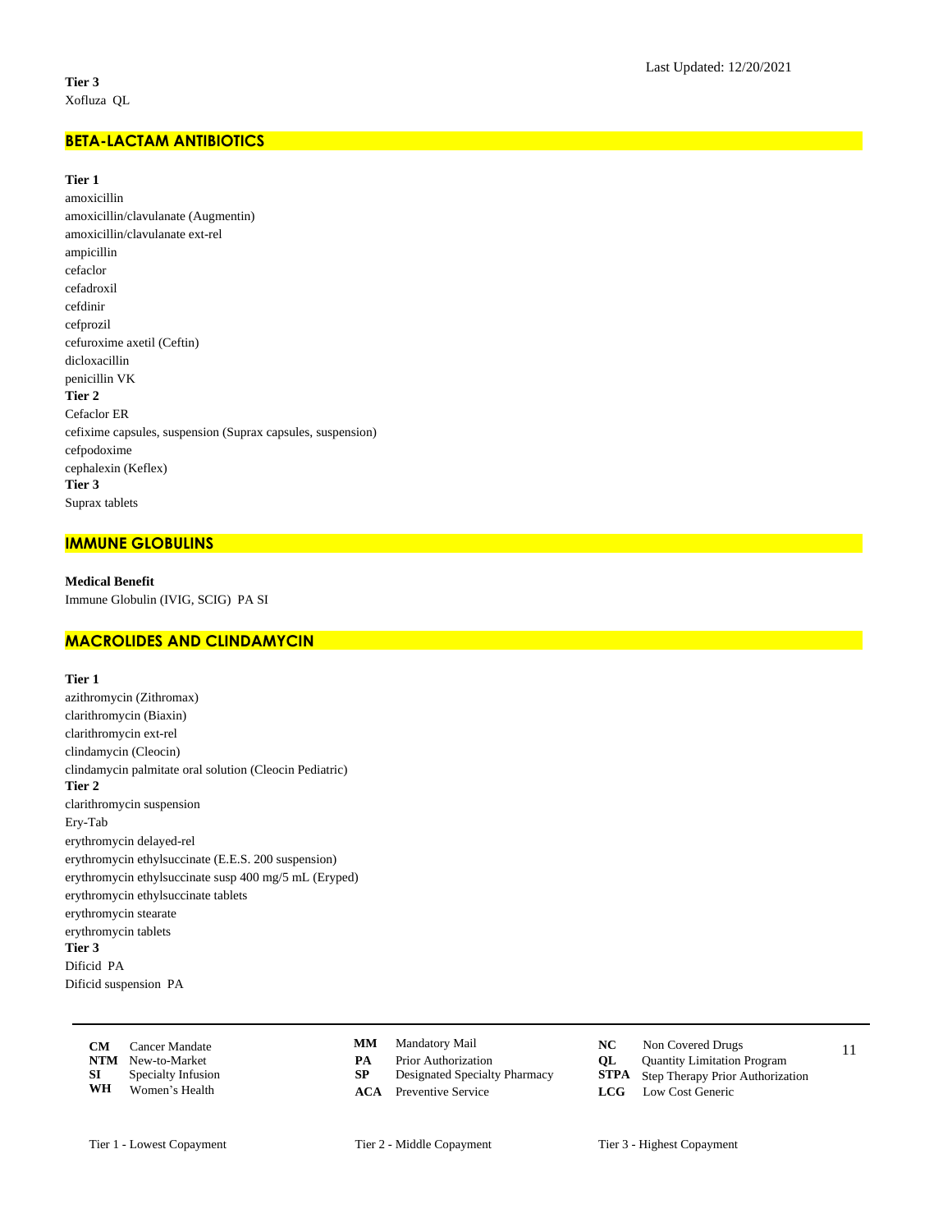**Tier 3**
Xofluza QL

## BETA-LACTAM ANTIBIOTICS

**Tier 1**
amoxicillin
amoxicillin/clavulanate (Augmentin)
amoxicillin/clavulanate ext-rel
ampicillin
cefaclor
cefadroxil
cefdinir
cefprozil
cefuroxime axetil (Ceftin)
dicloxacillin
penicillin VK
**Tier 2**
Cefaclor ER
cefixime capsules, suspension (Suprax capsules, suspension)
cefpodoxime
cephalexin (Keflex)
**Tier 3**
Suprax tablets

## IMMUNE GLOBULINS

**Medical Benefit**
Immune Globulin (IVIG, SCIG) PA SI

## MACROLIDES AND CLINDAMYCIN

**Tier 1**
azithromycin (Zithromax)
clarithromycin (Biaxin)
clarithromycin ext-rel
clindamycin (Cleocin)
clindamycin palmitate oral solution (Cleocin Pediatric)
**Tier 2**
clarithromycin suspension
Ery-Tab
erythromycin delayed-rel
erythromycin ethylsuccinate (E.E.S. 200 suspension)
erythromycin ethylsuccinate susp 400 mg/5 mL (Eryped)
erythromycin ethylsuccinate tablets
erythromycin stearate
erythromycin tablets
**Tier 3**
Dificid PA
Dificid suspension PA

| | | | | | |
|---|---|---|---|---|---|
| **CM** Cancer Mandate | | **MM** Mandatory Mail | | **NC** Non Covered Drugs | |
| **NTM** New-to-Market | | **PA** Prior Authorization | | **QL** Quantity Limitation Program | |
| **SI** Specialty Infusion | | **SP** Designated Specialty Pharmacy | | **STPA** Step Therapy Prior Authorization | |
| **WH** Women's Health | | **ACA** Preventive Service | | **LCG** Low Cost Generic | |

Tier 1 - Lowest Copayment | Tier 2 - Middle Copayment | Tier 3 - Highest Copayment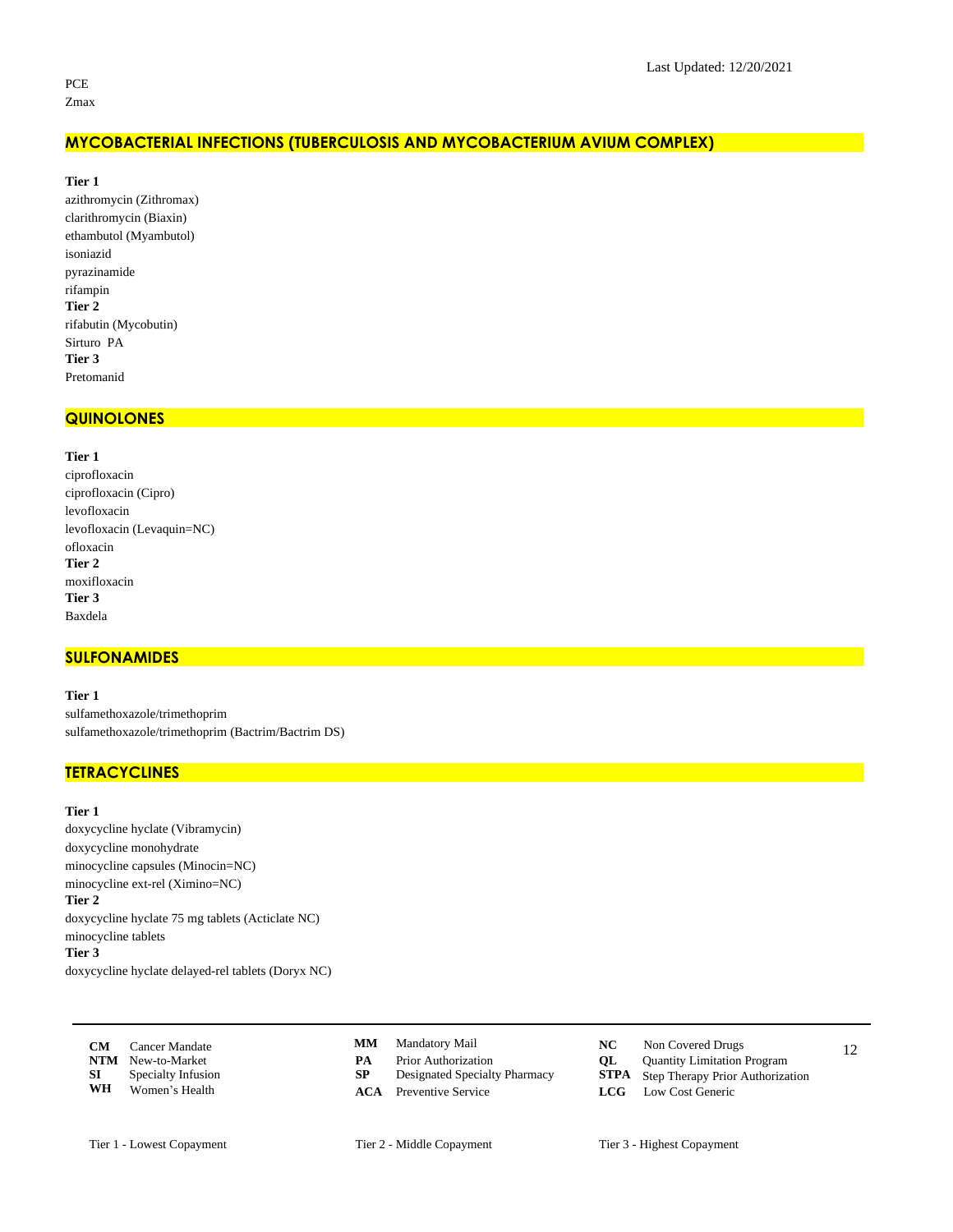PCE
Zmax

## MYCOBACTERIAL INFECTIONS (TUBERCULOSIS AND MYCOBACTERIUM AVIUM COMPLEX)

**Tier 1**
azithromycin (Zithromax)
clarithromycin (Biaxin)
ethambutol (Myambutol)
isoniazid
pyrazinamide
rifampin
**Tier 2**
rifabutin (Mycobutin)
Sirturo PA
**Tier 3**
Pretomanid

## QUINOLONES

**Tier 1**
ciprofloxacin
ciprofloxacin (Cipro)
levofloxacin
levofloxacin (Levaquin=NC)
ofloxacin
**Tier 2**
moxifloxacin
**Tier 3**
Baxdela

## SULFONAMIDES

**Tier 1**
sulfamethoxazole/trimethoprim
sulfamethoxazole/trimethoprim (Bactrim/Bactrim DS)

## TETRACYCLINES

**Tier 1**
doxycycline hyclate (Vibramycin)
doxycycline monohydrate
minocycline capsules (Minocin=NC)
minocycline ext-rel (Ximino=NC)
**Tier 2**
doxycycline hyclate 75 mg tablets (Acticlate NC)
minocycline tablets
**Tier 3**
doxycycline hyclate delayed-rel tablets (Doryx NC)

| | | | | | |
|---|---|---|---|---|---|
| **CM** | Cancer Mandate | **MM** | Mandatory Mail | **NC** | Non Covered Drugs |
| **NTM** | New-to-Market | **PA** | Prior Authorization | **QL** | Quantity Limitation Program |
| **SI** | Specialty Infusion | **SP** | Designated Specialty Pharmacy | **STPA** | Step Therapy Prior Authorization |
| **WH** | Women's Health | **ACA** | Preventive Service | **LCG** | Low Cost Generic |

Tier 1 - Lowest Copayment  Tier 2 - Middle Copayment  Tier 3 - Highest Copayment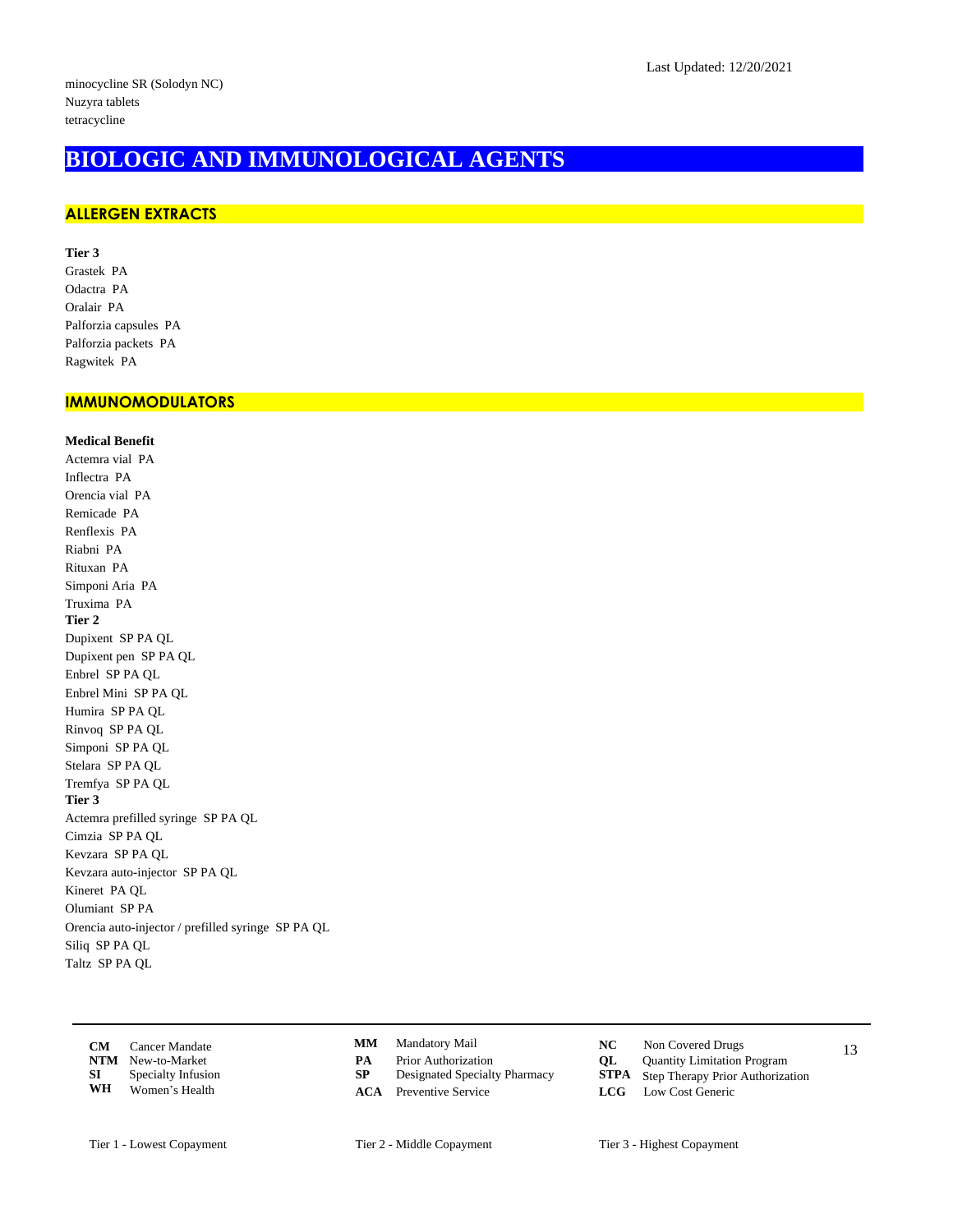minocycline SR (Solodyn NC)
Nuzyra tablets
tetracycline

# BIOLOGIC AND IMMUNOLOGICAL AGENTS

## ALLERGEN EXTRACTS

**Tier 3**
Grastek PA
Odactra PA
Oralair PA
Palforzia capsules PA
Palforzia packets PA
Ragwitek PA

## IMMUNOMODULATORS

**Medical Benefit**
Actemra vial PA
Inflectra PA
Orencia vial PA
Remicade PA
Renflexis PA
Riabni PA
Rituxan PA
Simponi Aria PA
Truxima PA

**Tier 2**
Dupixent SP PA QL
Dupixent pen SP PA QL
Enbrel SP PA QL
Enbrel Mini SP PA QL
Humira SP PA QL
Rinvoq SP PA QL
Simponi SP PA QL
Stelara SP PA QL
Tremfya SP PA QL

**Tier 3**
Actemra prefilled syringe SP PA QL
Cimzia SP PA QL
Kevzara SP PA QL
Kevzara auto-injector SP PA QL
Kineret PA QL
Olumiant SP PA
Orencia auto-injector / prefilled syringe SP PA QL
Siliq SP PA QL
Taltz SP PA QL

| | | | | | |
|---|---|---|---|---|---|
| **CM** Cancer Mandate | | **MM** Mandatory Mail | | **NC** Non Covered Drugs | |
| **NTM** New-to-Market | | **PA** Prior Authorization | | **QL** Quantity Limitation Program | |
| **SI** Specialty Infusion | | **SP** Designated Specialty Pharmacy | | **STPA** Step Therapy Prior Authorization | |
| **WH** Women's Health | | **ACA** Preventive Service | | **LCG** Low Cost Generic | |

Tier 1 - Lowest Copayment    Tier 2 - Middle Copayment    Tier 3 - Highest Copayment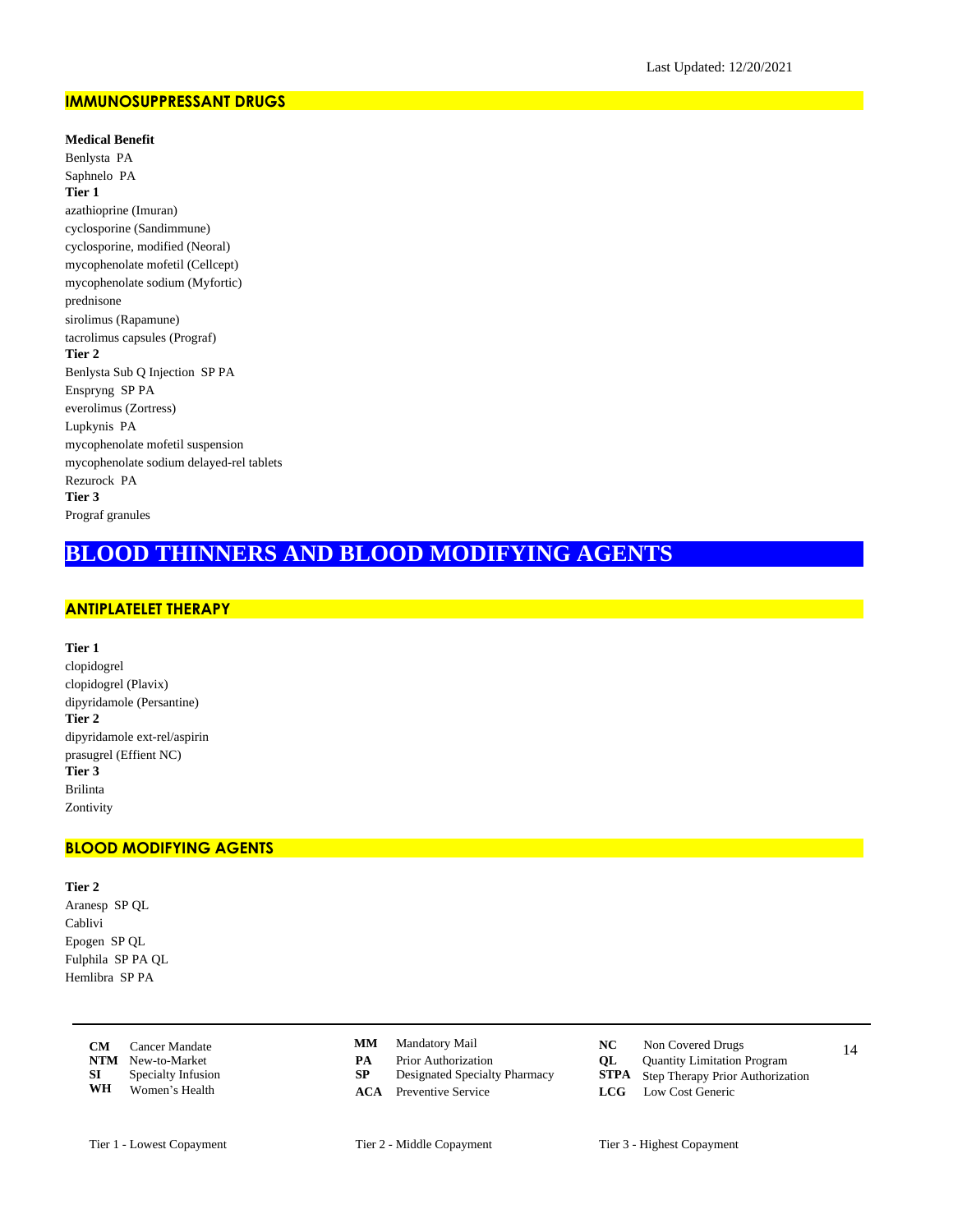## IMMUNOSUPPRESSANT DRUGS

**Medical Benefit**

Benlysta PA
Saphnelo PA

**Tier 1**

azathioprine (Imuran)
cyclosporine (Sandimmune)
cyclosporine, modified (Neoral)
mycophenolate mofetil (Cellcept)
mycophenolate sodium (Myfortic)
prednisone
sirolimus (Rapamune)
tacrolimus capsules (Prograf)

**Tier 2**

Benlysta Sub Q Injection SP PA
Enspryng SP PA
everolimus (Zortress)
Lupkynis PA
mycophenolate mofetil suspension
mycophenolate sodium delayed-rel tablets
Rezurock PA

**Tier 3**

Prograf granules

# BLOOD THINNERS AND BLOOD MODIFYING AGENTS

## ANTIPLATELET THERAPY

**Tier 1**

clopidogrel
clopidogrel (Plavix)
dipyridamole (Persantine)

**Tier 2**

dipyridamole ext-rel/aspirin
prasugrel (Effient NC)

**Tier 3**

Brilinta
Zontivity

## BLOOD MODIFYING AGENTS

**Tier 2**

Aranesp SP QL
Cablivi
Epogen SP QL
Fulphila SP PA QL
Hemlibra SP PA

| | | | | | |
|---|---|---|---|---|---|
| **CM** | Cancer Mandate | **MM** | Mandatory Mail | **NC** | Non Covered Drugs |
| **NTM** | New-to-Market | **PA** | Prior Authorization | **QL** | Quantity Limitation Program |
| **SI** | Specialty Infusion | **SP** | Designated Specialty Pharmacy | **STPA** | Step Therapy Prior Authorization |
| **WH** | Women's Health | **ACA** | Preventive Service | **LCG** | Low Cost Generic |

Tier 1 - Lowest Copayment    Tier 2 - Middle Copayment    Tier 3 - Highest Copayment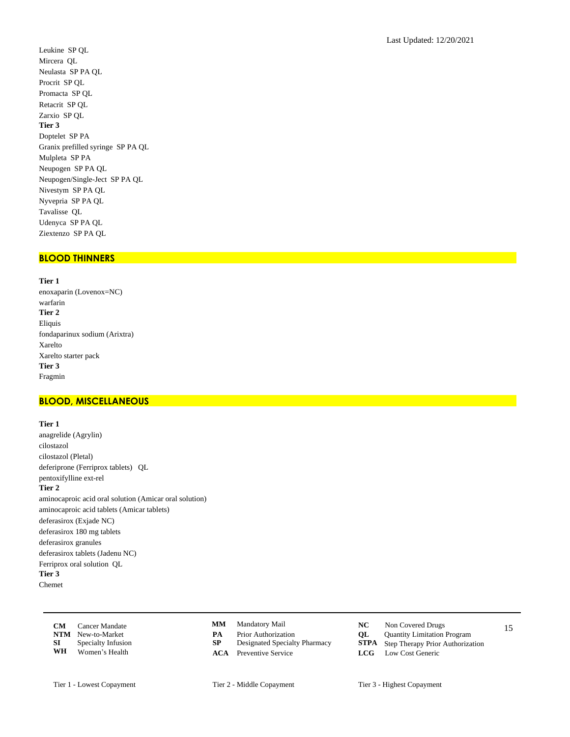Leukine SP QL
Mircera QL
Neulasta SP PA QL
Procrit SP QL
Promacta SP QL
Retacrit SP QL
Zarxio SP QL

**Tier 3**

Doptelet SP PA
Granix prefilled syringe SP PA QL
Mulpleta SP PA
Neupogen SP PA QL
Neupogen/Single-Ject SP PA QL
Nivestym SP PA QL
Nyvepria SP PA QL
Tavalisse QL
Udenyca SP PA QL
Ziextenzo SP PA QL

## BLOOD THINNERS

**Tier 1**

enoxaparin (Lovenox=NC)
warfarin

**Tier 2**

Eliquis
fondaparinux sodium (Arixtra)
Xarelto
Xarelto starter pack

**Tier 3**

Fragmin

## BLOOD, MISCELLANEOUS

**Tier 1**

anagrelide (Agrylin)
cilostazol
cilostazol (Pletal)
deferiprone (Ferriprox tablets) QL
pentoxifylline ext-rel

**Tier 2**

aminocaproic acid oral solution (Amicar oral solution)
aminocaproic acid tablets (Amicar tablets)
deferasirox (Exjade NC)
deferasirox 180 mg tablets
deferasirox granules
deferasirox tablets (Jadenu NC)
Ferriprox oral solution QL

**Tier 3**

Chemet

| | | | | | |
|---|---|---|---|---|---|
| **CM** | Cancer Mandate | **MM** | Mandatory Mail | **NC** | Non Covered Drugs |
| **NTM** | New-to-Market | **PA** | Prior Authorization | **QL** | Quantity Limitation Program |
| **SI** | Specialty Infusion | **SP** | Designated Specialty Pharmacy | **STPA** | Step Therapy Prior Authorization |
| **WH** | Women's Health | **ACA** | Preventive Service | **LCG** | Low Cost Generic |

Tier 1 - Lowest Copayment    Tier 2 - Middle Copayment    Tier 3 - Highest Copayment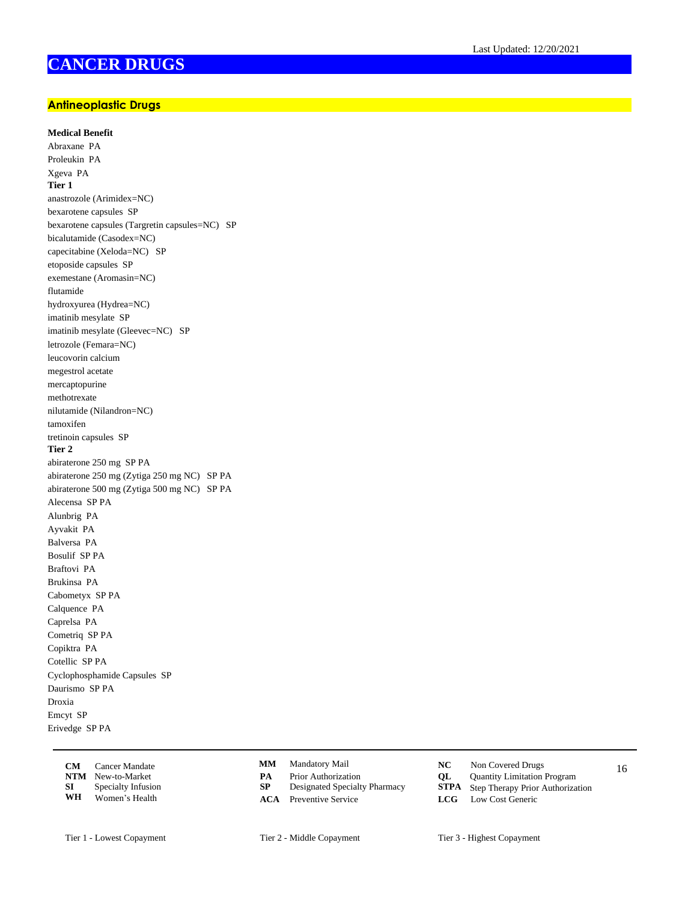Last Updated: 12/20/2021

# CANCER DRUGS

## Antineoplastic Drugs

**Medical Benefit**

Abraxane PA
Proleukin PA
Xgeva PA

**Tier 1**

anastrozole (Arimidex=NC)
bexarotene capsules SP
bexarotene capsules (Targretin capsules=NC) SP
bicalutamide (Casodex=NC)
capecitabine (Xeloda=NC) SP
etoposide capsules SP
exemestane (Aromasin=NC)
flutamide
hydroxyurea (Hydrea=NC)
imatinib mesylate SP
imatinib mesylate (Gleevec=NC) SP
letrozole (Femara=NC)
leucovorin calcium
megestrol acetate
mercaptopurine
methotrexate
nilutamide (Nilandron=NC)
tamoxifen
tretinoin capsules SP

**Tier 2**

abiraterone 250 mg SP PA
abiraterone 250 mg (Zytiga 250 mg NC) SP PA
abiraterone 500 mg (Zytiga 500 mg NC) SP PA
Alecensa SP PA
Alunbrig PA
Ayvakit PA
Balversa PA
Bosulif SP PA
Braftovi PA
Brukinsa PA
Cabometyx SP PA
Calquence PA
Caprelsa PA
Cometriq SP PA
Copiktra PA
Cotellic SP PA
Cyclophosphamide Capsules SP
Daurismo SP PA
Droxia
Emcyt SP
Erivedge SP PA

| | | | | | |
|---|---|---|---|---|---|
| **CM** | Cancer Mandate | **MM** | Mandatory Mail | **NC** | Non Covered Drugs |
| **NTM** | New-to-Market | **PA** | Prior Authorization | **QL** | Quantity Limitation Program |
| **SI** | Specialty Infusion | **SP** | Designated Specialty Pharmacy | **STPA** | Step Therapy Prior Authorization |
| **WH** | Women's Health | **ACA** | Preventive Service | **LCG** | Low Cost Generic |

Tier 1 - Lowest Copayment    Tier 2 - Middle Copayment    Tier 3 - Highest Copayment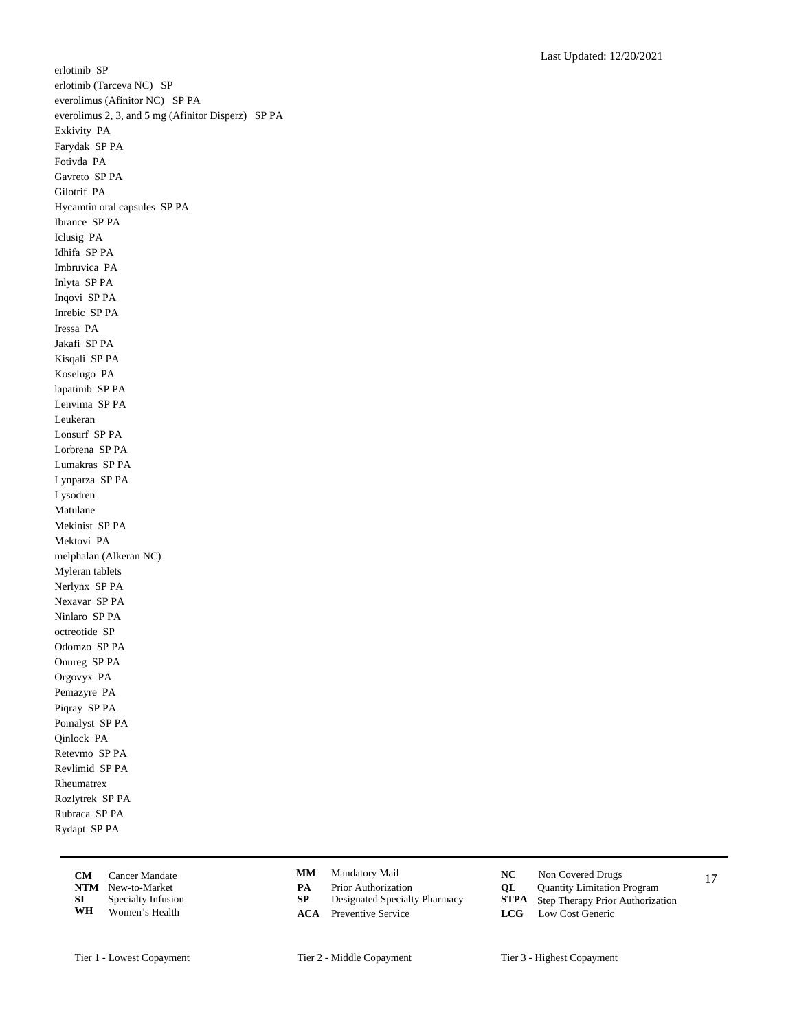erlotinib SP
erlotinib (Tarceva NC) SP
everolimus (Afinitor NC) SP PA
everolimus 2, 3, and 5 mg (Afinitor Disperz) SP PA
Exkivity PA
Farydak SP PA
Fotivda PA
Gavreto SP PA
Gilotrif PA
Hycamtin oral capsules SP PA
Ibrance SP PA
Iclusig PA
Idhifa SP PA
Imbruvica PA
Inlyta SP PA
Inqovi SP PA
Inrebic SP PA
Iressa PA
Jakafi SP PA
Kisqali SP PA
Koselugo PA
lapatinib SP PA
Lenvima SP PA
Leukeran
Lonsurf SP PA
Lorbrena SP PA
Lumakras SP PA
Lynparza SP PA
Lysodren
Matulane
Mekinist SP PA
Mektovi PA
melphalan (Alkeran NC)
Myleran tablets
Nerlynx SP PA
Nexavar SP PA
Ninlaro SP PA
octreotide SP
Odomzo SP PA
Onureg SP PA
Orgovyx PA
Pemazyre PA
Piqray SP PA
Pomalyst SP PA
Qinlock PA
Retevmo SP PA
Revlimid SP PA
Rheumatrex
Rozlytrek SP PA
Rubraca SP PA
Rydapt SP PA

| | | | | | |
|---|---|---|---|---|---|
| **CM** Cancer Mandate | **NTM** New-to-Market | **MM** Mandatory Mail | **PA** Prior Authorization | **NC** Non Covered Drugs | **QL** Quantity Limitation Program |
| **SI** Specialty Infusion | **WH** Women's Health | **SP** Designated Specialty Pharmacy | **ACA** Preventive Service | **STPA** Step Therapy Prior Authorization | **LCG** Low Cost Generic |

Tier 1 - Lowest Copayment    Tier 2 - Middle Copayment    Tier 3 - Highest Copayment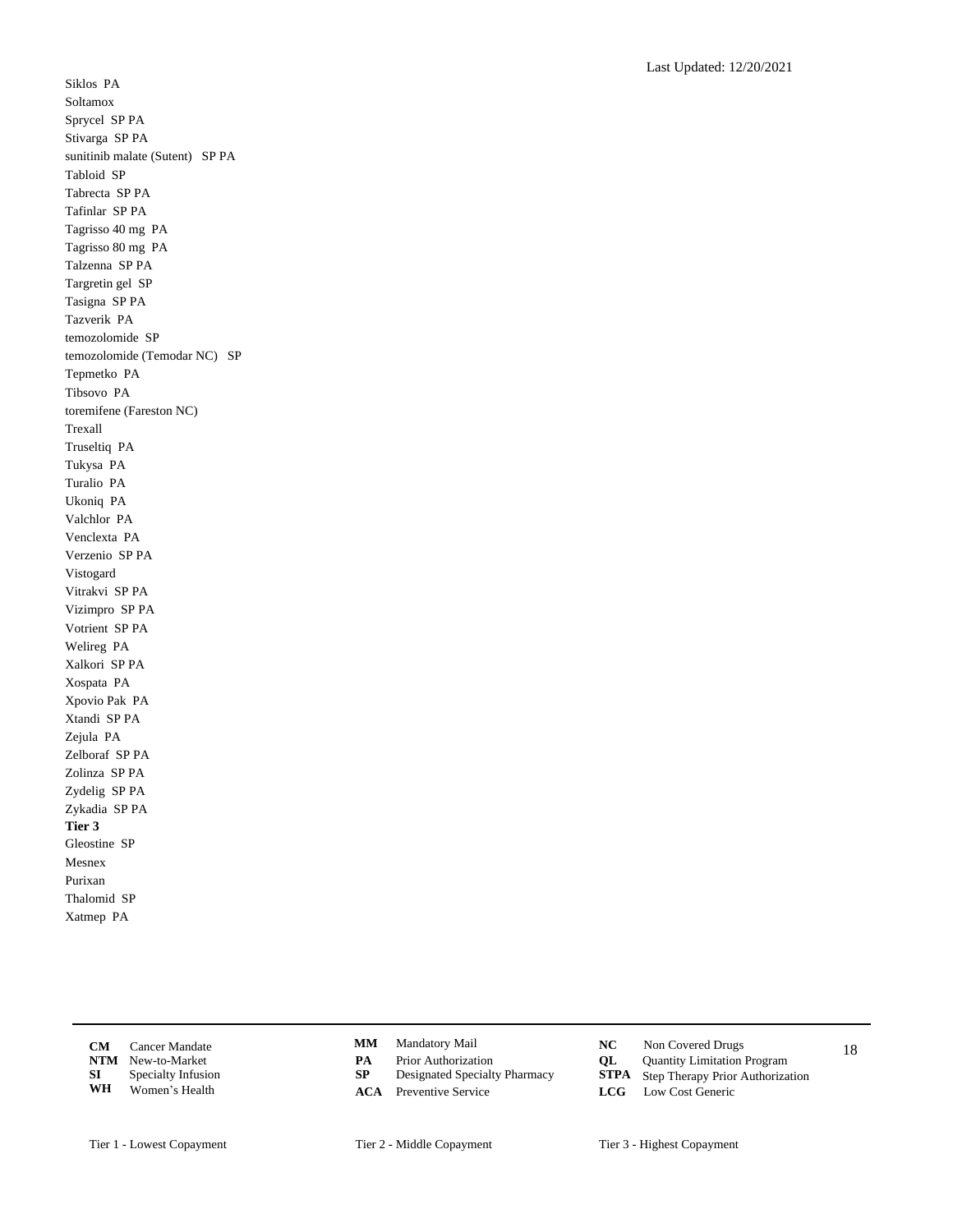Siklos PA
Soltamox
Sprycel SP PA
Stivarga SP PA
sunitinib malate (Sutent) SP PA
Tabloid SP
Tabrecta SP PA
Tafinlar SP PA
Tagrisso 40 mg PA
Tagrisso 80 mg PA
Talzenna SP PA
Targretin gel SP
Tasigna SP PA
Tazverik PA
temozolomide SP
temozolomide (Temodar NC) SP
Tepmetko PA
Tibsovo PA
toremifene (Fareston NC)
Trexall
Truseltiq PA
Tukysa PA
Turalio PA
Ukoniq PA
Valchlor PA
Venclexta PA
Verzenio SP PA
Vistogard
Vitrakvi SP PA
Vizimpro SP PA
Votrient SP PA
Welireg PA
Xalkori SP PA
Xospata PA
Xpovio Pak PA
Xtandi SP PA
Zejula PA
Zelboraf SP PA
Zolinza SP PA
Zydelig SP PA
Zykadia SP PA

**Tier 3**

Gleostine SP
Mesnex
Purixan
Thalomid SP
Xatmep PA

| | | | | | |
|---|---|---|---|---|---|
| **CM** Cancer Mandate | | **MM** Mandatory Mail | | **NC** Non Covered Drugs | |
| **NTM** New-to-Market | | **PA** Prior Authorization | | **QL** Quantity Limitation Program | |
| **SI** Specialty Infusion | | **SP** Designated Specialty Pharmacy | | **STPA** Step Therapy Prior Authorization | |
| **WH** Women's Health | | **ACA** Preventive Service | | **LCG** Low Cost Generic | |

Tier 1 - Lowest Copayment  Tier 2 - Middle Copayment  Tier 3 - Highest Copayment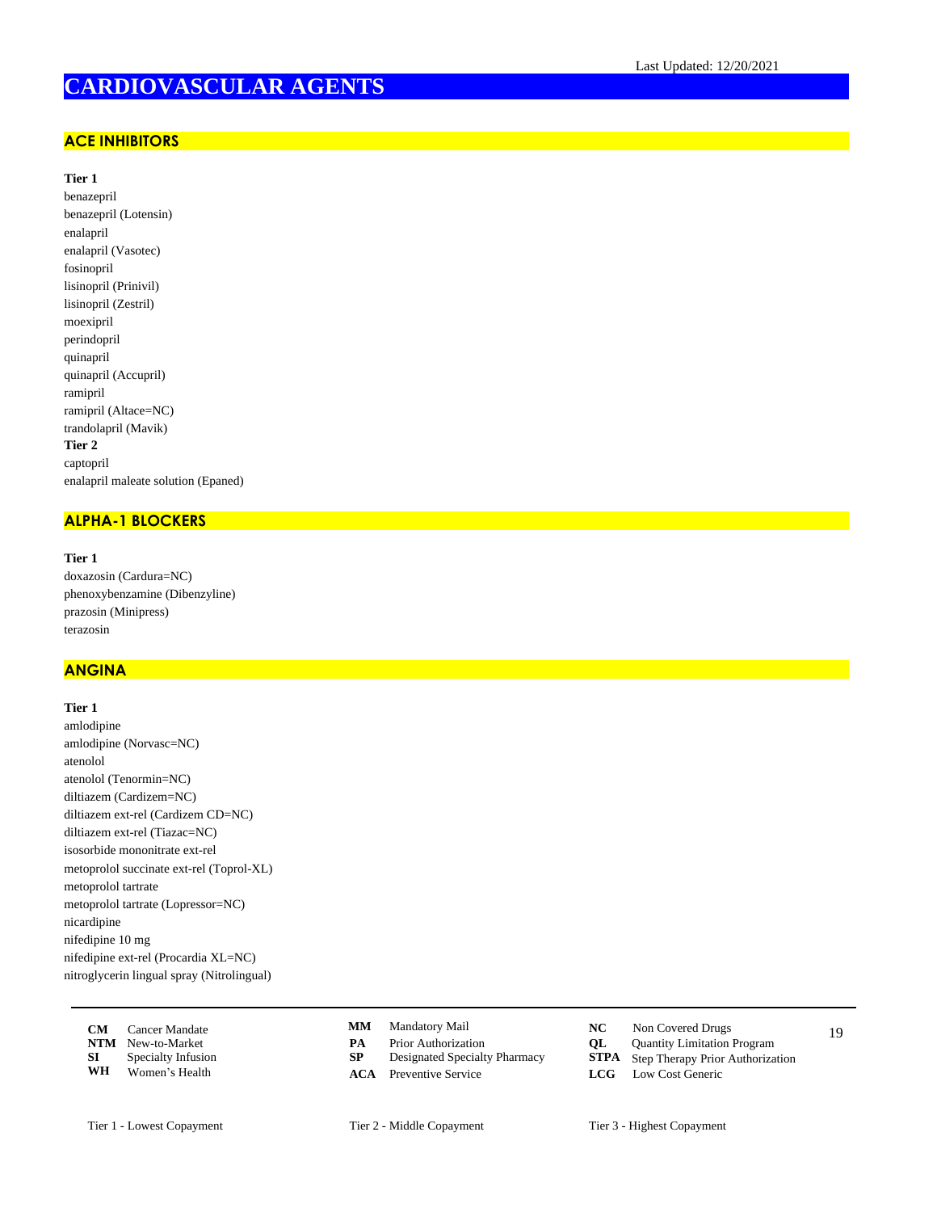Last Updated: 12/20/2021

# CARDIOVASCULAR AGENTS

## ACE INHIBITORS

**Tier 1**

benazepril
benazepril (Lotensin)
enalapril
enalapril (Vasotec)
fosinopril
lisinopril (Prinivil)
lisinopril (Zestril)
moexipril
perindopril
quinapril
quinapril (Accupril)
ramipril
ramipril (Altace=NC)
trandolapril (Mavik)

**Tier 2**

captopril
enalapril maleate solution (Epaned)

## ALPHA-1 BLOCKERS

**Tier 1**

doxazosin (Cardura=NC)
phenoxybenzamine (Dibenzyline)
prazosin (Minipress)
terazosin

## ANGINA

**Tier 1**

amlodipine
amlodipine (Norvasc=NC)
atenolol
atenolol (Tenormin=NC)
diltiazem (Cardizem=NC)
diltiazem ext-rel (Cardizem CD=NC)
diltiazem ext-rel (Tiazac=NC)
isosorbide mononitrate ext-rel
metoprolol succinate ext-rel (Toprol-XL)
metoprolol tartrate
metoprolol tartrate (Lopressor=NC)
nicardipine
nifedipine 10 mg
nifedipine ext-rel (Procardia XL=NC)
nitroglycerin lingual spray (Nitrolingual)

| | | | | | |
|---|---|---|---|---|---|
| **CM** | Cancer Mandate | **MM** | Mandatory Mail | **NC** | Non Covered Drugs |
| **NTM** | New-to-Market | **PA** | Prior Authorization | **QL** | Quantity Limitation Program |
| **SI** | Specialty Infusion | **SP** | Designated Specialty Pharmacy | **STPA** | Step Therapy Prior Authorization |
| **WH** | Women's Health | **ACA** | Preventive Service | **LCG** | Low Cost Generic |

Tier 1 - Lowest Copayment    Tier 2 - Middle Copayment    Tier 3 - Highest Copayment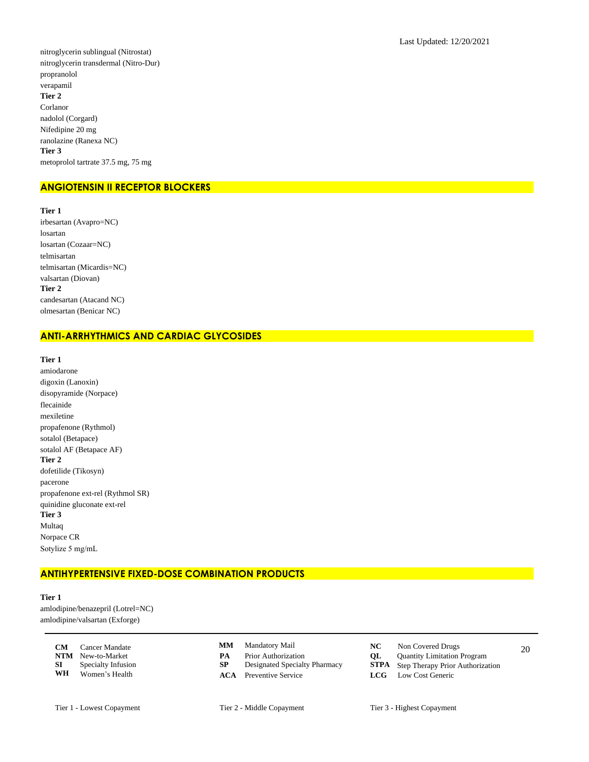nitroglycerin sublingual (Nitrostat)
nitroglycerin transdermal (Nitro-Dur)
propranolol
verapamil

**Tier 2**

Corlanor
nadolol (Corgard)
Nifedipine 20 mg
ranolazine (Ranexa NC)

**Tier 3**

metoprolol tartrate 37.5 mg, 75 mg

## ANGIOTENSIN II RECEPTOR BLOCKERS

**Tier 1**

irbesartan (Avapro=NC)
losartan
losartan (Cozaar=NC)
telmisartan
telmisartan (Micardis=NC)
valsartan (Diovan)

**Tier 2**

candesartan (Atacand NC)
olmesartan (Benicar NC)

## ANTI-ARRHYTHMICS AND CARDIAC GLYCOSIDES

**Tier 1**

amiodarone
digoxin (Lanoxin)
disopyramide (Norpace)
flecainide
mexiletine
propafenone (Rythmol)
sotalol (Betapace)
sotalol AF (Betapace AF)

**Tier 2**

dofetilide (Tikosyn)
pacerone
propafenone ext-rel (Rythmol SR)
quinidine gluconate ext-rel

**Tier 3**

Multaq
Norpace CR
Sotylize 5 mg/mL

## ANTIHYPERTENSIVE FIXED-DOSE COMBINATION PRODUCTS

**Tier 1**

amlodipine/benazepril (Lotrel=NC)
amlodipine/valsartan (Exforge)

---

| | | | | | |
|---|---|---|---|---|---|
| **CM** | Cancer Mandate | **MM** | Mandatory Mail | **NC** | Non Covered Drugs |
| **NTM** | New-to-Market | **PA** | Prior Authorization | **QL** | Quantity Limitation Program |
| **SI** | Specialty Infusion | **SP** | Designated Specialty Pharmacy | **STPA** | Step Therapy Prior Authorization |
| **WH** | Women's Health | **ACA** | Preventive Service | **LCG** | Low Cost Generic |

Tier 1 - Lowest Copayment    Tier 2 - Middle Copayment    Tier 3 - Highest Copayment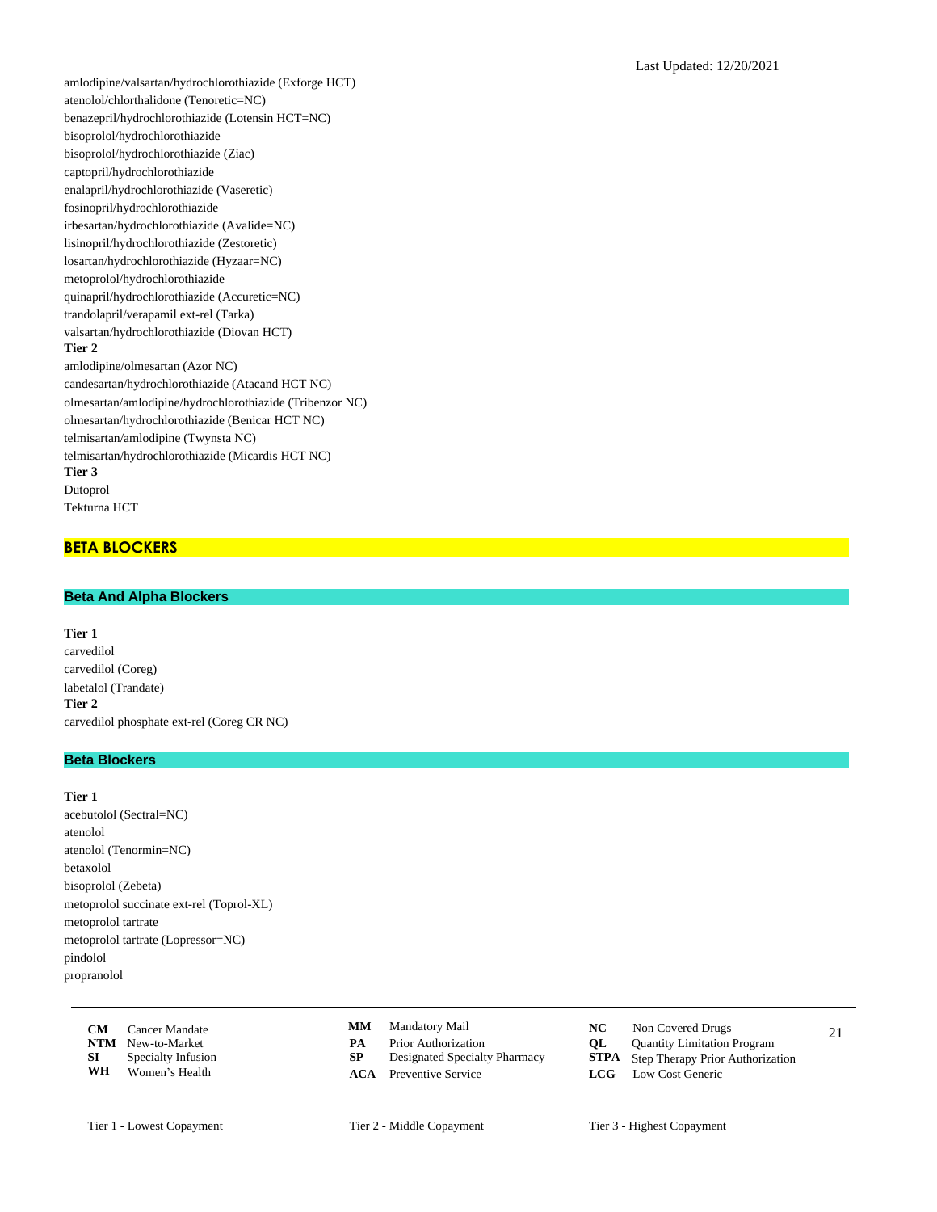amlodipine/valsartan/hydrochlorothiazide (Exforge HCT)
atenolol/chlorthalidone (Tenoretic=NC)
benazepril/hydrochlorothiazide (Lotensin HCT=NC)
bisoprolol/hydrochlorothiazide
bisoprolol/hydrochlorothiazide (Ziac)
captopril/hydrochlorothiazide
enalapril/hydrochlorothiazide (Vaseretic)
fosinopril/hydrochlorothiazide
irbesartan/hydrochlorothiazide (Avalide=NC)
lisinopril/hydrochlorothiazide (Zestoretic)
losartan/hydrochlorothiazide (Hyzaar=NC)
metoprolol/hydrochlorothiazide
quinapril/hydrochlorothiazide (Accuretic=NC)
trandolapril/verapamil ext-rel (Tarka)
valsartan/hydrochlorothiazide (Diovan HCT)

**Tier 2**

amlodipine/olmesartan (Azor NC)
candesartan/hydrochlorothiazide (Atacand HCT NC)
olmesartan/amlodipine/hydrochlorothiazide (Tribenzor NC)
olmesartan/hydrochlorothiazide (Benicar HCT NC)
telmisartan/amlodipine (Twynsta NC)
telmisartan/hydrochlorothiazide (Micardis HCT NC)

**Tier 3**

Dutoprol
Tekturna HCT

## BETA BLOCKERS

### Beta And Alpha Blockers

**Tier 1**

carvedilol
carvedilol (Coreg)
labetalol (Trandate)

**Tier 2**

carvedilol phosphate ext-rel (Coreg CR NC)

### Beta Blockers

**Tier 1**

acebutolol (Sectral=NC)
atenolol
atenolol (Tenormin=NC)
betaxolol
bisoprolol (Zebeta)
metoprolol succinate ext-rel (Toprol-XL)
metoprolol tartrate
metoprolol tartrate (Lopressor=NC)
pindolol
propranolol

| | | | | | |
|---|---|---|---|---|---|
| **CM** | Cancer Mandate | **MM** | Mandatory Mail | **NC** | Non Covered Drugs |
| **NTM** | New-to-Market | **PA** | Prior Authorization | **QL** | Quantity Limitation Program |
| **SI** | Specialty Infusion | **SP** | Designated Specialty Pharmacy | **STPA** | Step Therapy Prior Authorization |
| **WH** | Women's Health | **ACA** | Preventive Service | **LCG** | Low Cost Generic |

Tier 1 - Lowest Copayment    Tier 2 - Middle Copayment    Tier 3 - Highest Copayment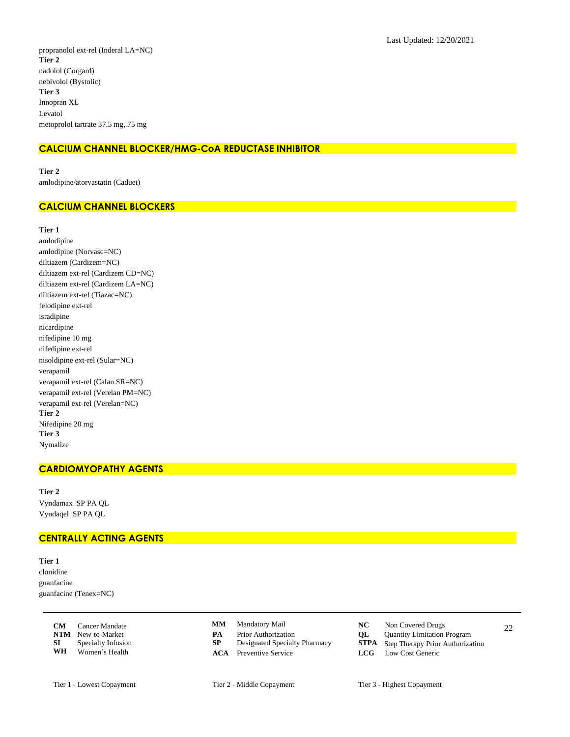propranolol ext-rel (Inderal LA=NC)

**Tier 2**

nadolol (Corgard)

nebivolol (Bystolic)

**Tier 3**

Innopran XL

Levatol

metoprolol tartrate 37.5 mg, 75 mg

## CALCIUM CHANNEL BLOCKER/HMG-CoA REDUCTASE INHIBITOR

**Tier 2**

amlodipine/atorvastatin (Caduet)

## CALCIUM CHANNEL BLOCKERS

**Tier 1**

amlodipine

amlodipine (Norvasc=NC)

diltiazem (Cardizem=NC)

diltiazem ext-rel (Cardizem CD=NC)

diltiazem ext-rel (Cardizem LA=NC)

diltiazem ext-rel (Tiazac=NC)

felodipine ext-rel

isradipine

nicardipine

nifedipine 10 mg

nifedipine ext-rel

nisoldipine ext-rel (Sular=NC)

verapamil

verapamil ext-rel (Calan SR=NC)

verapamil ext-rel (Verelan PM=NC)

verapamil ext-rel (Verelan=NC)

**Tier 2**

Nifedipine 20 mg

**Tier 3**

Nymalize

## CARDIOMYOPATHY AGENTS

**Tier 2**

Vyndamax SP PA QL

Vyndaqel SP PA QL

## CENTRALLY ACTING AGENTS

**Tier 1**

clonidine

guanfacine

guanfacine (Tenex=NC)

| | | | | | |
|---|---|---|---|---|---|
| **CM** Cancer Mandate | | **MM** Mandatory Mail | | **NC** Non Covered Drugs | |
| **NTM** New-to-Market | | **PA** Prior Authorization | | **QL** Quantity Limitation Program | |
| **SI** Specialty Infusion | | **SP** Designated Specialty Pharmacy | | **STPA** Step Therapy Prior Authorization | |
| **WH** Women's Health | | **ACA** Preventive Service | | **LCG** Low Cost Generic | |

Tier 1 - Lowest Copayment    Tier 2 - Middle Copayment    Tier 3 - Highest Copayment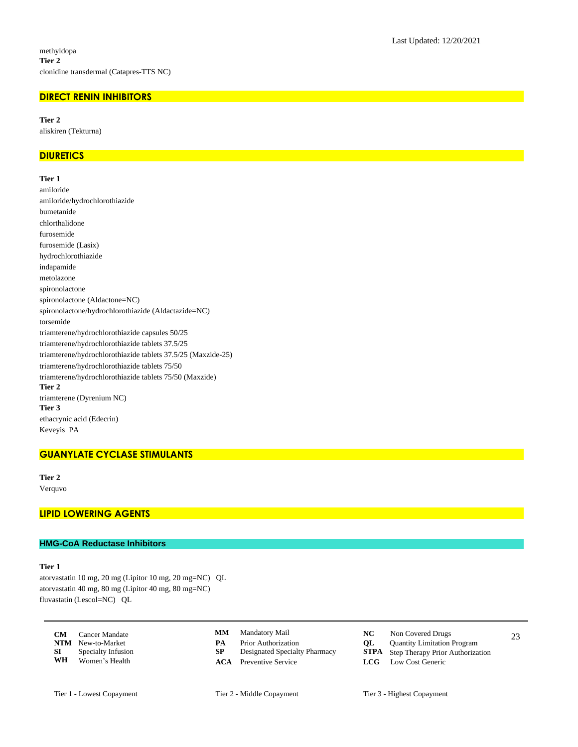methyldopa

**Tier 2**

clonidine transdermal (Catapres-TTS NC)

## DIRECT RENIN INHIBITORS

**Tier 2**

aliskiren (Tekturna)

## DIURETICS

**Tier 1**

amiloride
amiloride/hydrochlorothiazide
bumetanide
chlorthalidone
furosemide
furosemide (Lasix)
hydrochlorothiazide
indapamide
metolazone
spironolactone
spironolactone (Aldactone=NC)
spironolactone/hydrochlorothiazide (Aldactazide=NC)
torsemide
triamterene/hydrochlorothiazide capsules 50/25
triamterene/hydrochlorothiazide tablets 37.5/25
triamterene/hydrochlorothiazide tablets 37.5/25 (Maxzide-25)
triamterene/hydrochlorothiazide tablets 75/50
triamterene/hydrochlorothiazide tablets 75/50 (Maxzide)

**Tier 2**

triamterene (Dyrenium NC)

**Tier 3**

ethacrynic acid (Edecrin)
Keveyis PA

## GUANYLATE CYCLASE STIMULANTS

**Tier 2**

Verquvo

## LIPID LOWERING AGENTS

### HMG-CoA Reductase Inhibitors

**Tier 1**

atorvastatin 10 mg, 20 mg (Lipitor 10 mg, 20 mg=NC) QL
atorvastatin 40 mg, 80 mg (Lipitor 40 mg, 80 mg=NC)
fluvastatin (Lescol=NC) QL

| | | | | | |
|---|---|---|---|---|---|
| **CM** | Cancer Mandate | **MM** | Mandatory Mail | **NC** | Non Covered Drugs |
| **NTM** | New-to-Market | **PA** | Prior Authorization | **QL** | Quantity Limitation Program |
| **SI** | Specialty Infusion | **SP** | Designated Specialty Pharmacy | **STPA** | Step Therapy Prior Authorization |
| **WH** | Women's Health | **ACA** | Preventive Service | **LCG** | Low Cost Generic |

Tier 1 - Lowest Copayment Tier 2 - Middle Copayment Tier 3 - Highest Copayment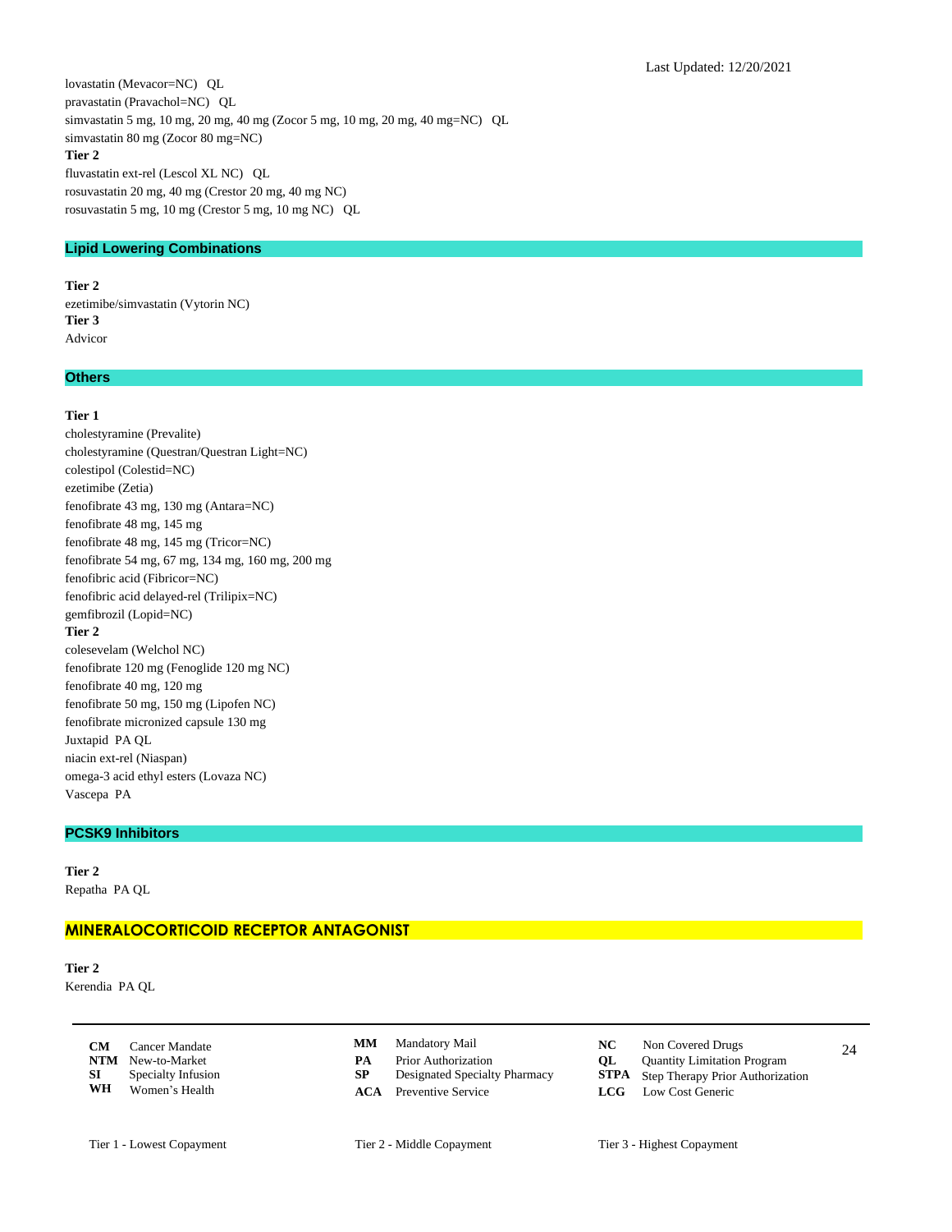lovastatin (Mevacor=NC)   QL
pravastatin (Pravachol=NC)   QL
simvastatin 5 mg, 10 mg, 20 mg, 40 mg (Zocor 5 mg, 10 mg, 20 mg, 40 mg=NC)   QL
simvastatin 80 mg (Zocor 80 mg=NC)

**Tier 2**

fluvastatin ext-rel (Lescol XL NC)   QL
rosuvastatin 20 mg, 40 mg (Crestor 20 mg, 40 mg NC)
rosuvastatin 5 mg, 10 mg (Crestor 5 mg, 10 mg NC)   QL

### Lipid Lowering Combinations

**Tier 2**

ezetimibe/simvastatin (Vytorin NC)

**Tier 3**

Advicor

### Others

**Tier 1**

cholestyramine (Prevalite)
cholestyramine (Questran/Questran Light=NC)
colestipol (Colestid=NC)
ezetimibe (Zetia)
fenofibrate 43 mg, 130 mg (Antara=NC)
fenofibrate 48 mg, 145 mg
fenofibrate 48 mg, 145 mg (Tricor=NC)
fenofibrate 54 mg, 67 mg, 134 mg, 160 mg, 200 mg
fenofibric acid (Fibricor=NC)
fenofibric acid delayed-rel (Trilipix=NC)
gemfibrozil (Lopid=NC)

**Tier 2**

colesevelam (Welchol NC)
fenofibrate 120 mg (Fenoglide 120 mg NC)
fenofibrate 40 mg, 120 mg
fenofibrate 50 mg, 150 mg (Lipofen NC)
fenofibrate micronized capsule 130 mg
Juxtapid  PA QL
niacin ext-rel (Niaspan)
omega-3 acid ethyl esters (Lovaza NC)
Vascepa  PA

### PCSK9 Inhibitors

**Tier 2**

Repatha  PA QL

## MINERALOCORTICOID RECEPTOR ANTAGONIST

**Tier 2**

Kerendia  PA QL

| | | | | | |
|---|---|---|---|---|---|
| **CM** | Cancer Mandate | **MM** | Mandatory Mail | **NC** | Non Covered Drugs |
| **NTM** | New-to-Market | **PA** | Prior Authorization | **QL** | Quantity Limitation Program |
| **SI** | Specialty Infusion | **SP** | Designated Specialty Pharmacy | **STPA** | Step Therapy Prior Authorization |
| **WH** | Women's Health | **ACA** | Preventive Service | **LCG** | Low Cost Generic |

Tier 1 - Lowest Copayment    Tier 2 - Middle Copayment    Tier 3 - Highest Copayment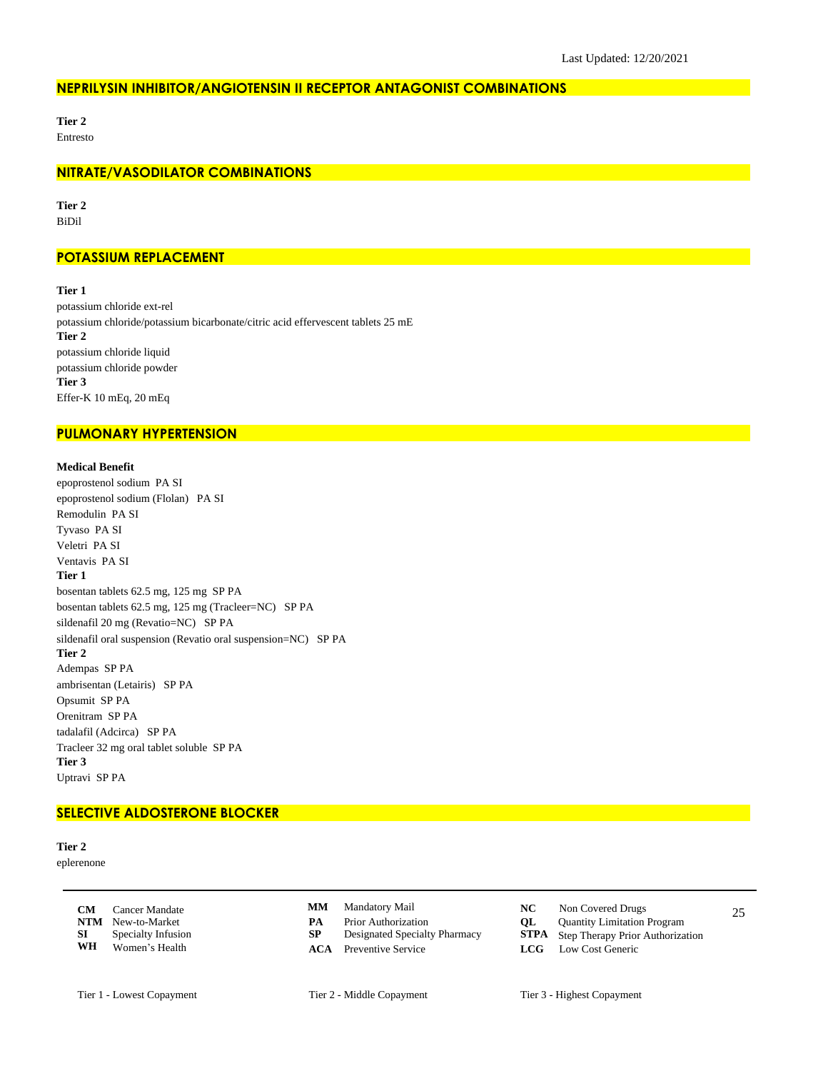Last Updated: 12/20/2021

## NEPRILYSIN INHIBITOR/ANGIOTENSIN II RECEPTOR ANTAGONIST COMBINATIONS

**Tier 2**
Entresto

## NITRATE/VASODILATOR COMBINATIONS

**Tier 2**
BiDil

## POTASSIUM REPLACEMENT

**Tier 1**
potassium chloride ext-rel
potassium chloride/potassium bicarbonate/citric acid effervescent tablets 25 mE
**Tier 2**
potassium chloride liquid
potassium chloride powder
**Tier 3**
Effer-K 10 mEq, 20 mEq

## PULMONARY HYPERTENSION

**Medical Benefit**
epoprostenol sodium PA SI
epoprostenol sodium (Flolan) PA SI
Remodulin PA SI
Tyvaso PA SI
Veletri PA SI
Ventavis PA SI
**Tier 1**
bosentan tablets 62.5 mg, 125 mg SP PA
bosentan tablets 62.5 mg, 125 mg (Tracleer=NC) SP PA
sildenafil 20 mg (Revatio=NC) SP PA
sildenafil oral suspension (Revatio oral suspension=NC) SP PA
**Tier 2**
Adempas SP PA
ambrisentan (Letairis) SP PA
Opsumit SP PA
Orenitram SP PA
tadalafil (Adcirca) SP PA
Tracleer 32 mg oral tablet soluble SP PA
**Tier 3**
Uptravi SP PA

## SELECTIVE ALDOSTERONE BLOCKER

**Tier 2**
eplerenone

---

| | | | | | |
|---|---|---|---|---|---|
| **CM** | Cancer Mandate | **MM** | Mandatory Mail | **NC** | Non Covered Drugs |
| **NTM** | New-to-Market | **PA** | Prior Authorization | **QL** | Quantity Limitation Program |
| **SI** | Specialty Infusion | **SP** | Designated Specialty Pharmacy | **STPA** | Step Therapy Prior Authorization |
| **WH** | Women's Health | **ACA** | Preventive Service | **LCG** | Low Cost Generic |

Tier 1 - Lowest Copayment    Tier 2 - Middle Copayment    Tier 3 - Highest Copayment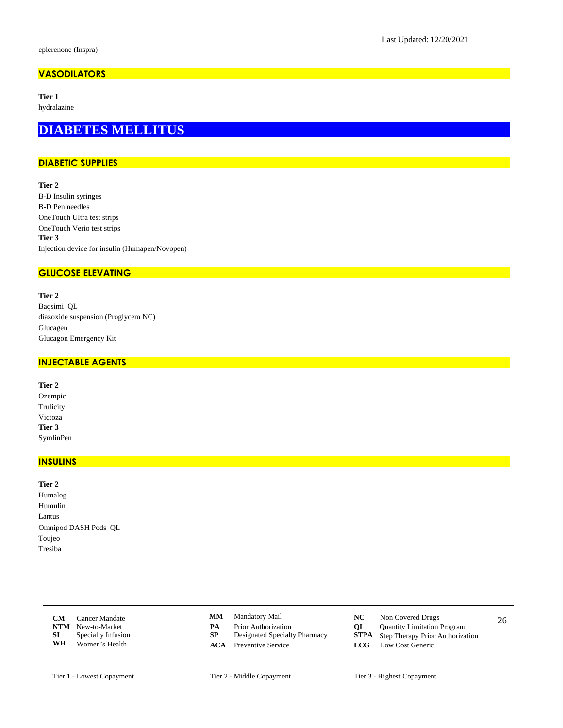eplerenone (Inspra)

## VASODILATORS

**Tier 1**
hydralazine

# DIABETES MELLITUS

## DIABETIC SUPPLIES

**Tier 2**
B-D Insulin syringes
B-D Pen needles
OneTouch Ultra test strips
OneTouch Verio test strips
**Tier 3**
Injection device for insulin (Humapen/Novopen)

## GLUCOSE ELEVATING

**Tier 2**
Baqsimi QL
diazoxide suspension (Proglycem NC)
Glucagen
Glucagon Emergency Kit

## INJECTABLE AGENTS

**Tier 2**
Ozempic
Trulicity
Victoza
**Tier 3**
SymlinPen

## INSULINS

**Tier 2**
Humalog
Humulin
Lantus
Omnipod DASH Pods QL
Toujeo
Tresiba

| | | | | | |
|---|---|---|---|---|---|
| **CM** | Cancer Mandate | **MM** | Mandatory Mail | **NC** | Non Covered Drugs |
| **NTM** | New-to-Market | **PA** | Prior Authorization | **QL** | Quantity Limitation Program |
| **SI** | Specialty Infusion | **SP** | Designated Specialty Pharmacy | **STPA** | Step Therapy Prior Authorization |
| **WH** | Women's Health | **ACA** | Preventive Service | **LCG** | Low Cost Generic |

Tier 1 - Lowest Copayment    Tier 2 - Middle Copayment    Tier 3 - Highest Copayment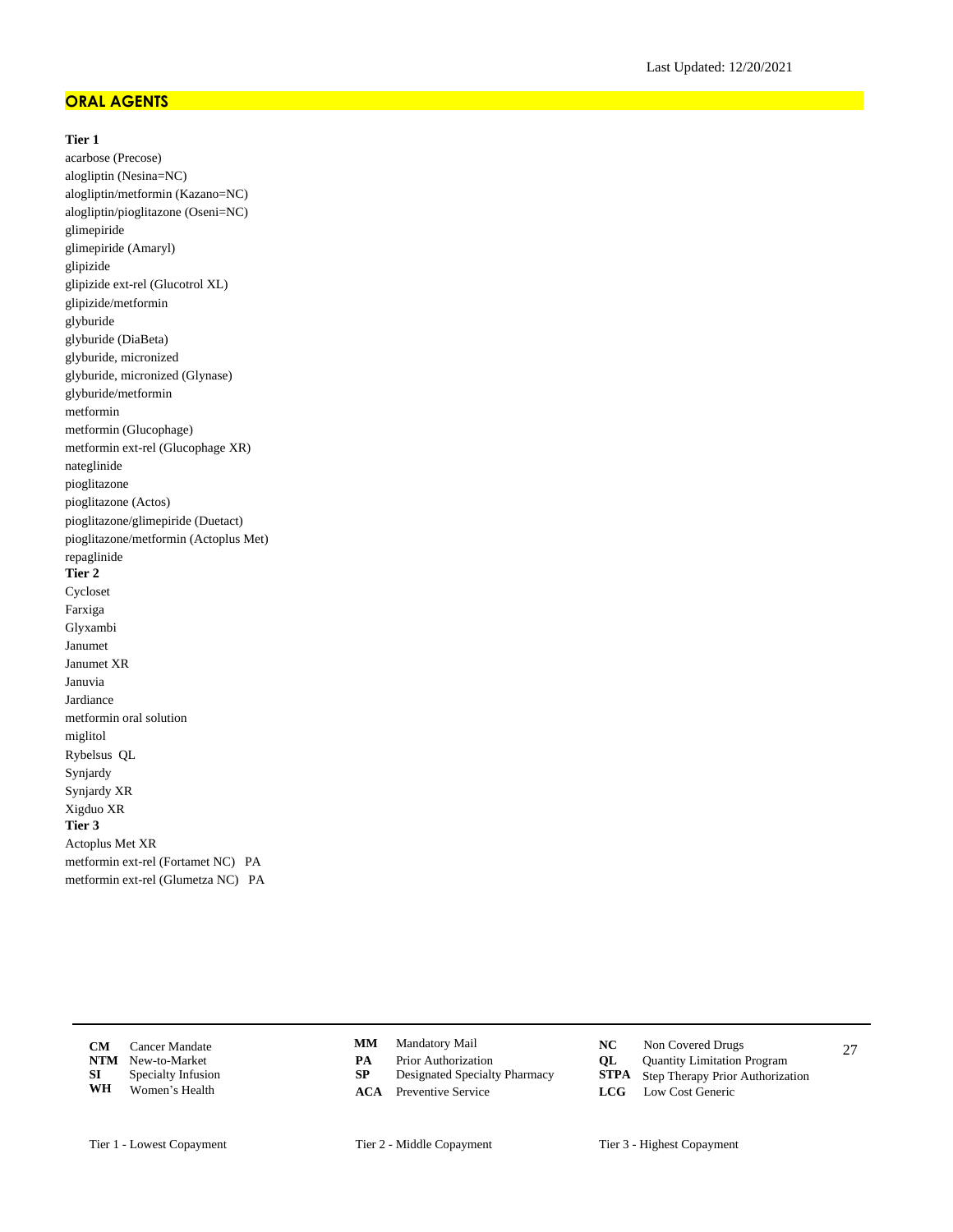Last Updated: 12/20/2021

## ORAL AGENTS

**Tier 1**

acarbose (Precose)
alogliptin (Nesina=NC)
alogliptin/metformin (Kazano=NC)
alogliptin/pioglitazone (Oseni=NC)
glimepiride
glimepiride (Amaryl)
glipizide
glipizide ext-rel (Glucotrol XL)
glipizide/metformin
glyburide
glyburide (DiaBeta)
glyburide, micronized
glyburide, micronized (Glynase)
glyburide/metformin
metformin
metformin (Glucophage)
metformin ext-rel (Glucophage XR)
nateglinide
pioglitazone
pioglitazone (Actos)
pioglitazone/glimepiride (Duetact)
pioglitazone/metformin (Actoplus Met)
repaglinide

**Tier 2**

Cycloset
Farxiga
Glyxambi
Janumet
Janumet XR
Januvia
Jardiance
metformin oral solution
miglitol
Rybelsus QL
Synjardy
Synjardy XR
Xigduo XR

**Tier 3**

Actoplus Met XR
metformin ext-rel (Fortamet NC) PA
metformin ext-rel (Glumetza NC) PA

| | | | | | |
|---|---|---|---|---|---|
| **CM** Cancer Mandate | | **MM** Mandatory Mail | | **NC** Non Covered Drugs | |
| **NTM** New-to-Market | | **PA** Prior Authorization | | **QL** Quantity Limitation Program | |
| **SI** Specialty Infusion | | **SP** Designated Specialty Pharmacy | | **STPA** Step Therapy Prior Authorization | |
| **WH** Women's Health | | **ACA** Preventive Service | | **LCG** Low Cost Generic | |

Tier 1 - Lowest Copayment    Tier 2 - Middle Copayment    Tier 3 - Highest Copayment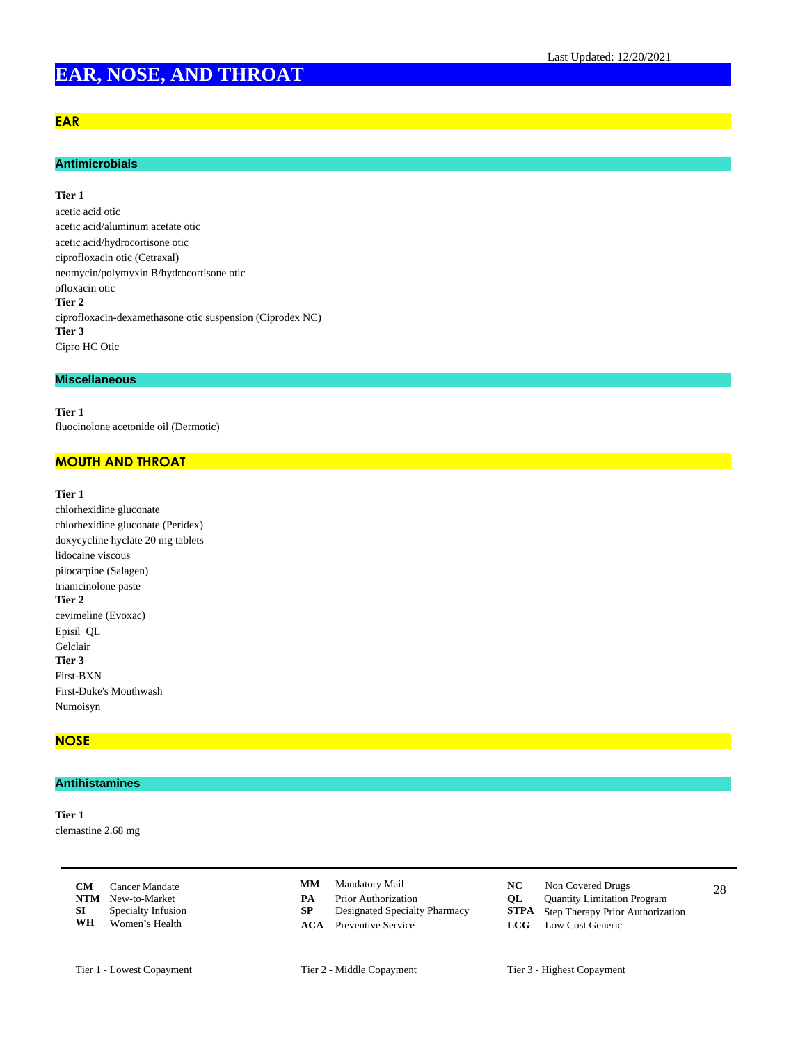Last Updated: 12/20/2021

# EAR, NOSE, AND THROAT

## EAR

### Antimicrobials

**Tier 1**

acetic acid otic
acetic acid/aluminum acetate otic
acetic acid/hydrocortisone otic
ciprofloxacin otic (Cetraxal)
neomycin/polymyxin B/hydrocortisone otic
ofloxacin otic

**Tier 2**

ciprofloxacin-dexamethasone otic suspension (Ciprodex NC)

**Tier 3**

Cipro HC Otic

### Miscellaneous

**Tier 1**

fluocinolone acetonide oil (Dermotic)

## MOUTH AND THROAT

**Tier 1**

chlorhexidine gluconate
chlorhexidine gluconate (Peridex)
doxycycline hyclate 20 mg tablets
lidocaine viscous
pilocarpine (Salagen)
triamcinolone paste

**Tier 2**

cevimeline (Evoxac)
Episil QL
Gelclair

**Tier 3**

First-BXN
First-Duke's Mouthwash
Numoisyn

## NOSE

### Antihistamines

**Tier 1**

clemastine 2.68 mg

| | | | | | |
|---|---|---|---|---|---|
| **CM** | Cancer Mandate | **MM** | Mandatory Mail | **NC** | Non Covered Drugs |
| **NTM** | New-to-Market | **PA** | Prior Authorization | **QL** | Quantity Limitation Program |
| **SI** | Specialty Infusion | **SP** | Designated Specialty Pharmacy | **STPA** | Step Therapy Prior Authorization |
| **WH** | Women's Health | **ACA** | Preventive Service | **LCG** | Low Cost Generic |

Tier 1 - Lowest Copayment    Tier 2 - Middle Copayment    Tier 3 - Highest Copayment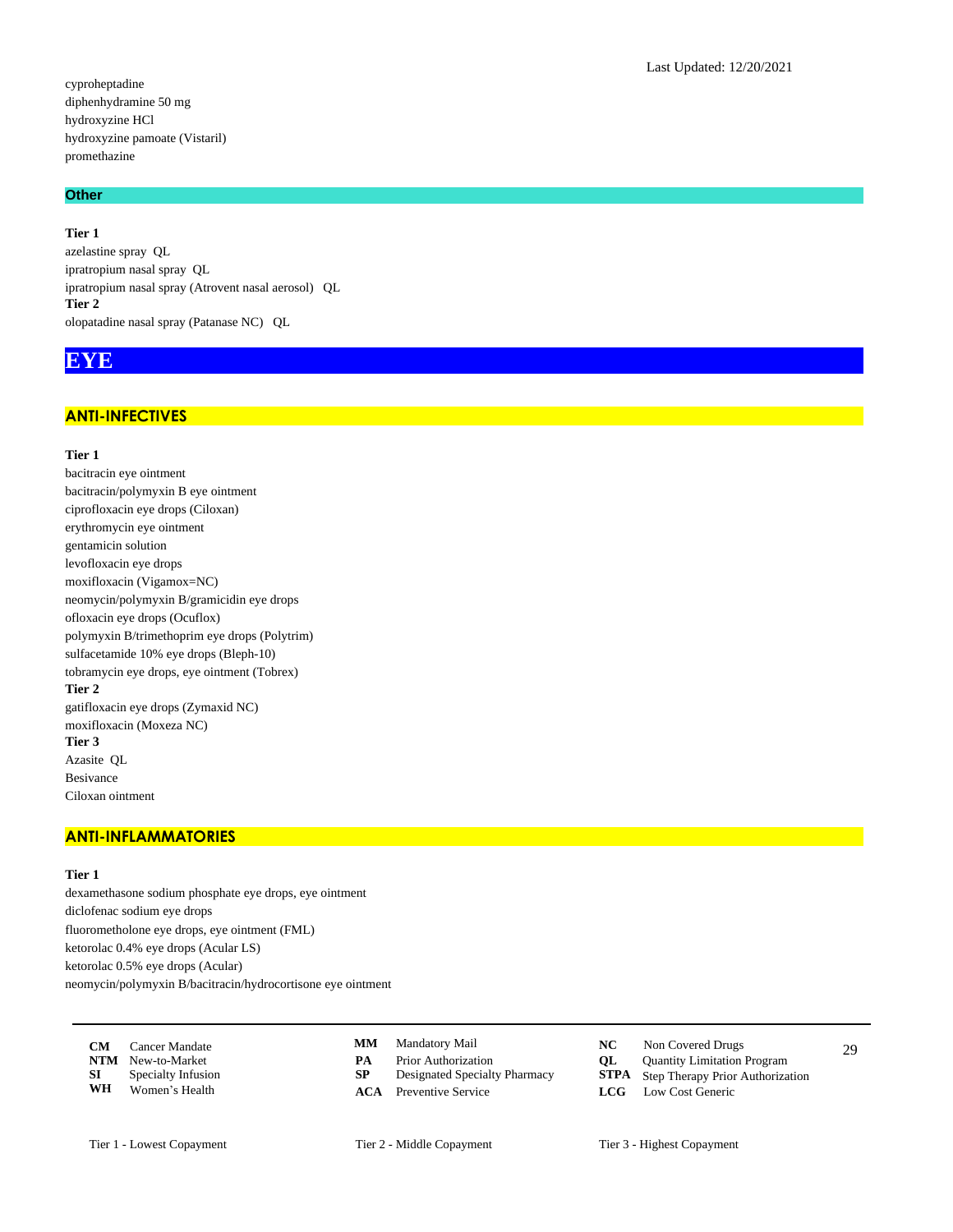cyproheptadine
diphenhydramine 50 mg
hydroxyzine HCl
hydroxyzine pamoate (Vistaril)
promethazine

### Other

**Tier 1**
azelastine spray QL
ipratropium nasal spray QL
ipratropium nasal spray (Atrovent nasal aerosol) QL
**Tier 2**
olopatadine nasal spray (Patanase NC) QL

# EYE

## ANTI-INFECTIVES

**Tier 1**
bacitracin eye ointment
bacitracin/polymyxin B eye ointment
ciprofloxacin eye drops (Ciloxan)
erythromycin eye ointment
gentamicin solution
levofloxacin eye drops
moxifloxacin (Vigamox=NC)
neomycin/polymyxin B/gramicidin eye drops
ofloxacin eye drops (Ocuflox)
polymyxin B/trimethoprim eye drops (Polytrim)
sulfacetamide 10% eye drops (Bleph-10)
tobramycin eye drops, eye ointment (Tobrex)
**Tier 2**
gatifloxacin eye drops (Zymaxid NC)
moxifloxacin (Moxeza NC)
**Tier 3**
Azasite QL
Besivance
Ciloxan ointment

## ANTI-INFLAMMATORIES

**Tier 1**
dexamethasone sodium phosphate eye drops, eye ointment
diclofenac sodium eye drops
fluorometholone eye drops, eye ointment (FML)
ketorolac 0.4% eye drops (Acular LS)
ketorolac 0.5% eye drops (Acular)
neomycin/polymyxin B/bacitracin/hydrocortisone eye ointment

| | | | | | |
|---|---|---|---|---|---|
| **CM** | Cancer Mandate | **MM** | Mandatory Mail | **NC** | Non Covered Drugs |
| **NTM** | New-to-Market | **PA** | Prior Authorization | **QL** | Quantity Limitation Program |
| **SI** | Specialty Infusion | **SP** | Designated Specialty Pharmacy | **STPA** | Step Therapy Prior Authorization |
| **WH** | Women's Health | **ACA** | Preventive Service | **LCG** | Low Cost Generic |

Tier 1 - Lowest Copayment   Tier 2 - Middle Copayment   Tier 3 - Highest Copayment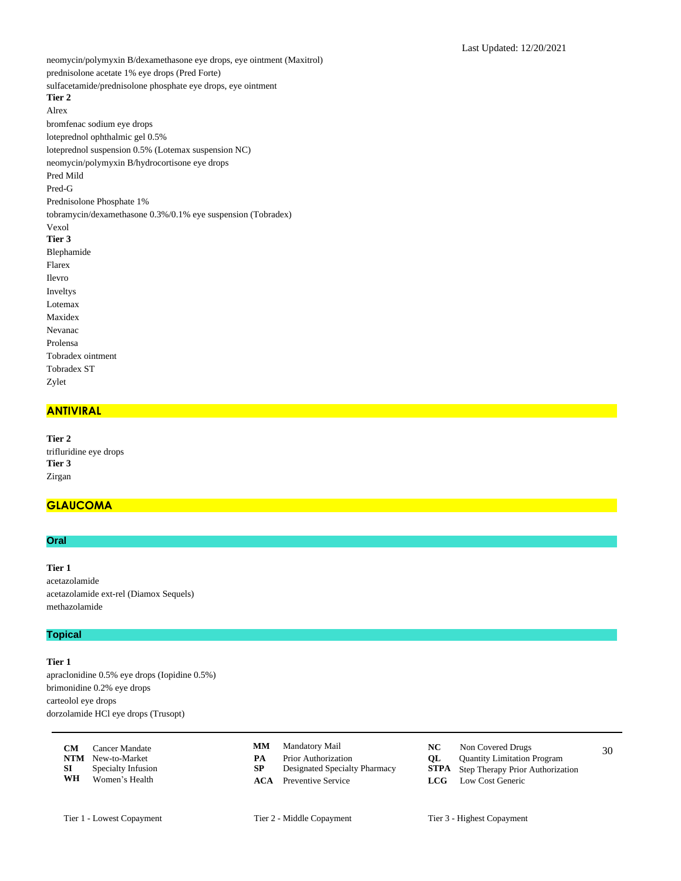neomycin/polymyxin B/dexamethasone eye drops, eye ointment (Maxitrol)
prednisolone acetate 1% eye drops (Pred Forte)
sulfacetamide/prednisolone phosphate eye drops, eye ointment

**Tier 2**

Alrex
bromfenac sodium eye drops
loteprednol ophthalmic gel 0.5%
loteprednol suspension 0.5% (Lotemax suspension NC)
neomycin/polymyxin B/hydrocortisone eye drops
Pred Mild
Pred-G
Prednisolone Phosphate 1%
tobramycin/dexamethasone 0.3%/0.1% eye suspension (Tobradex)
Vexol

**Tier 3**

Blephamide
Flarex
Ilevro
Inveltys
Lotemax
Maxidex
Nevanac
Prolensa
Tobradex ointment
Tobradex ST
Zylet

## ANTIVIRAL

**Tier 2**

trifluridine eye drops

**Tier 3**

Zirgan

## GLAUCOMA

### Oral

**Tier 1**

acetazolamide
acetazolamide ext-rel (Diamox Sequels)
methazolamide

### Topical

**Tier 1**

apraclonidine 0.5% eye drops (Iopidine 0.5%)
brimonidine 0.2% eye drops
carteolol eye drops
dorzolamide HCl eye drops (Trusopt)

---

| | | | | | |
|---|---|---|---|---|---|
| **CM** | Cancer Mandate | **MM** | Mandatory Mail | **NC** | Non Covered Drugs |
| **NTM** | New-to-Market | **PA** | Prior Authorization | **QL** | Quantity Limitation Program |
| **SI** | Specialty Infusion | **SP** | Designated Specialty Pharmacy | **STPA** | Step Therapy Prior Authorization |
| **WH** | Women's Health | **ACA** | Preventive Service | **LCG** | Low Cost Generic |

Tier 1 - Lowest Copayment    Tier 2 - Middle Copayment    Tier 3 - Highest Copayment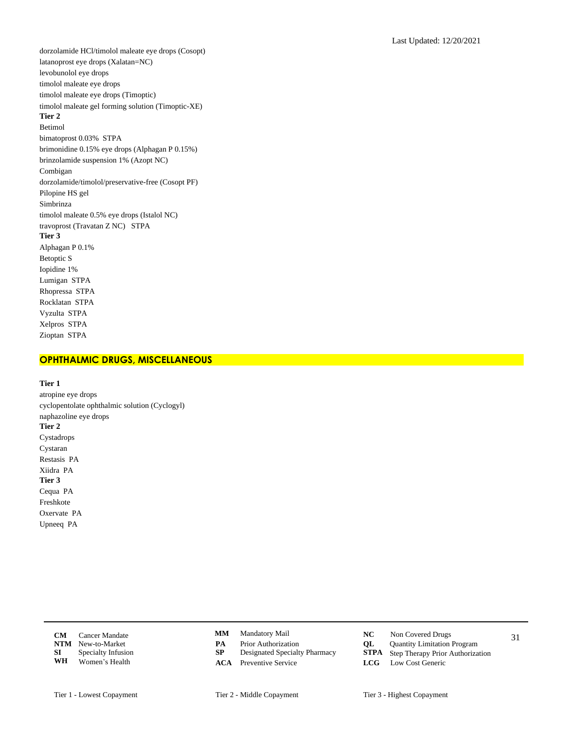Last Updated: 12/20/2021

dorzolamide HCl/timolol maleate eye drops (Cosopt)
latanoprost eye drops (Xalatan=NC)
levobunolol eye drops
timolol maleate eye drops
timolol maleate eye drops (Timoptic)
timolol maleate gel forming solution (Timoptic-XE)

**Tier 2**

Betimol
bimatoprost 0.03%  STPA
brimonidine 0.15% eye drops (Alphagan P 0.15%)
brinzolamide suspension 1% (Azopt NC)
Combigan
dorzolamide/timolol/preservative-free (Cosopt PF)
Pilopine HS gel
Simbrinza
timolol maleate 0.5% eye drops (Istalol NC)
travoprost (Travatan Z NC)   STPA

**Tier 3**

Alphagan P 0.1%
Betoptic S
Iopidine 1%
Lumigan  STPA
Rhopressa  STPA
Rocklatan  STPA
Vyzulta  STPA
Xelpros  STPA
Zioptan  STPA

## OPHTHALMIC DRUGS, MISCELLANEOUS

**Tier 1**

atropine eye drops
cyclopentolate ophthalmic solution (Cyclogyl)
naphazoline eye drops

**Tier 2**

Cystadrops
Cystaran
Restasis  PA
Xiidra  PA

**Tier 3**

Cequa  PA
Freshkote
Oxervate  PA
Upneeq  PA

| | | | | | |
|---|---|---|---|---|---|
| **CM** | Cancer Mandate | **MM** | Mandatory Mail | **NC** | Non Covered Drugs |
| **NTM** | New-to-Market | **PA** | Prior Authorization | **QL** | Quantity Limitation Program |
| **SI** | Specialty Infusion | **SP** | Designated Specialty Pharmacy | **STPA** | Step Therapy Prior Authorization |
| **WH** | Women's Health | **ACA** | Preventive Service | **LCG** | Low Cost Generic |

Tier 1 - Lowest Copayment    Tier 2 - Middle Copayment    Tier 3 - Highest Copayment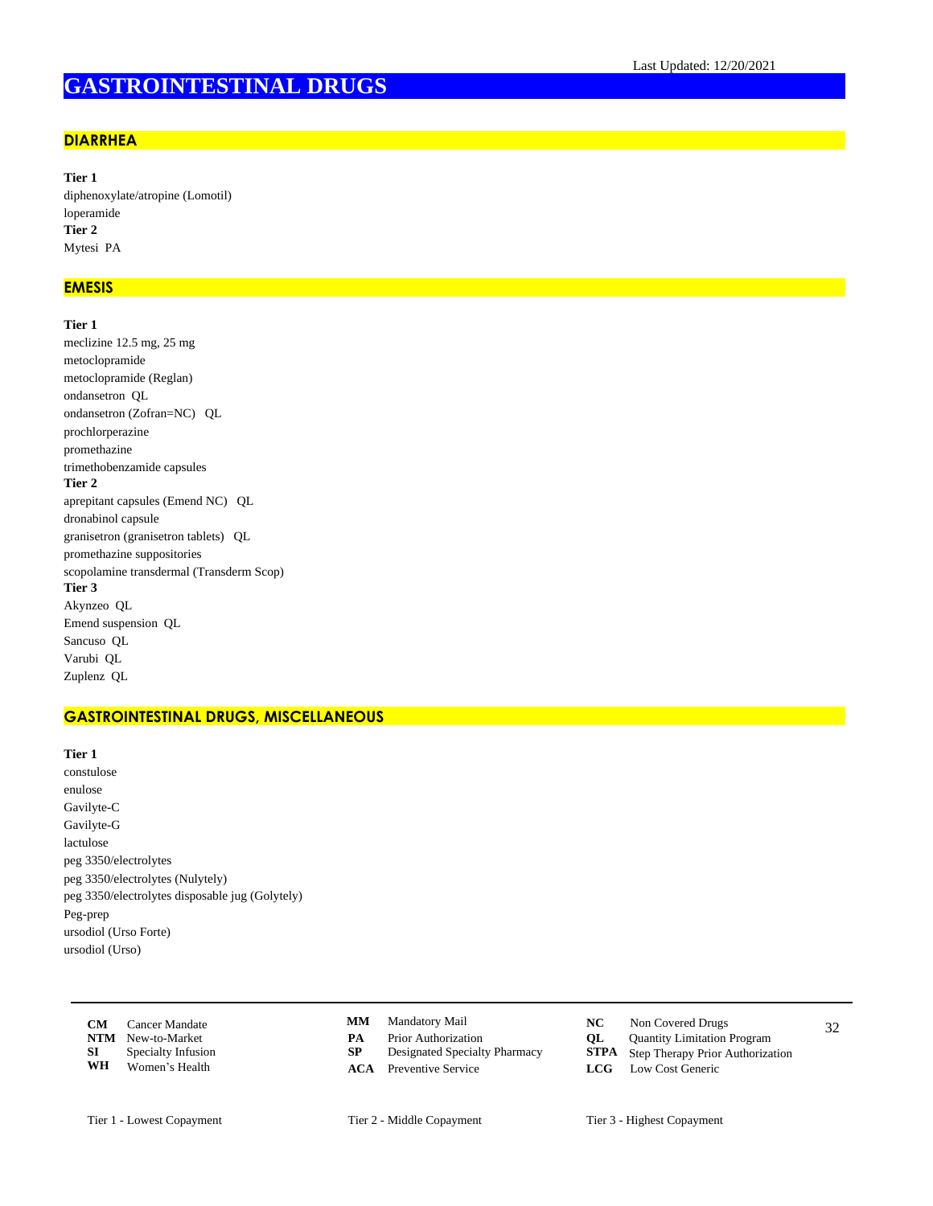Last Updated: 12/20/2021

# GASTROINTESTINAL DRUGS

## DIARRHEA

**Tier 1**

diphenoxylate/atropine (Lomotil)
loperamide

**Tier 2**

Mytesi PA

## EMESIS

**Tier 1**

meclizine 12.5 mg, 25 mg
metoclopramide
metoclopramide (Reglan)
ondansetron QL
ondansetron (Zofran=NC) QL
prochlorperazine
promethazine
trimethobenzamide capsules

**Tier 2**

aprepitant capsules (Emend NC) QL
dronabinol capsule
granisetron (granisetron tablets) QL
promethazine suppositories
scopolamine transdermal (Transderm Scop)

**Tier 3**

Akynzeo QL
Emend suspension QL
Sancuso QL
Varubi QL
Zuplenz QL

## GASTROINTESTINAL DRUGS, MISCELLANEOUS

**Tier 1**

constulose
enulose
Gavilyte-C
Gavilyte-G
lactulose
peg 3350/electrolytes
peg 3350/electrolytes (Nulytely)
peg 3350/electrolytes disposable jug (Golytely)
Peg-prep
ursodiol (Urso Forte)
ursodiol (Urso)

| | | | | | |
|---|---|---|---|---|---|
| **CM** | Cancer Mandate | **MM** | Mandatory Mail | **NC** | Non Covered Drugs |
| **NTM** | New-to-Market | **PA** | Prior Authorization | **QL** | Quantity Limitation Program |
| **SI** | Specialty Infusion | **SP** | Designated Specialty Pharmacy | **STPA** | Step Therapy Prior Authorization |
| **WH** | Women's Health | **ACA** | Preventive Service | **LCG** | Low Cost Generic |

Tier 1 - Lowest Copayment    Tier 2 - Middle Copayment    Tier 3 - Highest Copayment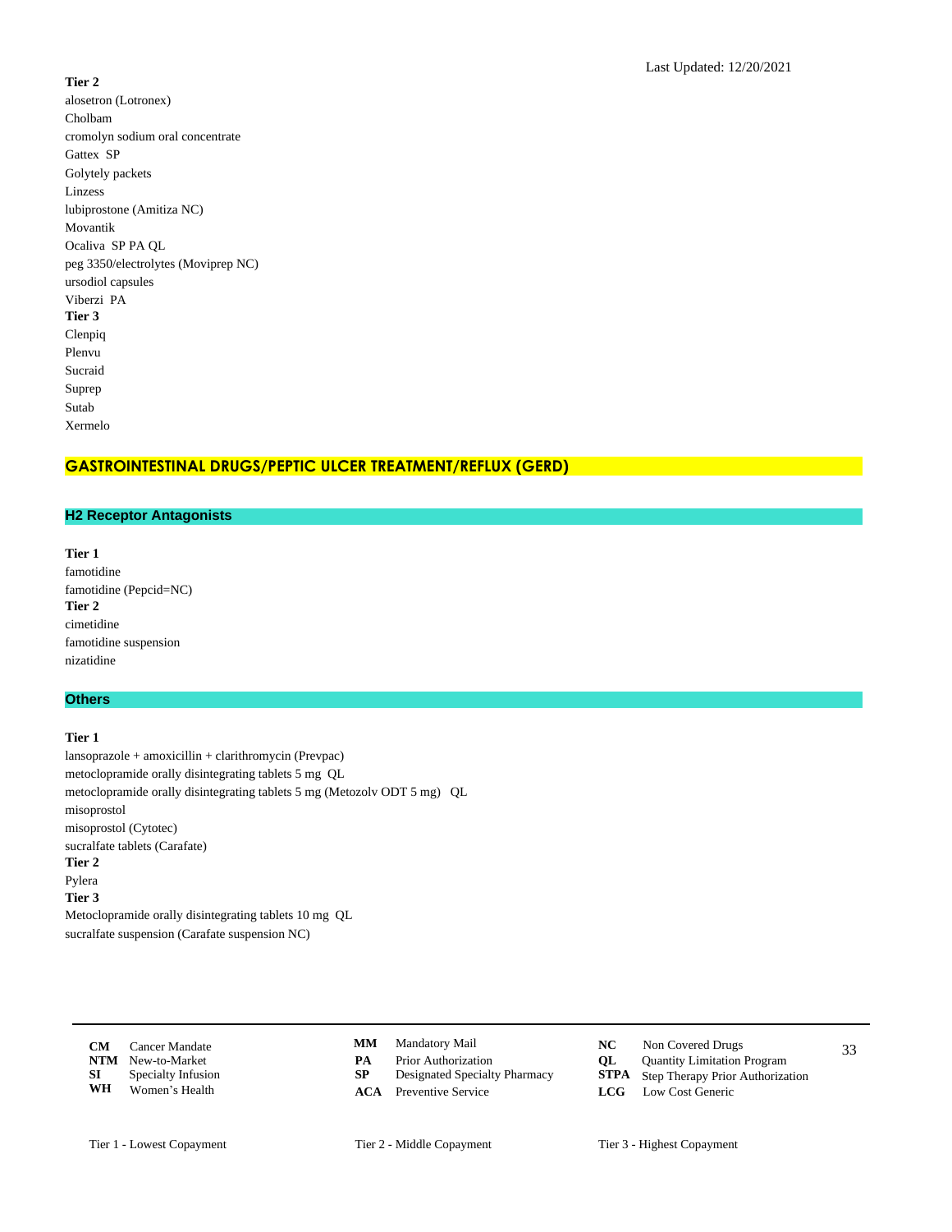Last Updated: 12/20/2021

**Tier 2**

alosetron (Lotronex)
Cholbam
cromolyn sodium oral concentrate
Gattex SP
Golytely packets
Linzess
lubiprostone (Amitiza NC)
Movantik
Ocaliva SP PA QL
peg 3350/electrolytes (Moviprep NC)
ursodiol capsules
Viberzi PA

**Tier 3**

Clenpiq
Plenvu
Sucraid
Suprep
Sutab
Xermelo

## GASTROINTESTINAL DRUGS/PEPTIC ULCER TREATMENT/REFLUX (GERD)

### H2 Receptor Antagonists

**Tier 1**

famotidine
famotidine (Pepcid=NC)

**Tier 2**

cimetidine
famotidine suspension
nizatidine

### Others

**Tier 1**

lansoprazole + amoxicillin + clarithromycin (Prevpac)
metoclopramide orally disintegrating tablets 5 mg QL
metoclopramide orally disintegrating tablets 5 mg (Metozolv ODT 5 mg) QL
misoprostol
misoprostol (Cytotec)
sucralfate tablets (Carafate)

**Tier 2**

Pylera

**Tier 3**

Metoclopramide orally disintegrating tablets 10 mg QL
sucralfate suspension (Carafate suspension NC)

| | | | | | |
|---|---|---|---|---|---|
| **CM** | Cancer Mandate | **MM** | Mandatory Mail | **NC** | Non Covered Drugs |
| **NTM** | New-to-Market | **PA** | Prior Authorization | **QL** | Quantity Limitation Program |
| **SI** | Specialty Infusion | **SP** | Designated Specialty Pharmacy | **STPA** | Step Therapy Prior Authorization |
| **WH** | Women's Health | **ACA** | Preventive Service | **LCG** | Low Cost Generic |

Tier 1 - Lowest Copayment    Tier 2 - Middle Copayment    Tier 3 - Highest Copayment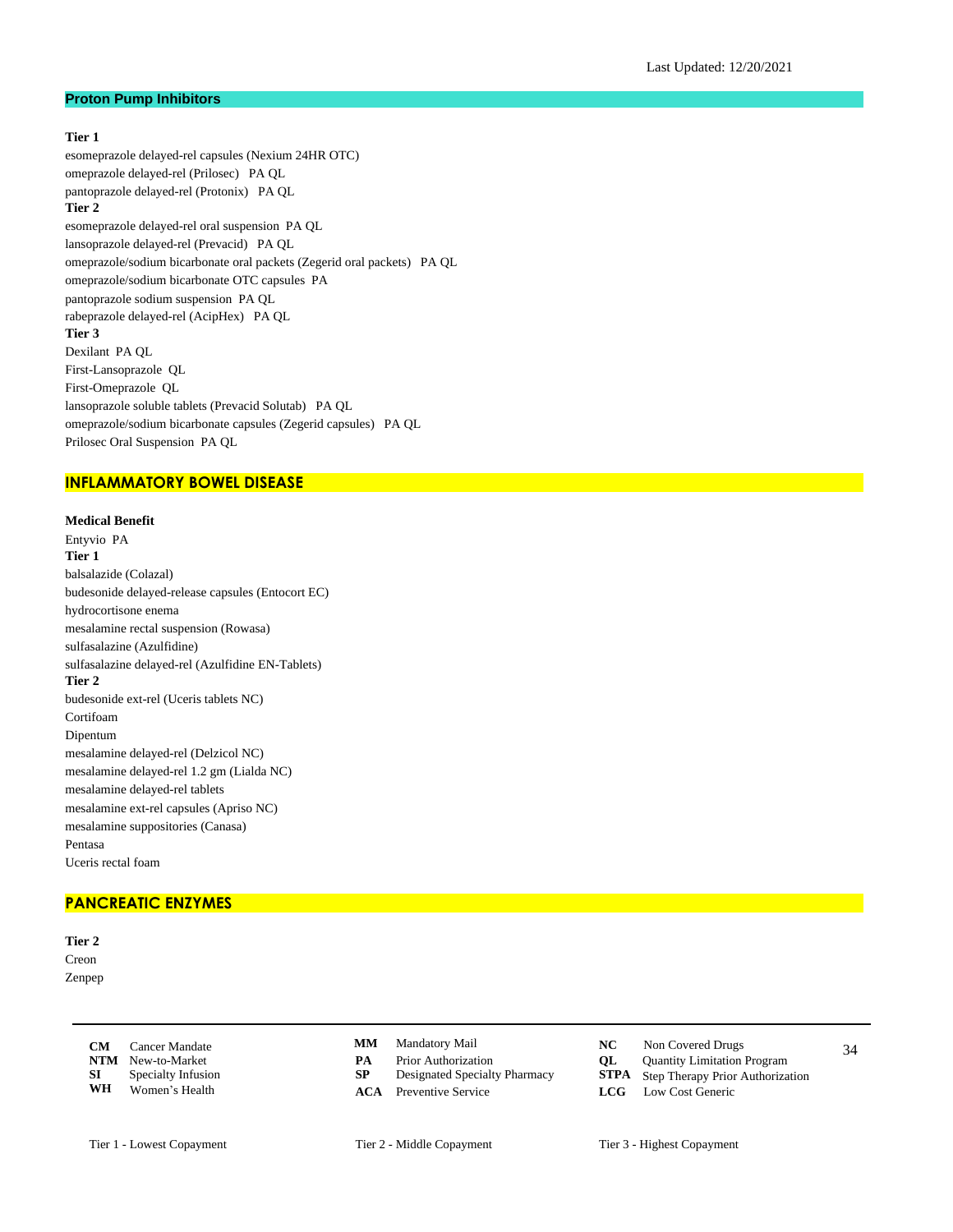Last Updated: 12/20/2021

## Proton Pump Inhibitors

**Tier 1**

esomeprazole delayed-rel capsules (Nexium 24HR OTC)
omeprazole delayed-rel (Prilosec)   PA QL
pantoprazole delayed-rel (Protonix)   PA QL

**Tier 2**

esomeprazole delayed-rel oral suspension  PA QL
lansoprazole delayed-rel (Prevacid)   PA QL
omeprazole/sodium bicarbonate oral packets (Zegerid oral packets)   PA QL
omeprazole/sodium bicarbonate OTC capsules  PA
pantoprazole sodium suspension  PA QL
rabeprazole delayed-rel (AcipHex)   PA QL

**Tier 3**

Dexilant  PA QL
First-Lansoprazole  QL
First-Omeprazole  QL
lansoprazole soluble tablets (Prevacid Solutab)   PA QL
omeprazole/sodium bicarbonate capsules (Zegerid capsules)   PA QL
Prilosec Oral Suspension  PA QL

## INFLAMMATORY BOWEL DISEASE

**Medical Benefit**

Entyvio  PA

**Tier 1**

balsalazide (Colazal)
budesonide delayed-release capsules (Entocort EC)
hydrocortisone enema
mesalamine rectal suspension (Rowasa)
sulfasalazine (Azulfidine)
sulfasalazine delayed-rel (Azulfidine EN-Tablets)

**Tier 2**

budesonide ext-rel (Uceris tablets NC)
Cortifoam
Dipentum
mesalamine delayed-rel (Delzicol NC)
mesalamine delayed-rel 1.2 gm (Lialda NC)
mesalamine delayed-rel tablets
mesalamine ext-rel capsules (Apriso NC)
mesalamine suppositories (Canasa)
Pentasa
Uceris rectal foam

## PANCREATIC ENZYMES

**Tier 2**

Creon
Zenpep

| | | | | | |
|---|---|---|---|---|---|
| **CM** | Cancer Mandate | **MM** | Mandatory Mail | **NC** | Non Covered Drugs |
| **NTM** | New-to-Market | **PA** | Prior Authorization | **QL** | Quantity Limitation Program |
| **SI** | Specialty Infusion | **SP** | Designated Specialty Pharmacy | **STPA** | Step Therapy Prior Authorization |
| **WH** | Women's Health | **ACA** | Preventive Service | **LCG** | Low Cost Generic |

Tier 1 - Lowest Copayment    Tier 2 - Middle Copayment    Tier 3 - Highest Copayment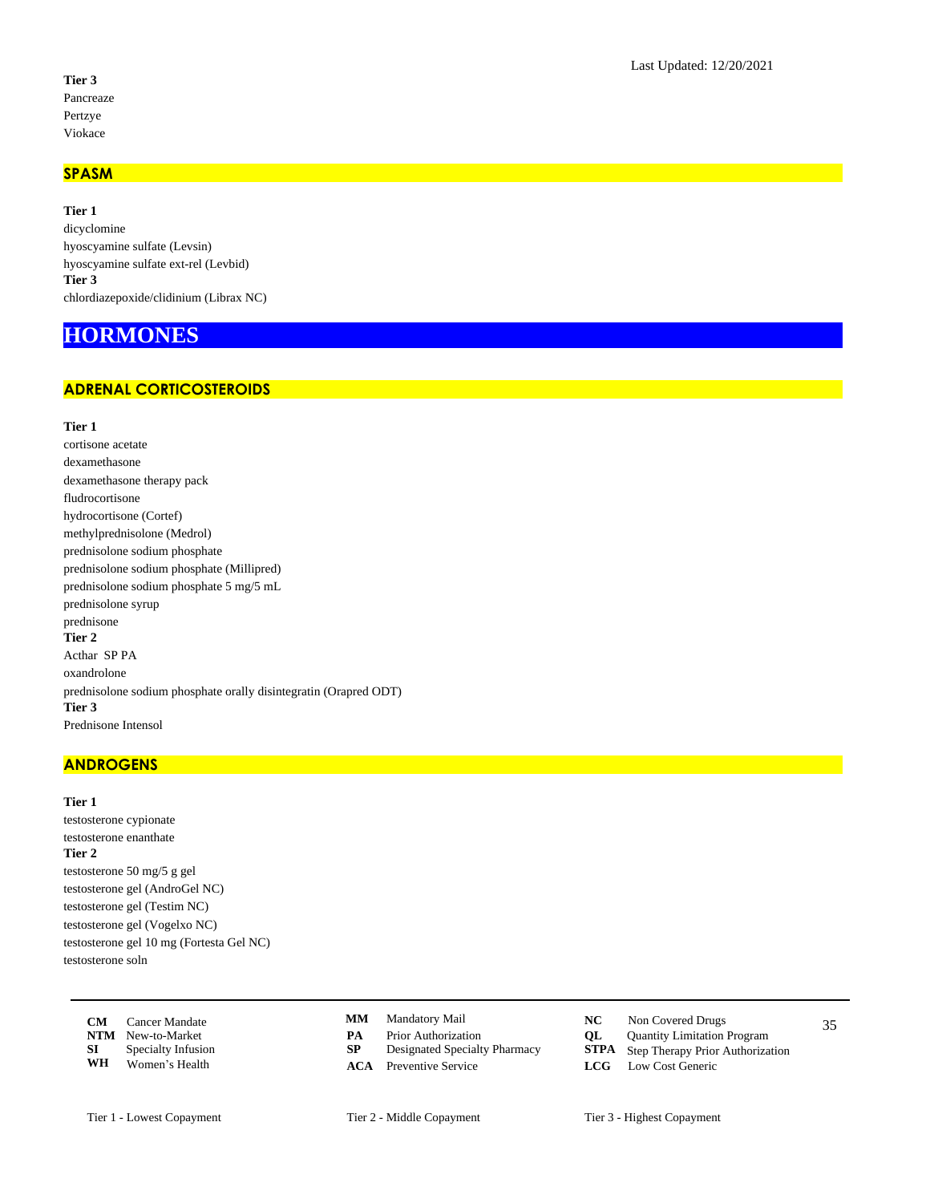Last Updated: 12/20/2021

**Tier 3**

Pancreaze
Pertzye
Viokace

### SPASM

**Tier 1**

dicyclomine
hyoscyamine sulfate (Levsin)
hyoscyamine sulfate ext-rel (Levbid)

**Tier 3**

chlordiazepoxide/clidinium (Librax NC)

## HORMONES

### ADRENAL CORTICOSTEROIDS

**Tier 1**

cortisone acetate
dexamethasone
dexamethasone therapy pack
fludrocortisone
hydrocortisone (Cortef)
methylprednisolone (Medrol)
prednisolone sodium phosphate
prednisolone sodium phosphate (Millipred)
prednisolone sodium phosphate 5 mg/5 mL
prednisolone syrup
prednisone

**Tier 2**

Acthar SP PA
oxandrolone
prednisolone sodium phosphate orally disintegratin (Orapred ODT)

**Tier 3**

Prednisone Intensol

### ANDROGENS

**Tier 1**

testosterone cypionate
testosterone enanthate

**Tier 2**

testosterone 50 mg/5 g gel
testosterone gel (AndroGel NC)
testosterone gel (Testim NC)
testosterone gel (Vogelxo NC)
testosterone gel 10 mg (Fortesta Gel NC)
testosterone soln

| | | | | | |
|---|---|---|---|---|---|
| **CM** | Cancer Mandate | **MM** | Mandatory Mail | **NC** | Non Covered Drugs |
| **NTM** | New-to-Market | **PA** | Prior Authorization | **QL** | Quantity Limitation Program |
| **SI** | Specialty Infusion | **SP** | Designated Specialty Pharmacy | **STPA** | Step Therapy Prior Authorization |
| **WH** | Women's Health | **ACA** | Preventive Service | **LCG** | Low Cost Generic |

Tier 1 - Lowest Copayment    Tier 2 - Middle Copayment    Tier 3 - Highest Copayment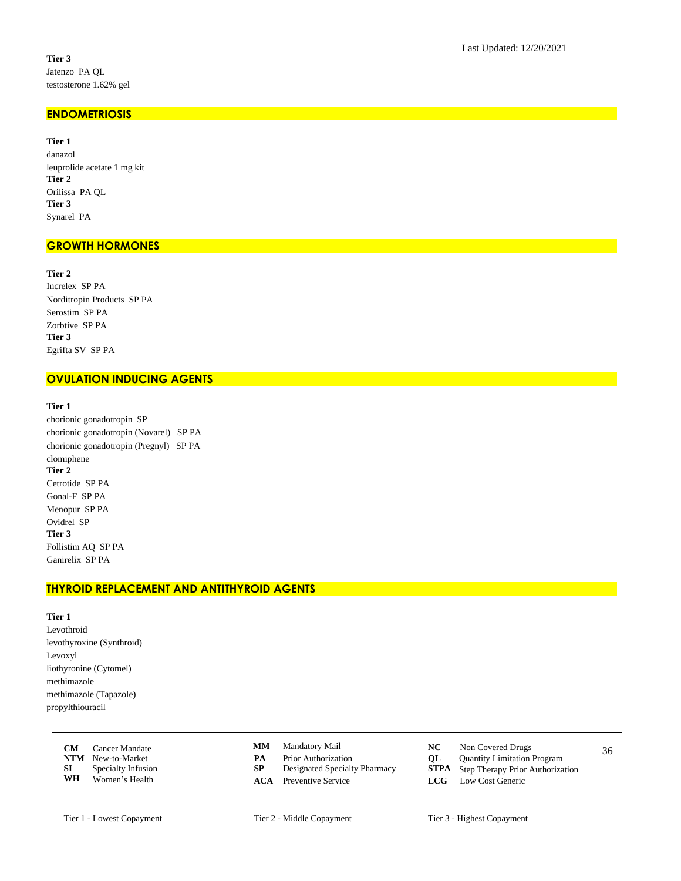**Tier 3**

Jatenzo PA QL

testosterone 1.62% gel

## ENDOMETRIOSIS

**Tier 1**

danazol

leuprolide acetate 1 mg kit

**Tier 2**

Orilissa PA QL

**Tier 3**

Synarel PA

## GROWTH HORMONES

**Tier 2**

Increlex SP PA

Norditropin Products SP PA

Serostim SP PA

Zorbtive SP PA

**Tier 3**

Egrifta SV SP PA

## OVULATION INDUCING AGENTS

**Tier 1**

chorionic gonadotropin SP

chorionic gonadotropin (Novarel) SP PA

chorionic gonadotropin (Pregnyl) SP PA

clomiphene

**Tier 2**

Cetrotide SP PA

Gonal-F SP PA

Menopur SP PA

Ovidrel SP

**Tier 3**

Follistim AQ SP PA

Ganirelix SP PA

## THYROID REPLACEMENT AND ANTITHYROID AGENTS

**Tier 1**

Levothroid

levothyroxine (Synthroid)

Levoxyl

liothyronine (Cytomel)

methimazole

methimazole (Tapazole)

propylthiouracil

| | | | | | |
|---|---|---|---|---|---|
| **CM** | Cancer Mandate | **MM** | Mandatory Mail | **NC** | Non Covered Drugs |
| **NTM** | New-to-Market | **PA** | Prior Authorization | **QL** | Quantity Limitation Program |
| **SI** | Specialty Infusion | **SP** | Designated Specialty Pharmacy | **STPA** | Step Therapy Prior Authorization |
| **WH** | Women's Health | **ACA** | Preventive Service | **LCG** | Low Cost Generic |

Tier 1 - Lowest Copayment    Tier 2 - Middle Copayment    Tier 3 - Highest Copayment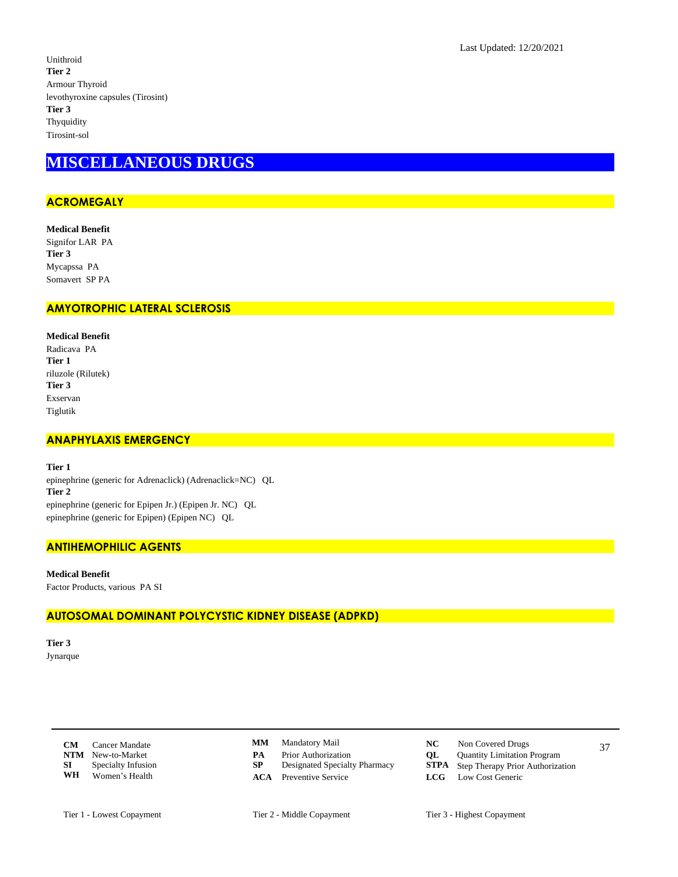Unithroid

**Tier 2**

Armour Thyroid

levothyroxine capsules (Tirosint)

**Tier 3**

Thyquidity

Tirosint-sol

# MISCELLANEOUS DRUGS

## ACROMEGALY

**Medical Benefit**

Signifor LAR PA

**Tier 3**

Mycapssa PA

Somavert SP PA

## AMYOTROPHIC LATERAL SCLEROSIS

**Medical Benefit**

Radicava PA

**Tier 1**

riluzole (Rilutek)

**Tier 3**

Exservan

Tiglutik

## ANAPHYLAXIS EMERGENCY

**Tier 1**

epinephrine (generic for Adrenaclick) (Adrenaclick=NC) QL

**Tier 2**

epinephrine (generic for Epipen Jr.) (Epipen Jr. NC) QL

epinephrine (generic for Epipen) (Epipen NC) QL

## ANTIHEMOPHILIC AGENTS

**Medical Benefit**

Factor Products, various PA SI

## AUTOSOMAL DOMINANT POLYCYSTIC KIDNEY DISEASE (ADPKD)

**Tier 3**

Jynarque

| | | | | | |
|---|---|---|---|---|---|
| **CM** | Cancer Mandate | **MM** | Mandatory Mail | **NC** | Non Covered Drugs |
| **NTM** | New-to-Market | **PA** | Prior Authorization | **QL** | Quantity Limitation Program |
| **SI** | Specialty Infusion | **SP** | Designated Specialty Pharmacy | **STPA** | Step Therapy Prior Authorization |
| **WH** | Women's Health | **ACA** | Preventive Service | **LCG** | Low Cost Generic |

Tier 1 - Lowest Copayment | Tier 2 - Middle Copayment | Tier 3 - Highest Copayment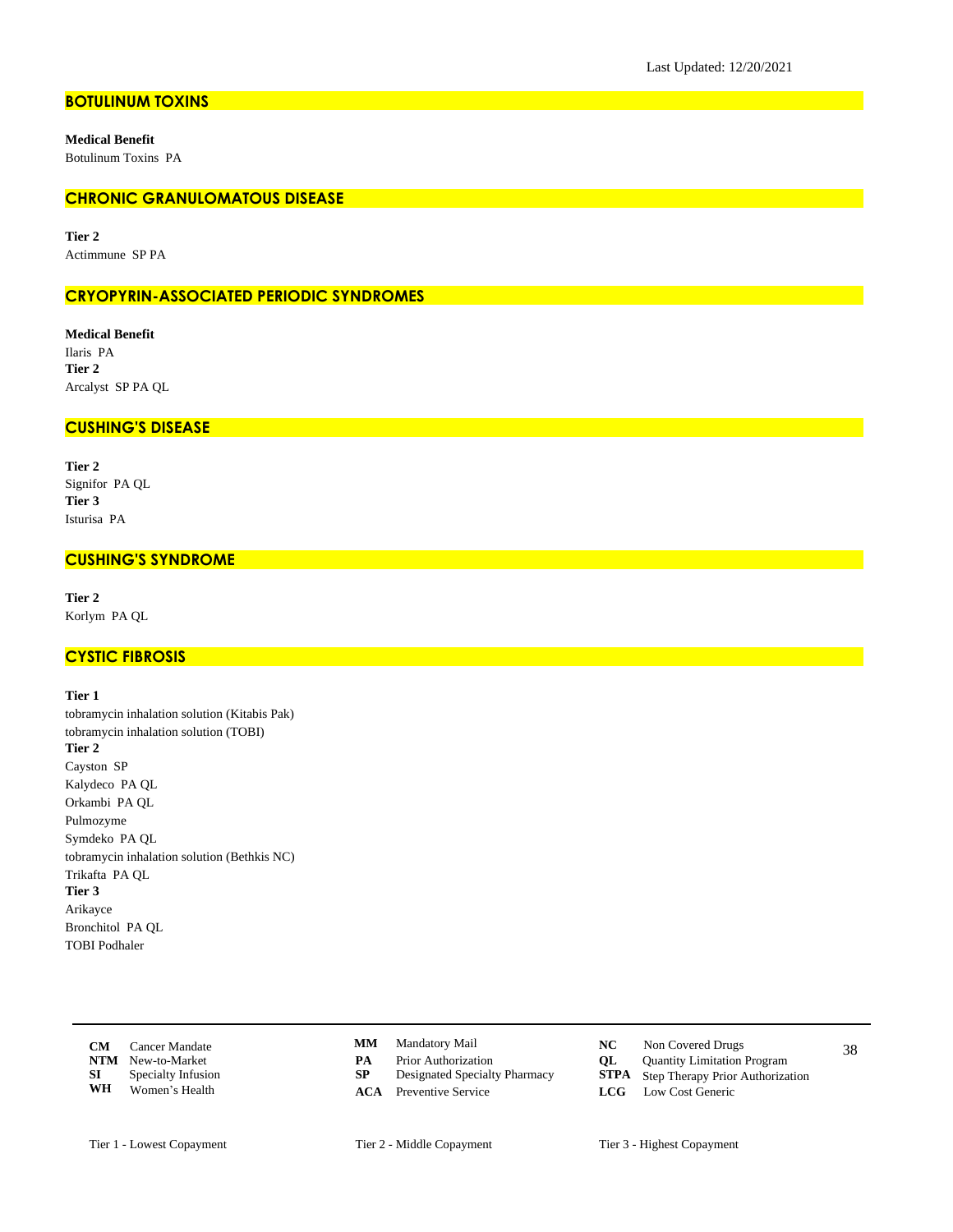Last Updated: 12/20/2021

## BOTULINUM TOXINS

**Medical Benefit**
Botulinum Toxins PA

## CHRONIC GRANULOMATOUS DISEASE

**Tier 2**
Actimmune SP PA

## CRYOPYRIN-ASSOCIATED PERIODIC SYNDROMES

**Medical Benefit**
Ilaris PA
**Tier 2**
Arcalyst SP PA QL

## CUSHING'S DISEASE

**Tier 2**
Signifor PA QL
**Tier 3**
Isturisa PA

## CUSHING'S SYNDROME

**Tier 2**
Korlym PA QL

## CYSTIC FIBROSIS

**Tier 1**
tobramycin inhalation solution (Kitabis Pak)
tobramycin inhalation solution (TOBI)
**Tier 2**
Cayston SP
Kalydeco PA QL
Orkambi PA QL
Pulmozyme
Symdeko PA QL
tobramycin inhalation solution (Bethkis NC)
Trikafta PA QL
**Tier 3**
Arikayce
Bronchitol PA QL
TOBI Podhaler

| | | | | | |
|---|---|---|---|---|---|
| **CM** | Cancer Mandate | **MM** | Mandatory Mail | **NC** | Non Covered Drugs |
| **NTM** | New-to-Market | **PA** | Prior Authorization | **QL** | Quantity Limitation Program |
| **SI** | Specialty Infusion | **SP** | Designated Specialty Pharmacy | **STPA** | Step Therapy Prior Authorization |
| **WH** | Women's Health | **ACA** | Preventive Service | **LCG** | Low Cost Generic |

Tier 1 - Lowest Copayment    Tier 2 - Middle Copayment    Tier 3 - Highest Copayment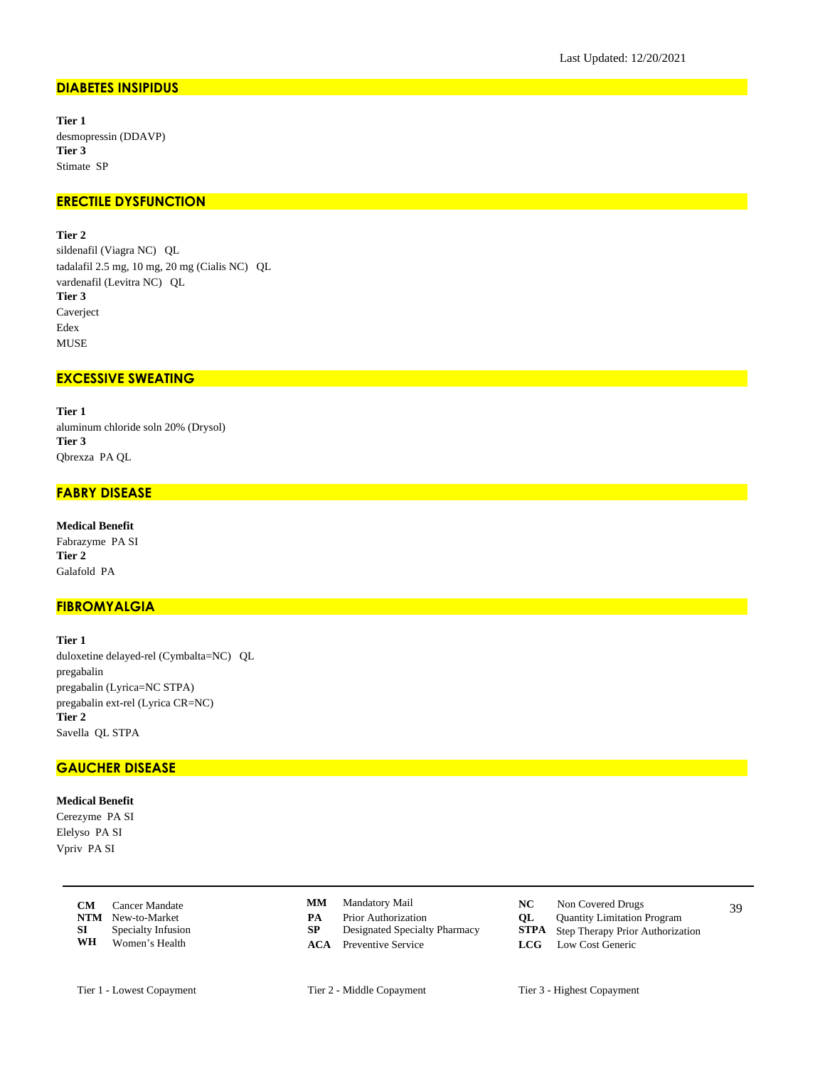Last Updated: 12/20/2021

## DIABETES INSIPIDUS

**Tier 1**
desmopressin (DDAVP)
**Tier 3**
Stimate SP

## ERECTILE DYSFUNCTION

**Tier 2**
sildenafil (Viagra NC) QL
tadalafil 2.5 mg, 10 mg, 20 mg (Cialis NC) QL
vardenafil (Levitra NC) QL
**Tier 3**
Caverject
Edex
MUSE

## EXCESSIVE SWEATING

**Tier 1**
aluminum chloride soln 20% (Drysol)
**Tier 3**
Qbrexza PA QL

## FABRY DISEASE

**Medical Benefit**
Fabrazyme PA SI
**Tier 2**
Galafold PA

## FIBROMYALGIA

**Tier 1**
duloxetine delayed-rel (Cymbalta=NC) QL
pregabalin
pregabalin (Lyrica=NC STPA)
pregabalin ext-rel (Lyrica CR=NC)
**Tier 2**
Savella QL STPA

## GAUCHER DISEASE

**Medical Benefit**
Cerezyme PA SI
Elelyso PA SI
Vpriv PA SI

| | | | | | |
|---|---|---|---|---|---|
| **CM** | Cancer Mandate | **MM** | Mandatory Mail | **NC** | Non Covered Drugs |
| **NTM** | New-to-Market | **PA** | Prior Authorization | **QL** | Quantity Limitation Program |
| **SI** | Specialty Infusion | **SP** | Designated Specialty Pharmacy | **STPA** | Step Therapy Prior Authorization |
| **WH** | Women's Health | **ACA** | Preventive Service | **LCG** | Low Cost Generic |

Tier 1 - Lowest Copayment    Tier 2 - Middle Copayment    Tier 3 - Highest Copayment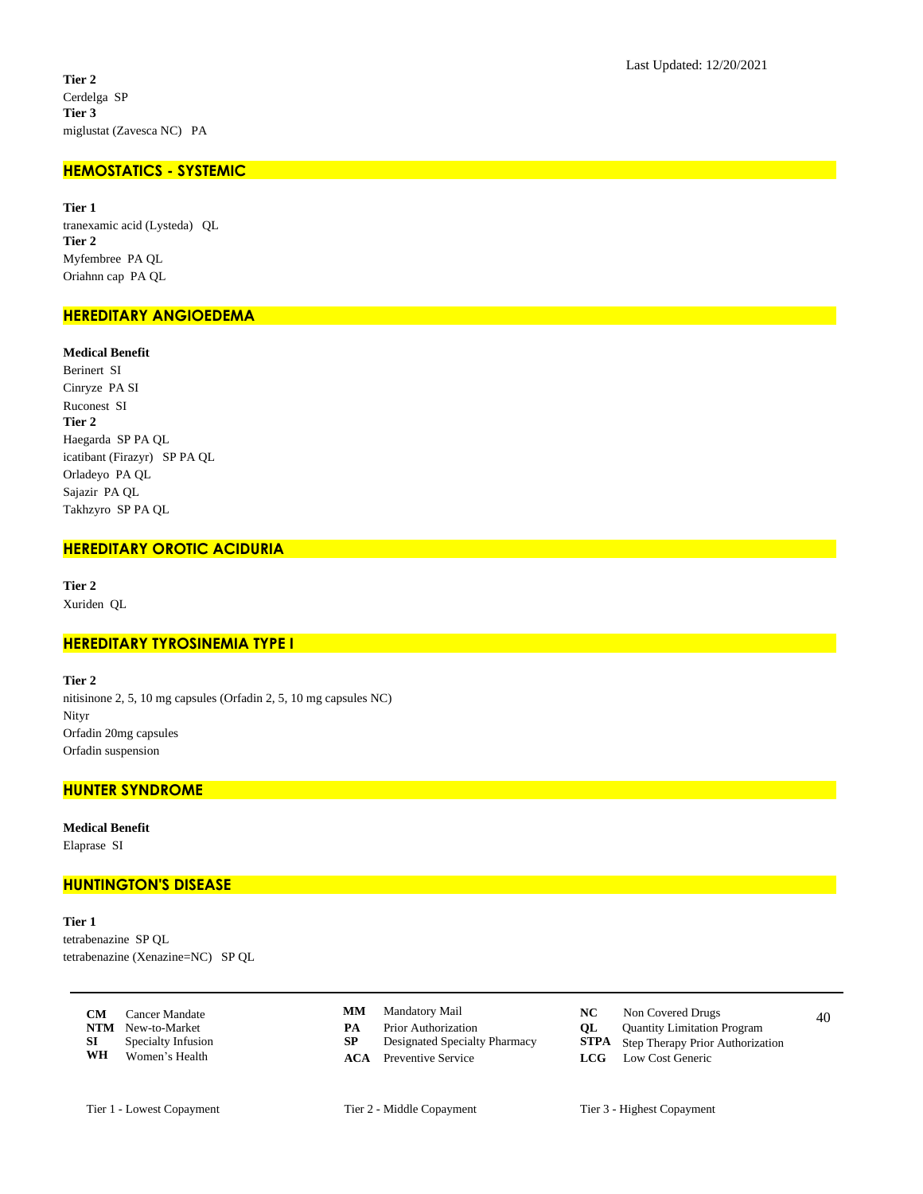**Tier 2**

Cerdelga SP

**Tier 3**

miglustat (Zavesca NC) PA

## HEMOSTATICS - SYSTEMIC

**Tier 1**

tranexamic acid (Lysteda) QL

**Tier 2**

Myfembree PA QL

Oriahnn cap PA QL

## HEREDITARY ANGIOEDEMA

**Medical Benefit**

Berinert SI

Cinryze PA SI

Ruconest SI

**Tier 2**

Haegarda SP PA QL

icatibant (Firazyr) SP PA QL

Orladeyo PA QL

Sajazir PA QL

Takhzyro SP PA QL

## HEREDITARY OROTIC ACIDURIA

**Tier 2**

Xuriden QL

## HEREDITARY TYROSINEMIA TYPE I

**Tier 2**

nitisinone 2, 5, 10 mg capsules (Orfadin 2, 5, 10 mg capsules NC)

Nityr

Orfadin 20mg capsules

Orfadin suspension

## HUNTER SYNDROME

**Medical Benefit**

Elaprase SI

## HUNTINGTON'S DISEASE

**Tier 1**

tetrabenazine SP QL

tetrabenazine (Xenazine=NC) SP QL

| | | | | | |
|---|---|---|---|---|---|
| **CM** | Cancer Mandate | **MM** | Mandatory Mail | **NC** | Non Covered Drugs |
| **NTM** | New-to-Market | **PA** | Prior Authorization | **QL** | Quantity Limitation Program |
| **SI** | Specialty Infusion | **SP** | Designated Specialty Pharmacy | **STPA** | Step Therapy Prior Authorization |
| **WH** | Women's Health | **ACA** | Preventive Service | **LCG** | Low Cost Generic |

Tier 1 - Lowest Copayment | Tier 2 - Middle Copayment | Tier 3 - Highest Copayment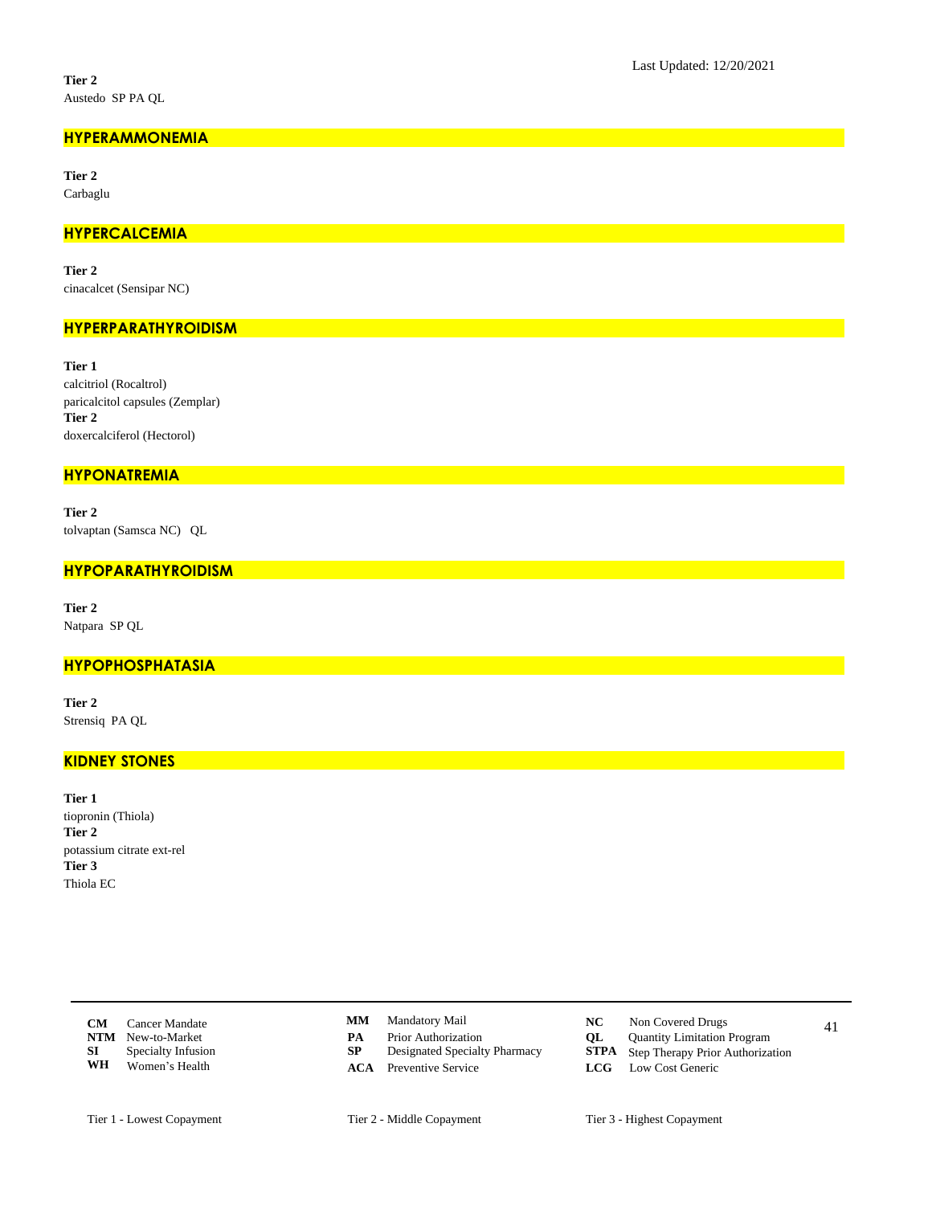**Tier 2**

Austedo SP PA QL

## HYPERAMMONEMIA

**Tier 2**

Carbaglu

## HYPERCALCEMIA

**Tier 2**

cinacalcet (Sensipar NC)

## HYPERPARATHYROIDISM

**Tier 1**

calcitriol (Rocaltrol)

paricalcitol capsules (Zemplar)

**Tier 2**

doxercalciferol (Hectorol)

## HYPONATREMIA

**Tier 2**

tolvaptan (Samsca NC) QL

## HYPOPARATHYROIDISM

**Tier 2**

Natpara SP QL

## HYPOPHOSPHATASIA

**Tier 2**

Strensiq PA QL

## KIDNEY STONES

**Tier 1**

tiopronin (Thiola)

**Tier 2**

potassium citrate ext-rel

**Tier 3**

Thiola EC

| | | | | | |
|---|---|---|---|---|---|
| **CM** | Cancer Mandate | **MM** | Mandatory Mail | **NC** | Non Covered Drugs |
| **NTM** | New-to-Market | **PA** | Prior Authorization | **QL** | Quantity Limitation Program |
| **SI** | Specialty Infusion | **SP** | Designated Specialty Pharmacy | **STPA** | Step Therapy Prior Authorization |
| **WH** | Women's Health | **ACA** | Preventive Service | **LCG** | Low Cost Generic |

Tier 1 - Lowest Copayment    Tier 2 - Middle Copayment    Tier 3 - Highest Copayment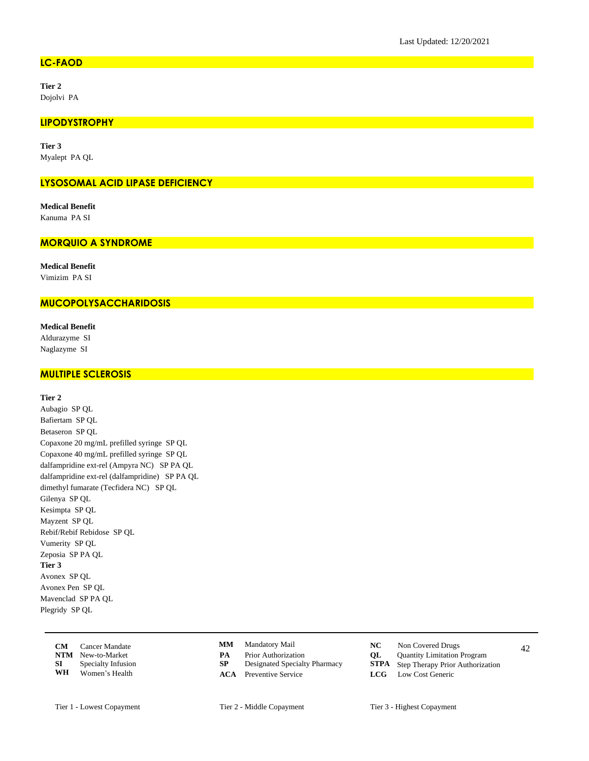Last Updated: 12/20/2021

## LC-FAOD

**Tier 2**

Dojolvi PA

## LIPODYSTROPHY

**Tier 3**

Myalept PA QL

## LYSOSOMAL ACID LIPASE DEFICIENCY

**Medical Benefit**

Kanuma PA SI

## MORQUIO A SYNDROME

**Medical Benefit**

Vimizim PA SI

## MUCOPOLYSACCHARIDOSIS

**Medical Benefit**

Aldurazyme SI
Naglazyme SI

## MULTIPLE SCLEROSIS

**Tier 2**

Aubagio SP QL
Bafiertam SP QL
Betaseron SP QL
Copaxone 20 mg/mL prefilled syringe SP QL
Copaxone 40 mg/mL prefilled syringe SP QL
dalfampridine ext-rel (Ampyra NC) SP PA QL
dalfampridine ext-rel (dalfampridine) SP PA QL
dimethyl fumarate (Tecfidera NC) SP QL
Gilenya SP QL
Kesimpta SP QL
Mayzent SP QL
Rebif/Rebif Rebidose SP QL
Vumerity SP QL
Zeposia SP PA QL

**Tier 3**

Avonex SP QL
Avonex Pen SP QL
Mavenclad SP PA QL
Plegridy SP QL

| | | | | | |
|---|---|---|---|---|---|
| **CM** | Cancer Mandate | **MM** | Mandatory Mail | **NC** | Non Covered Drugs |
| **NTM** | New-to-Market | **PA** | Prior Authorization | **QL** | Quantity Limitation Program |
| **SI** | Specialty Infusion | **SP** | Designated Specialty Pharmacy | **STPA** | Step Therapy Prior Authorization |
| **WH** | Women's Health | **ACA** | Preventive Service | **LCG** | Low Cost Generic |

Tier 1 - Lowest Copayment | Tier 2 - Middle Copayment | Tier 3 - Highest Copayment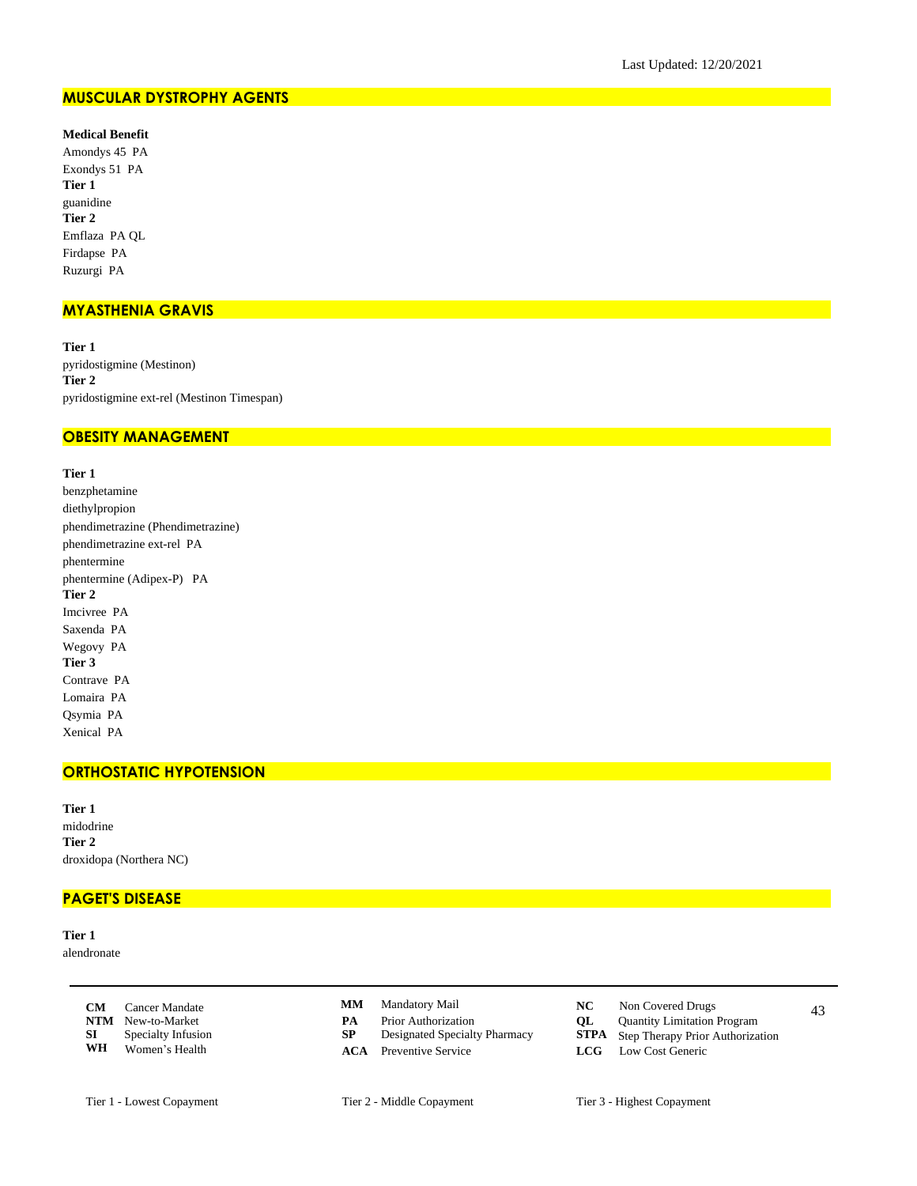Last Updated: 12/20/2021

## MUSCULAR DYSTROPHY AGENTS

**Medical Benefit**
Amondys 45 PA
Exondys 51 PA
**Tier 1**
guanidine
**Tier 2**
Emflaza PA QL
Firdapse PA
Ruzurgi PA

## MYASTHENIA GRAVIS

**Tier 1**
pyridostigmine (Mestinon)
**Tier 2**
pyridostigmine ext-rel (Mestinon Timespan)

## OBESITY MANAGEMENT

**Tier 1**
benzphetamine
diethylpropion
phendimetrazine (Phendimetrazine)
phendimetrazine ext-rel PA
phentermine
phentermine (Adipex-P) PA
**Tier 2**
Imcivree PA
Saxenda PA
Wegovy PA
**Tier 3**
Contrave PA
Lomaira PA
Qsymia PA
Xenical PA

## ORTHOSTATIC HYPOTENSION

**Tier 1**
midodrine
**Tier 2**
droxidopa (Northera NC)

## PAGET'S DISEASE

**Tier 1**
alendronate

| | | | | | |
|---|---|---|---|---|---|
| **CM** | Cancer Mandate | **MM** | Mandatory Mail | **NC** | Non Covered Drugs |
| **NTM** | New-to-Market | **PA** | Prior Authorization | **QL** | Quantity Limitation Program |
| **SI** | Specialty Infusion | **SP** | Designated Specialty Pharmacy | **STPA** | Step Therapy Prior Authorization |
| **WH** | Women's Health | **ACA** | Preventive Service | **LCG** | Low Cost Generic |

Tier 1 - Lowest Copayment  Tier 2 - Middle Copayment  Tier 3 - Highest Copayment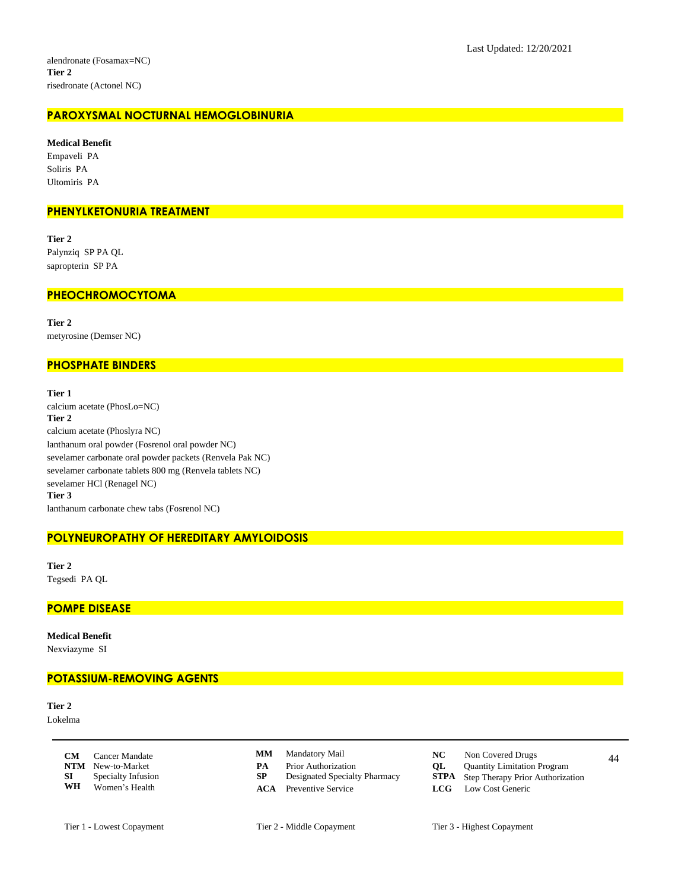alendronate (Fosamax=NC)

**Tier 2**

risedronate (Actonel NC)

## PAROXYSMAL NOCTURNAL HEMOGLOBINURIA

**Medical Benefit**

Empaveli PA

Soliris PA

Ultomiris PA

## PHENYLKETONURIA TREATMENT

**Tier 2**

Palynziq SP PA QL

sapropterin SP PA

## PHEOCHROMOCYTOMA

**Tier 2**

metyrosine (Demser NC)

## PHOSPHATE BINDERS

**Tier 1**

calcium acetate (PhosLo=NC)

**Tier 2**

calcium acetate (Phoslyra NC)

lanthanum oral powder (Fosrenol oral powder NC)

sevelamer carbonate oral powder packets (Renvela Pak NC)

sevelamer carbonate tablets 800 mg (Renvela tablets NC)

sevelamer HCl (Renagel NC)

**Tier 3**

lanthanum carbonate chew tabs (Fosrenol NC)

## POLYNEUROPATHY OF HEREDITARY AMYLOIDOSIS

**Tier 2**

Tegsedi PA QL

## POMPE DISEASE

**Medical Benefit**

Nexviazyme SI

## POTASSIUM-REMOVING AGENTS

**Tier 2**

Lokelma

| | | | | | |
|---|---|---|---|---|---|
| **CM** | Cancer Mandate | **MM** | Mandatory Mail | **NC** | Non Covered Drugs |
| **NTM** | New-to-Market | **PA** | Prior Authorization | **QL** | Quantity Limitation Program |
| **SI** | Specialty Infusion | **SP** | Designated Specialty Pharmacy | **STPA** | Step Therapy Prior Authorization |
| **WH** | Women's Health | **ACA** | Preventive Service | **LCG** | Low Cost Generic |

Tier 1 - Lowest Copayment    Tier 2 - Middle Copayment    Tier 3 - Highest Copayment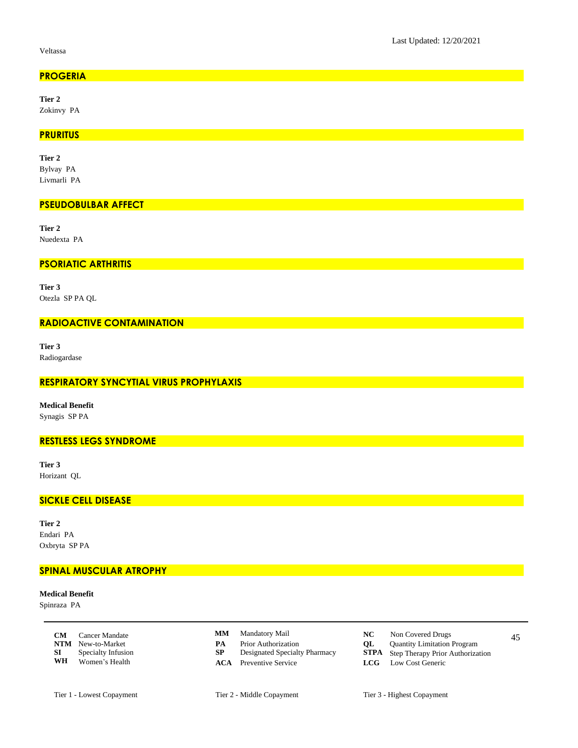Veltassa

## PROGERIA

**Tier 2**
Zokinvy PA

## PRURITUS

**Tier 2**
Bylvay PA
Livmarli PA

## PSEUDOBULBAR AFFECT

**Tier 2**
Nuedexta PA

## PSORIATIC ARTHRITIS

**Tier 3**
Otezla SP PA QL

## RADIOACTIVE CONTAMINATION

**Tier 3**
Radiogardase

## RESPIRATORY SYNCYTIAL VIRUS PROPHYLAXIS

**Medical Benefit**
Synagis SP PA

## RESTLESS LEGS SYNDROME

**Tier 3**
Horizant QL

## SICKLE CELL DISEASE

**Tier 2**
Endari PA
Oxbryta SP PA

## SPINAL MUSCULAR ATROPHY

**Medical Benefit**
Spinraza PA

---

**CM** Cancer Mandate
**NTM** New-to-Market
**SI** Specialty Infusion
**WH** Women's Health
**MM** Mandatory Mail
**PA** Prior Authorization
**SP** Designated Specialty Pharmacy
**ACA** Preventive Service
**NC** Non Covered Drugs
**QL** Quantity Limitation Program
**STPA** Step Therapy Prior Authorization
**LCG** Low Cost Generic

Tier 1 - Lowest Copayment
Tier 2 - Middle Copayment
Tier 3 - Highest Copayment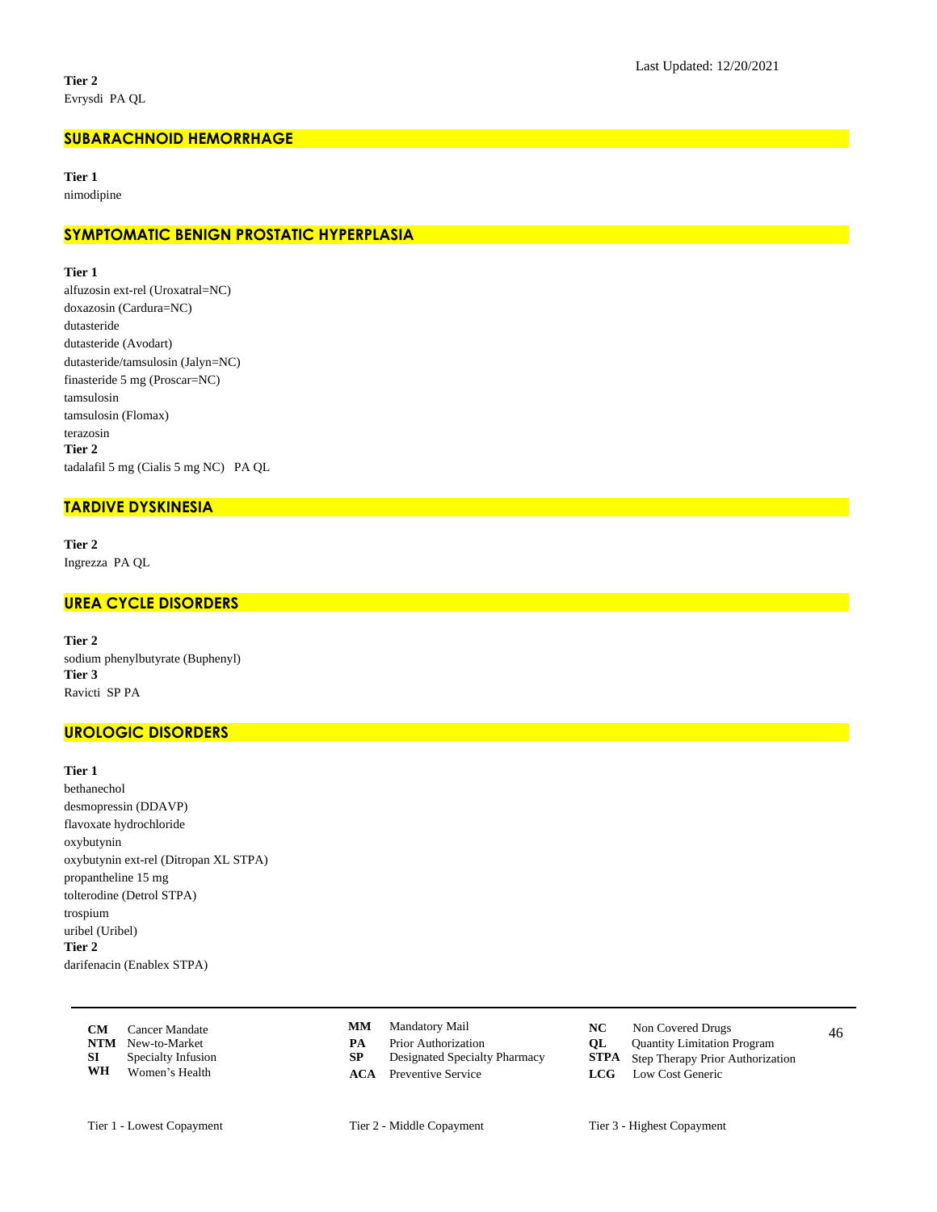**Tier 2**
Evrysdi PA QL

## SUBARACHNOID HEMORRHAGE

**Tier 1**
nimodipine

## SYMPTOMATIC BENIGN PROSTATIC HYPERPLASIA

**Tier 1**
alfuzosin ext-rel (Uroxatral=NC)
doxazosin (Cardura=NC)
dutasteride
dutasteride (Avodart)
dutasteride/tamsulosin (Jalyn=NC)
finasteride 5 mg (Proscar=NC)
tamsulosin
tamsulosin (Flomax)
terazosin
**Tier 2**
tadalafil 5 mg (Cialis 5 mg NC) PA QL

## TARDIVE DYSKINESIA

**Tier 2**
Ingrezza PA QL

## UREA CYCLE DISORDERS

**Tier 2**
sodium phenylbutyrate (Buphenyl)
**Tier 3**
Ravicti SP PA

## UROLOGIC DISORDERS

**Tier 1**
bethanechol
desmopressin (DDAVP)
flavoxate hydrochloride
oxybutynin
oxybutynin ext-rel (Ditropan XL STPA)
propantheline 15 mg
tolterodine (Detrol STPA)
trospium
uribel (Uribel)
**Tier 2**
darifenacin (Enablex STPA)

| | | | | | |
|---|---|---|---|---|---|
| **CM** Cancer Mandate | **MM** Mandatory Mail | **NC** Non Covered Drugs |
| **NTM** New-to-Market | **PA** Prior Authorization | **QL** Quantity Limitation Program |
| **SI** Specialty Infusion | **SP** Designated Specialty Pharmacy | **STPA** Step Therapy Prior Authorization |
| **WH** Women's Health | **ACA** Preventive Service | **LCG** Low Cost Generic |

Tier 1 - Lowest Copayment    Tier 2 - Middle Copayment    Tier 3 - Highest Copayment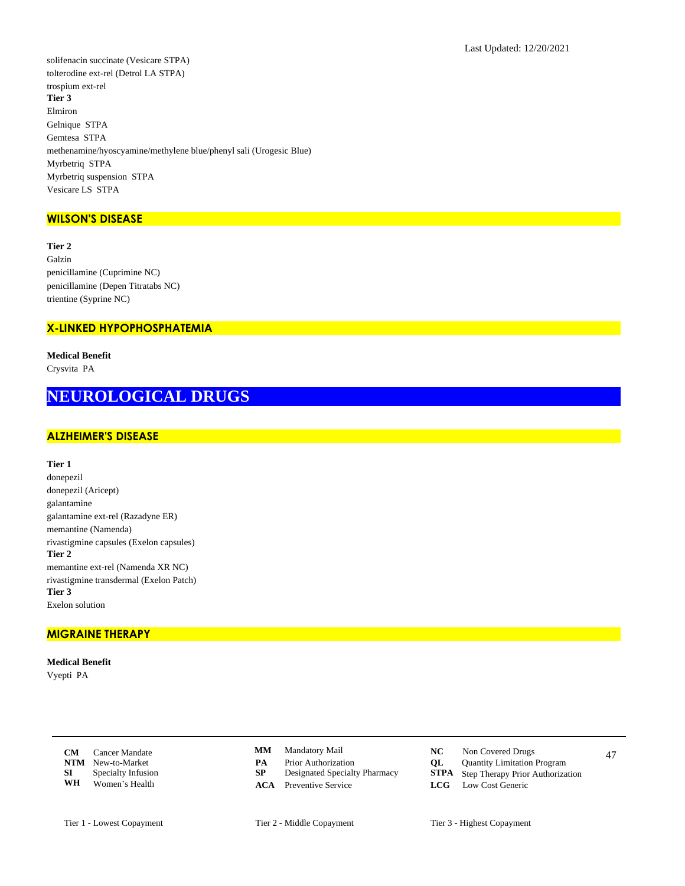solifenacin succinate (Vesicare STPA)
tolterodine ext-rel (Detrol LA STPA)
trospium ext-rel

**Tier 3**

Elmiron
Gelnique  STPA
Gemtesa  STPA
methenamine/hyoscyamine/methylene blue/phenyl sali (Urogesic Blue)
Myrbetriq  STPA
Myrbetriq suspension  STPA
Vesicare LS  STPA

## WILSON'S DISEASE

**Tier 2**

Galzin
penicillamine (Cuprimine NC)
penicillamine (Depen Titratabs NC)
trientine (Syprine NC)

## X-LINKED HYPOPHOSPHATEMIA

**Medical Benefit**

Crysvita  PA

# NEUROLOGICAL DRUGS

## ALZHEIMER'S DISEASE

**Tier 1**

donepezil
donepezil (Aricept)
galantamine
galantamine ext-rel (Razadyne ER)
memantine (Namenda)
rivastigmine capsules (Exelon capsules)

**Tier 2**

memantine ext-rel (Namenda XR NC)
rivastigmine transdermal (Exelon Patch)

**Tier 3**

Exelon solution

## MIGRAINE THERAPY

**Medical Benefit**

Vyepti  PA

| | | | | | |
|---|---|---|---|---|---|
| **CM** | Cancer Mandate | **MM** | Mandatory Mail | **NC** | Non Covered Drugs |
| **NTM** | New-to-Market | **PA** | Prior Authorization | **QL** | Quantity Limitation Program |
| **SI** | Specialty Infusion | **SP** | Designated Specialty Pharmacy | **STPA** | Step Therapy Prior Authorization |
| **WH** | Women's Health | **ACA** | Preventive Service | **LCG** | Low Cost Generic |

Tier 1 - Lowest Copayment    Tier 2 - Middle Copayment    Tier 3 - Highest Copayment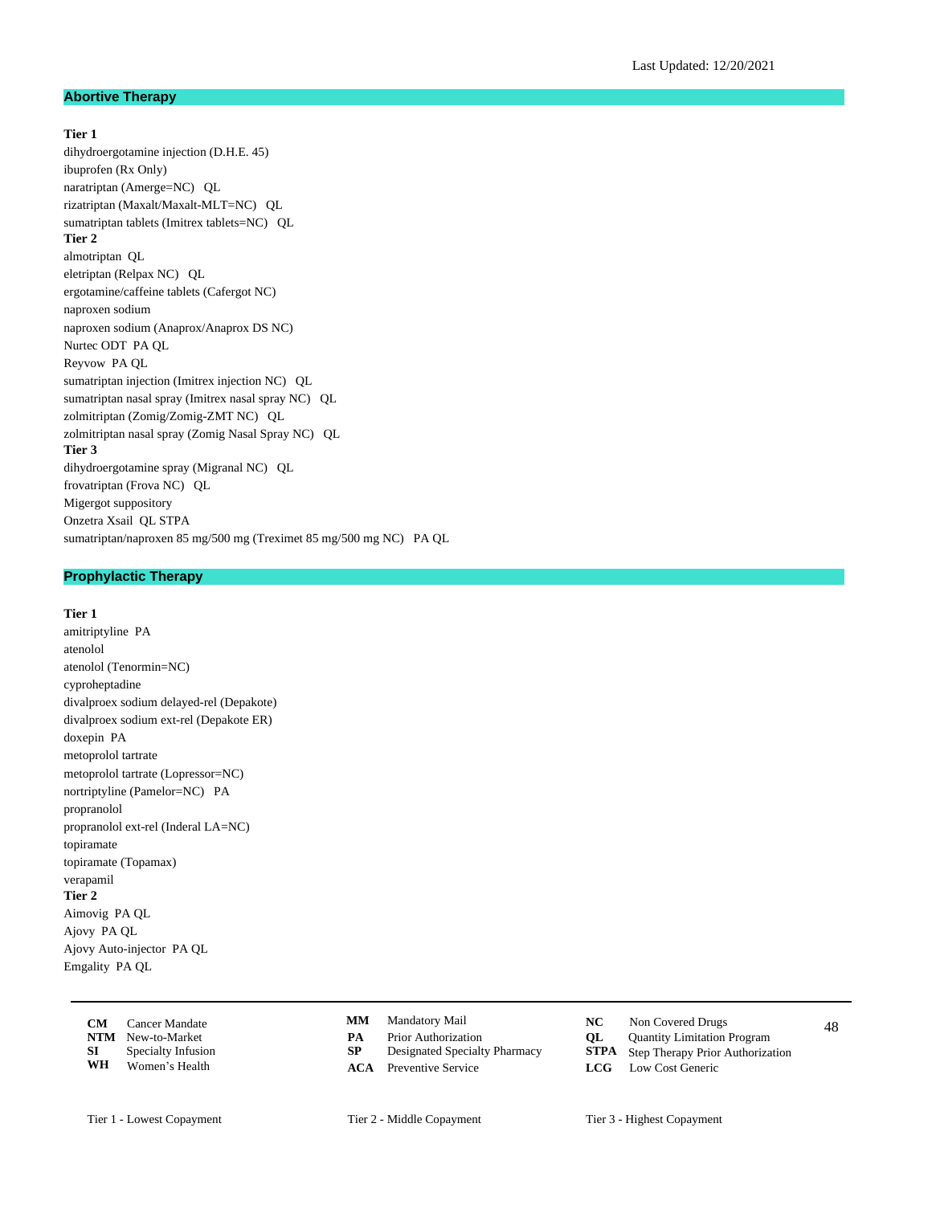Last Updated: 12/20/2021

## Abortive Therapy

**Tier 1**
dihydroergotamine injection (D.H.E. 45)
ibuprofen (Rx Only)
naratriptan (Amerge=NC) QL
rizatriptan (Maxalt/Maxalt-MLT=NC) QL
sumatriptan tablets (Imitrex tablets=NC) QL

**Tier 2**
almotriptan QL
eletriptan (Relpax NC) QL
ergotamine/caffeine tablets (Cafergot NC)
naproxen sodium
naproxen sodium (Anaprox/Anaprox DS NC)
Nurtec ODT PA QL
Reyvow PA QL
sumatriptan injection (Imitrex injection NC) QL
sumatriptan nasal spray (Imitrex nasal spray NC) QL
zolmitriptan (Zomig/Zomig-ZMT NC) QL
zolmitriptan nasal spray (Zomig Nasal Spray NC) QL

**Tier 3**
dihydroergotamine spray (Migranal NC) QL
frovatriptan (Frova NC) QL
Migergot suppository
Onzetra Xsail QL STPA
sumatriptan/naproxen 85 mg/500 mg (Treximet 85 mg/500 mg NC) PA QL

## Prophylactic Therapy

**Tier 1**
amitriptyline PA
atenolol
atenolol (Tenormin=NC)
cyproheptadine
divalproex sodium delayed-rel (Depakote)
divalproex sodium ext-rel (Depakote ER)
doxepin PA
metoprolol tartrate
metoprolol tartrate (Lopressor=NC)
nortriptyline (Pamelor=NC) PA
propranolol
propranolol ext-rel (Inderal LA=NC)
topiramate
topiramate (Topamax)
verapamil

**Tier 2**
Aimovig PA QL
Ajovy PA QL
Ajovy Auto-injector PA QL
Emgality PA QL

| | | | | | |
|---|---|---|---|---|---|
| **CM** | Cancer Mandate | **MM** | Mandatory Mail | **NC** | Non Covered Drugs |
| **NTM** | New-to-Market | **PA** | Prior Authorization | **QL** | Quantity Limitation Program |
| **SI** | Specialty Infusion | **SP** | Designated Specialty Pharmacy | **STPA** | Step Therapy Prior Authorization |
| **WH** | Women's Health | **ACA** | Preventive Service | **LCG** | Low Cost Generic |

Tier 1 - Lowest Copayment | Tier 2 - Middle Copayment | Tier 3 - Highest Copayment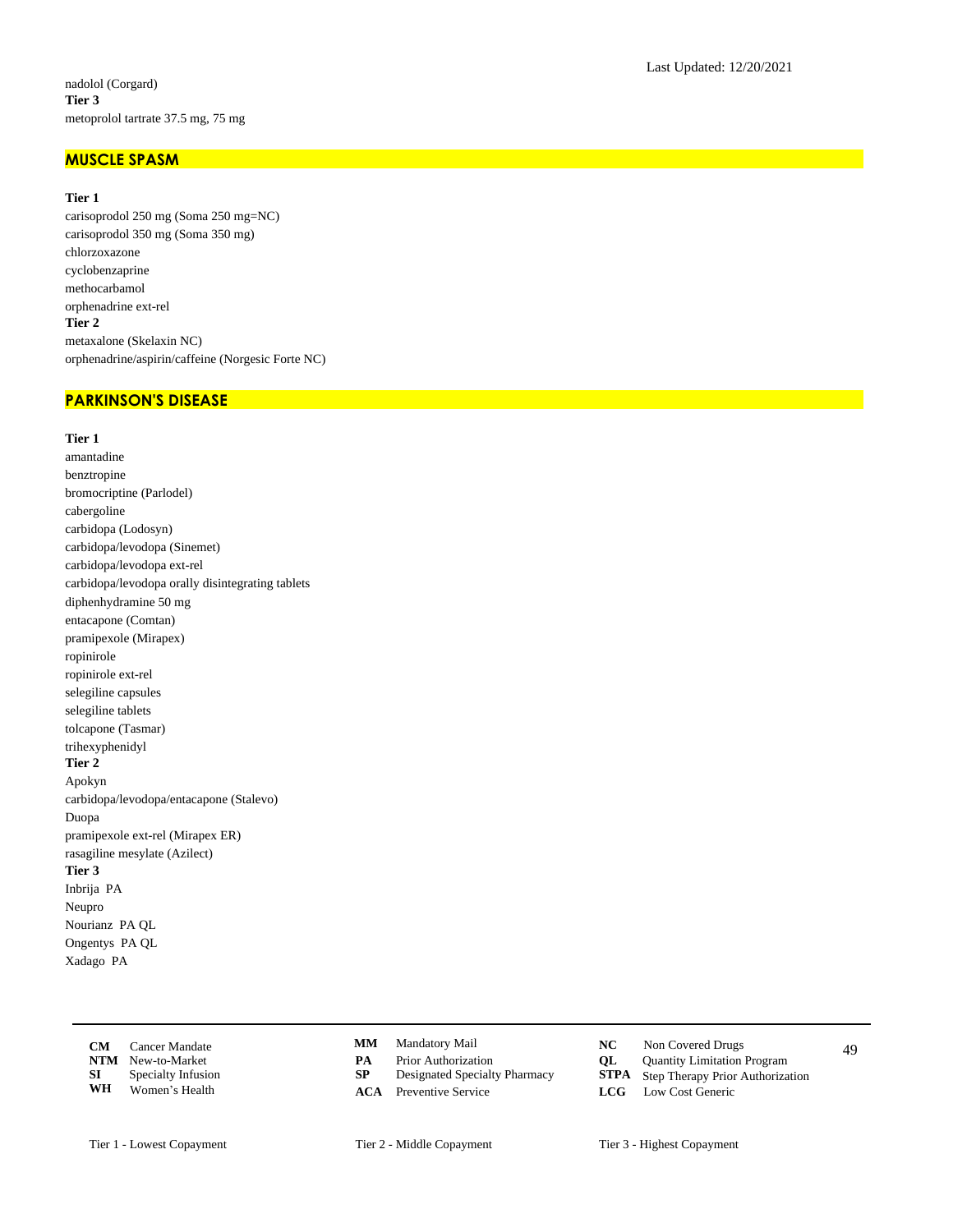nadolol (Corgard)

**Tier 3**

metoprolol tartrate 37.5 mg, 75 mg

## MUSCLE SPASM

**Tier 1**

carisoprodol 250 mg (Soma 250 mg=NC)
carisoprodol 350 mg (Soma 350 mg)
chlorzoxazone
cyclobenzaprine
methocarbamol
orphenadrine ext-rel

**Tier 2**

metaxalone (Skelaxin NC)
orphenadrine/aspirin/caffeine (Norgesic Forte NC)

## PARKINSON'S DISEASE

**Tier 1**

amantadine
benztropine
bromocriptine (Parlodel)
cabergoline
carbidopa (Lodosyn)
carbidopa/levodopa (Sinemet)
carbidopa/levodopa ext-rel
carbidopa/levodopa orally disintegrating tablets
diphenhydramine 50 mg
entacapone (Comtan)
pramipexole (Mirapex)
ropinirole
ropinirole ext-rel
selegiline capsules
selegiline tablets
tolcapone (Tasmar)
trihexyphenidyl

**Tier 2**

Apokyn
carbidopa/levodopa/entacapone (Stalevo)
Duopa
pramipexole ext-rel (Mirapex ER)
rasagiline mesylate (Azilect)

**Tier 3**

Inbrija PA
Neupro
Nourianz PA QL
Ongentys PA QL
Xadago PA

| | | | | | |
|---|---|---|---|---|---|
| **CM** | Cancer Mandate | **MM** | Mandatory Mail | **NC** | Non Covered Drugs |
| **NTM** | New-to-Market | **PA** | Prior Authorization | **QL** | Quantity Limitation Program |
| **SI** | Specialty Infusion | **SP** | Designated Specialty Pharmacy | **STPA** | Step Therapy Prior Authorization |
| **WH** | Women's Health | **ACA** | Preventive Service | **LCG** | Low Cost Generic |

Tier 1 - Lowest Copayment    Tier 2 - Middle Copayment    Tier 3 - Highest Copayment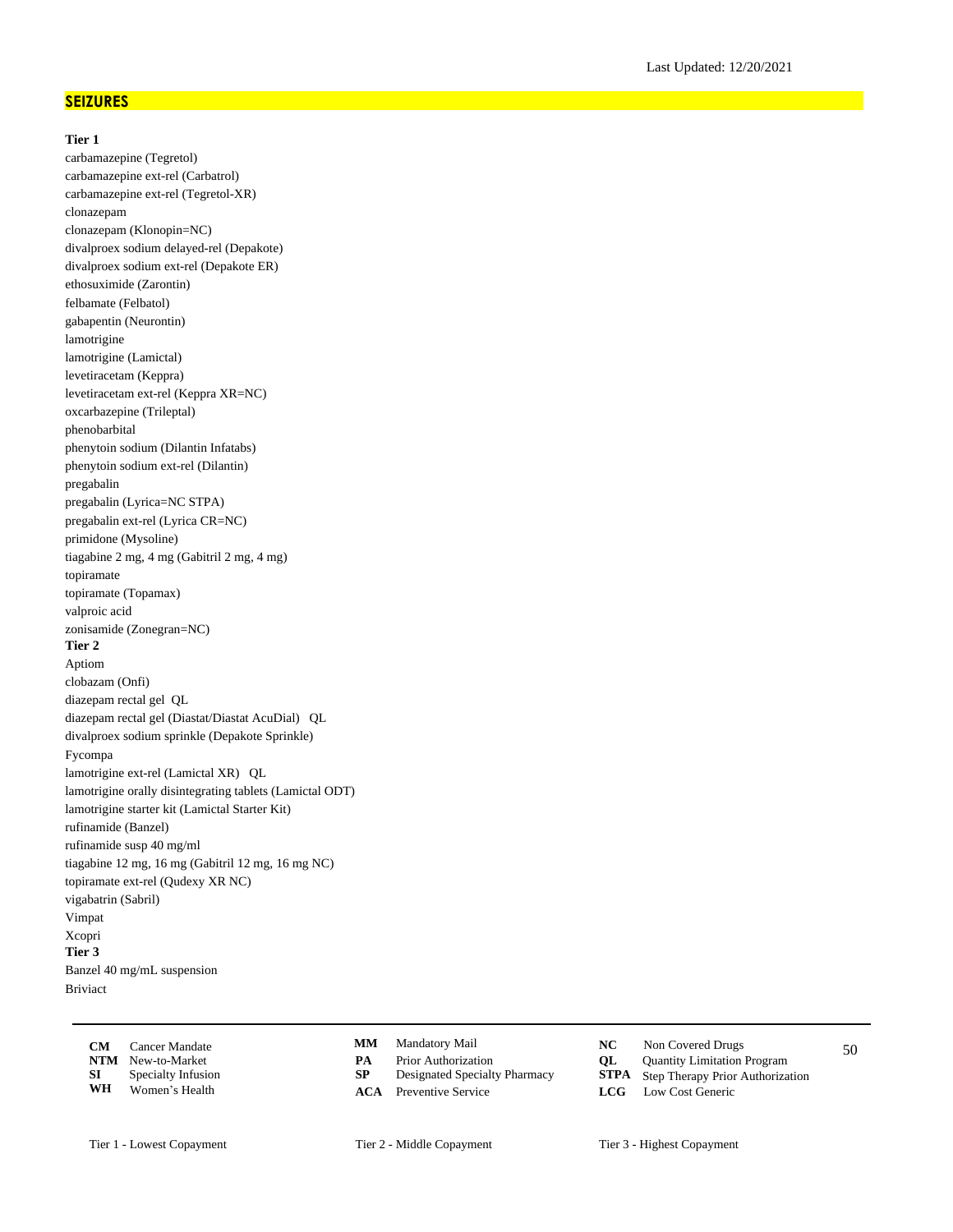Last Updated: 12/20/2021

## SEIZURES

**Tier 1**

carbamazepine (Tegretol)
carbamazepine ext-rel (Carbatrol)
carbamazepine ext-rel (Tegretol-XR)
clonazepam
clonazepam (Klonopin=NC)
divalproex sodium delayed-rel (Depakote)
divalproex sodium ext-rel (Depakote ER)
ethosuximide (Zarontin)
felbamate (Felbatol)
gabapentin (Neurontin)
lamotrigine
lamotrigine (Lamictal)
levetiracetam (Keppra)
levetiracetam ext-rel (Keppra XR=NC)
oxcarbazepine (Trileptal)
phenobarbital
phenytoin sodium (Dilantin Infatabs)
phenytoin sodium ext-rel (Dilantin)
pregabalin
pregabalin (Lyrica=NC STPA)
pregabalin ext-rel (Lyrica CR=NC)
primidone (Mysoline)
tiagabine 2 mg, 4 mg (Gabitril 2 mg, 4 mg)
topiramate
topiramate (Topamax)
valproic acid
zonisamide (Zonegran=NC)

**Tier 2**

Aptiom
clobazam (Onfi)
diazepam rectal gel QL
diazepam rectal gel (Diastat/Diastat AcuDial) QL
divalproex sodium sprinkle (Depakote Sprinkle)
Fycompa
lamotrigine ext-rel (Lamictal XR) QL
lamotrigine orally disintegrating tablets (Lamictal ODT)
lamotrigine starter kit (Lamictal Starter Kit)
rufinamide (Banzel)
rufinamide susp 40 mg/ml
tiagabine 12 mg, 16 mg (Gabitril 12 mg, 16 mg NC)
topiramate ext-rel (Qudexy XR NC)
vigabatrin (Sabril)
Vimpat
Xcopri

**Tier 3**

Banzel 40 mg/mL suspension
Briviact

| | | | | | |
|---|---|---|---|---|---|
| **CM** Cancer Mandate | | **MM** Mandatory Mail | | **NC** Non Covered Drugs | |
| **NTM** New-to-Market | | **PA** Prior Authorization | | **QL** Quantity Limitation Program | |
| **SI** Specialty Infusion | | **SP** Designated Specialty Pharmacy | | **STPA** Step Therapy Prior Authorization | |
| **WH** Women's Health | | **ACA** Preventive Service | | **LCG** Low Cost Generic | |

Tier 1 - Lowest Copayment | Tier 2 - Middle Copayment | Tier 3 - Highest Copayment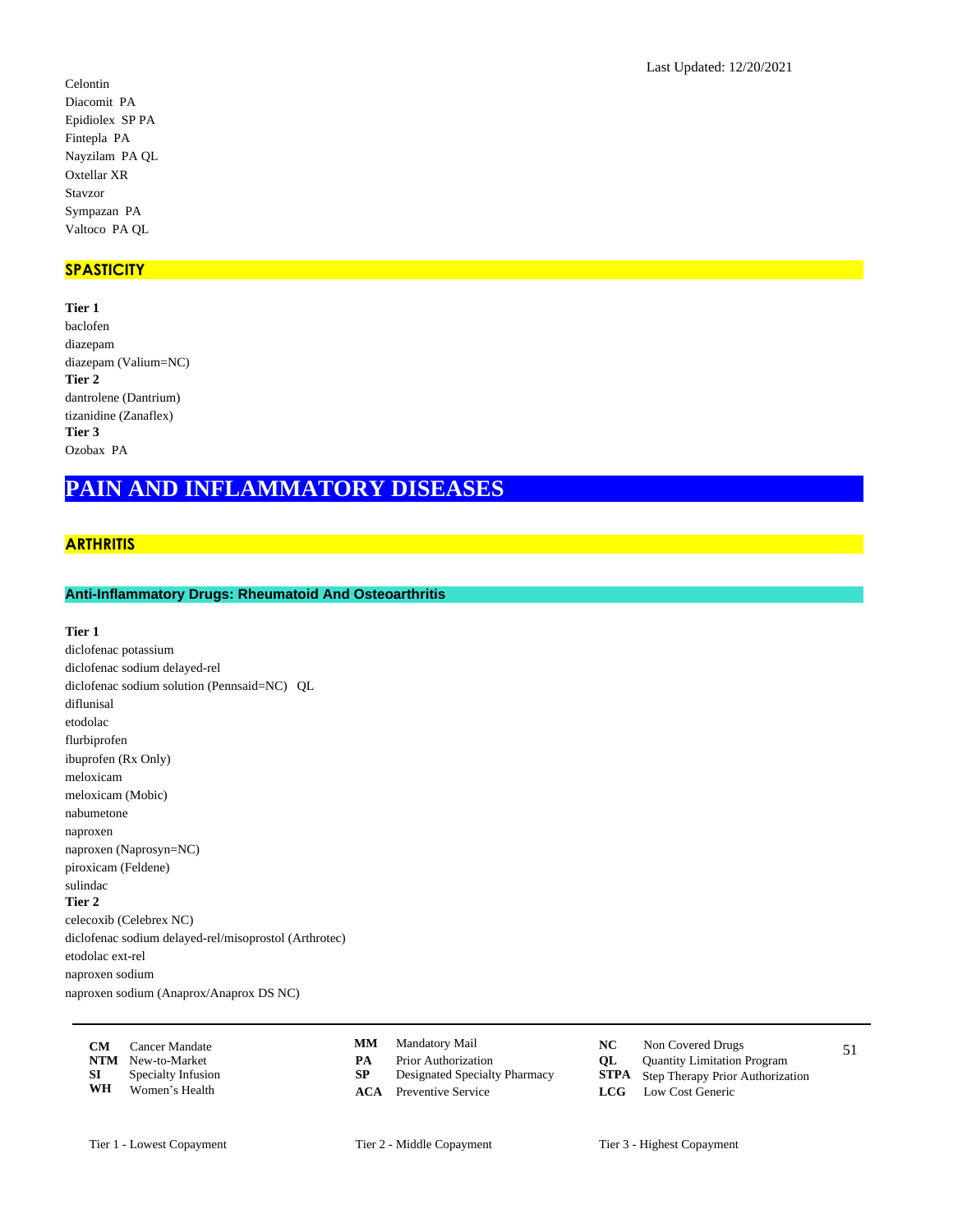Last Updated: 12/20/2021

Celontin
Diacomit PA
Epidiolex SP PA
Fintepla PA
Nayzilam PA QL
Oxtellar XR
Stavzor
Sympazan PA
Valtoco PA QL

### SPASTICITY

**Tier 1**
baclofen
diazepam
diazepam (Valium=NC)
**Tier 2**
dantrolene (Dantrium)
tizanidine (Zanaflex)
**Tier 3**
Ozobax PA

# PAIN AND INFLAMMATORY DISEASES

### ARTHRITIS

#### Anti-Inflammatory Drugs: Rheumatoid And Osteoarthritis

**Tier 1**
diclofenac potassium
diclofenac sodium delayed-rel
diclofenac sodium solution (Pennsaid=NC) QL
diflunisal
etodolac
flurbiprofen
ibuprofen (Rx Only)
meloxicam
meloxicam (Mobic)
nabumetone
naproxen
naproxen (Naprosyn=NC)
piroxicam (Feldene)
sulindac
**Tier 2**
celecoxib (Celebrex NC)
diclofenac sodium delayed-rel/misoprostol (Arthrotec)
etodolac ext-rel
naproxen sodium
naproxen sodium (Anaprox/Anaprox DS NC)

| | | | | | |
|---|---|---|---|---|---|
| **CM** | Cancer Mandate | **MM** | Mandatory Mail | **NC** | Non Covered Drugs |
| **NTM** | New-to-Market | **PA** | Prior Authorization | **QL** | Quantity Limitation Program |
| **SI** | Specialty Infusion | **SP** | Designated Specialty Pharmacy | **STPA** | Step Therapy Prior Authorization |
| **WH** | Women's Health | **ACA** | Preventive Service | **LCG** | Low Cost Generic |

Tier 1 - Lowest Copayment | Tier 2 - Middle Copayment | Tier 3 - Highest Copayment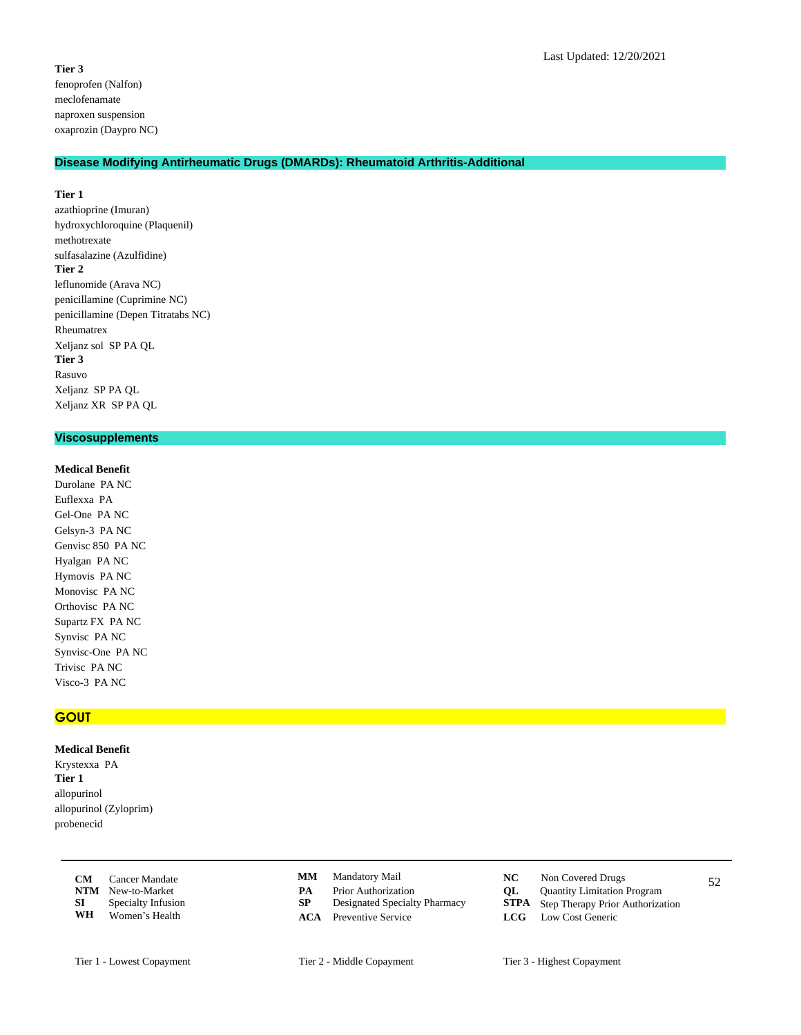**Tier 3**
fenoprofen (Nalfon)
meclofenamate
naproxen suspension
oxaprozin (Daypro NC)

## Disease Modifying Antirheumatic Drugs (DMARDs): Rheumatoid Arthritis-Additional

**Tier 1**
azathioprine (Imuran)
hydroxychloroquine (Plaquenil)
methotrexate
sulfasalazine (Azulfidine)
**Tier 2**
leflunomide (Arava NC)
penicillamine (Cuprimine NC)
penicillamine (Depen Titratabs NC)
Rheumatrex
Xeljanz sol SP PA QL
**Tier 3**
Rasuvo
Xeljanz SP PA QL
Xeljanz XR SP PA QL

## Viscosupplements

**Medical Benefit**
Durolane PA NC
Euflexxa PA
Gel-One PA NC
Gelsyn-3 PA NC
Genvisc 850 PA NC
Hyalgan PA NC
Hymovis PA NC
Monovisc PA NC
Orthovisc PA NC
Supartz FX PA NC
Synvisc PA NC
Synvisc-One PA NC
Trivisc PA NC
Visco-3 PA NC

# GOUT

**Medical Benefit**
Krystexxa PA
**Tier 1**
allopurinol
allopurinol (Zyloprim)
probenecid

| | | | | | |
|---|---|---|---|---|---|
| **CM** Cancer Mandate | | **MM** Mandatory Mail | | **NC** Non Covered Drugs | |
| **NTM** New-to-Market | | **PA** Prior Authorization | | **QL** Quantity Limitation Program | |
| **SI** Specialty Infusion | | **SP** Designated Specialty Pharmacy | | **STPA** Step Therapy Prior Authorization | |
| **WH** Women's Health | | **ACA** Preventive Service | | **LCG** Low Cost Generic | |

Tier 1 - Lowest Copayment  Tier 2 - Middle Copayment  Tier 3 - Highest Copayment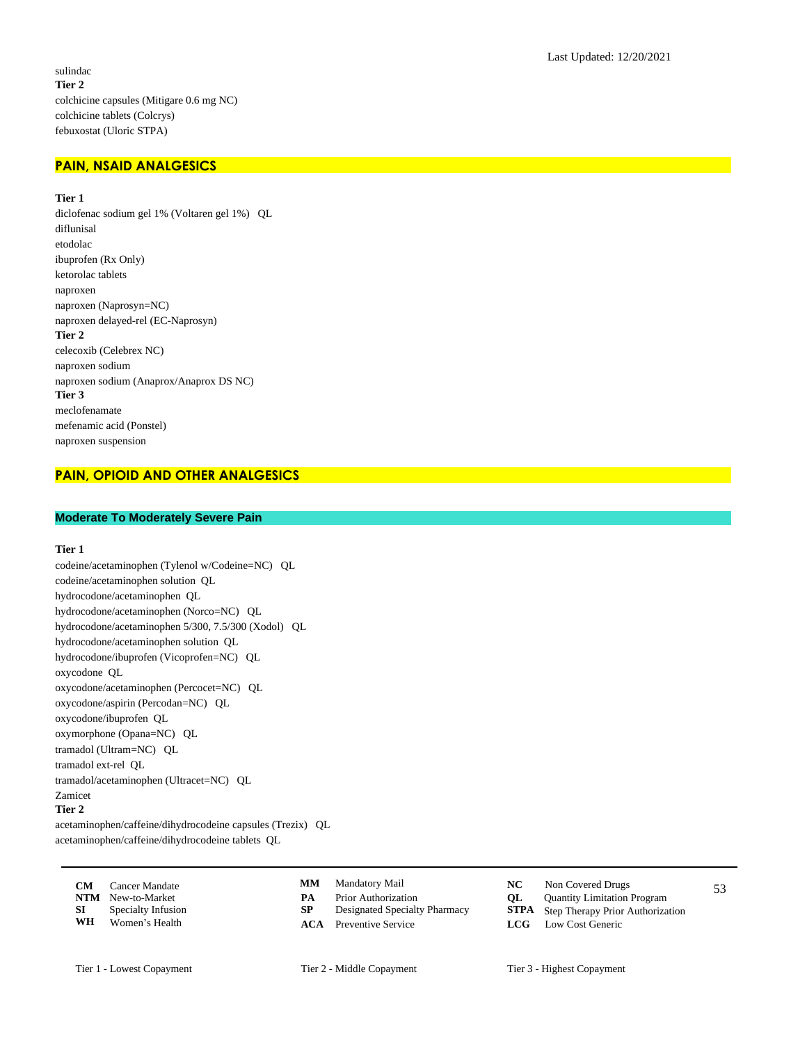sulindac

**Tier 2**

colchicine capsules (Mitigare 0.6 mg NC)
colchicine tablets (Colcrys)
febuxostat (Uloric STPA)

## PAIN, NSAID ANALGESICS

**Tier 1**

diclofenac sodium gel 1% (Voltaren gel 1%) QL
diflunisal
etodolac
ibuprofen (Rx Only)
ketorolac tablets
naproxen
naproxen (Naprosyn=NC)
naproxen delayed-rel (EC-Naprosyn)

**Tier 2**

celecoxib (Celebrex NC)
naproxen sodium
naproxen sodium (Anaprox/Anaprox DS NC)

**Tier 3**

meclofenamate
mefenamic acid (Ponstel)
naproxen suspension

## PAIN, OPIOID AND OTHER ANALGESICS

### Moderate To Moderately Severe Pain

**Tier 1**

codeine/acetaminophen (Tylenol w/Codeine=NC) QL
codeine/acetaminophen solution QL
hydrocodone/acetaminophen QL
hydrocodone/acetaminophen (Norco=NC) QL
hydrocodone/acetaminophen 5/300, 7.5/300 (Xodol) QL
hydrocodone/acetaminophen solution QL
hydrocodone/ibuprofen (Vicoprofen=NC) QL
oxycodone QL
oxycodone/acetaminophen (Percocet=NC) QL
oxycodone/aspirin (Percodan=NC) QL
oxycodone/ibuprofen QL
oxymorphone (Opana=NC) QL
tramadol (Ultram=NC) QL
tramadol ext-rel QL
tramadol/acetaminophen (Ultracet=NC) QL
Zamicet

**Tier 2**

acetaminophen/caffeine/dihydrocodeine capsules (Trezix) QL
acetaminophen/caffeine/dihydrocodeine tablets QL

| | | | | | |
|---|---|---|---|---|---|
| **CM** | Cancer Mandate | **MM** | Mandatory Mail | **NC** | Non Covered Drugs |
| **NTM** | New-to-Market | **PA** | Prior Authorization | **QL** | Quantity Limitation Program |
| **SI** | Specialty Infusion | **SP** | Designated Specialty Pharmacy | **STPA** | Step Therapy Prior Authorization |
| **WH** | Women's Health | **ACA** | Preventive Service | **LCG** | Low Cost Generic |

Tier 1 - Lowest Copayment    Tier 2 - Middle Copayment    Tier 3 - Highest Copayment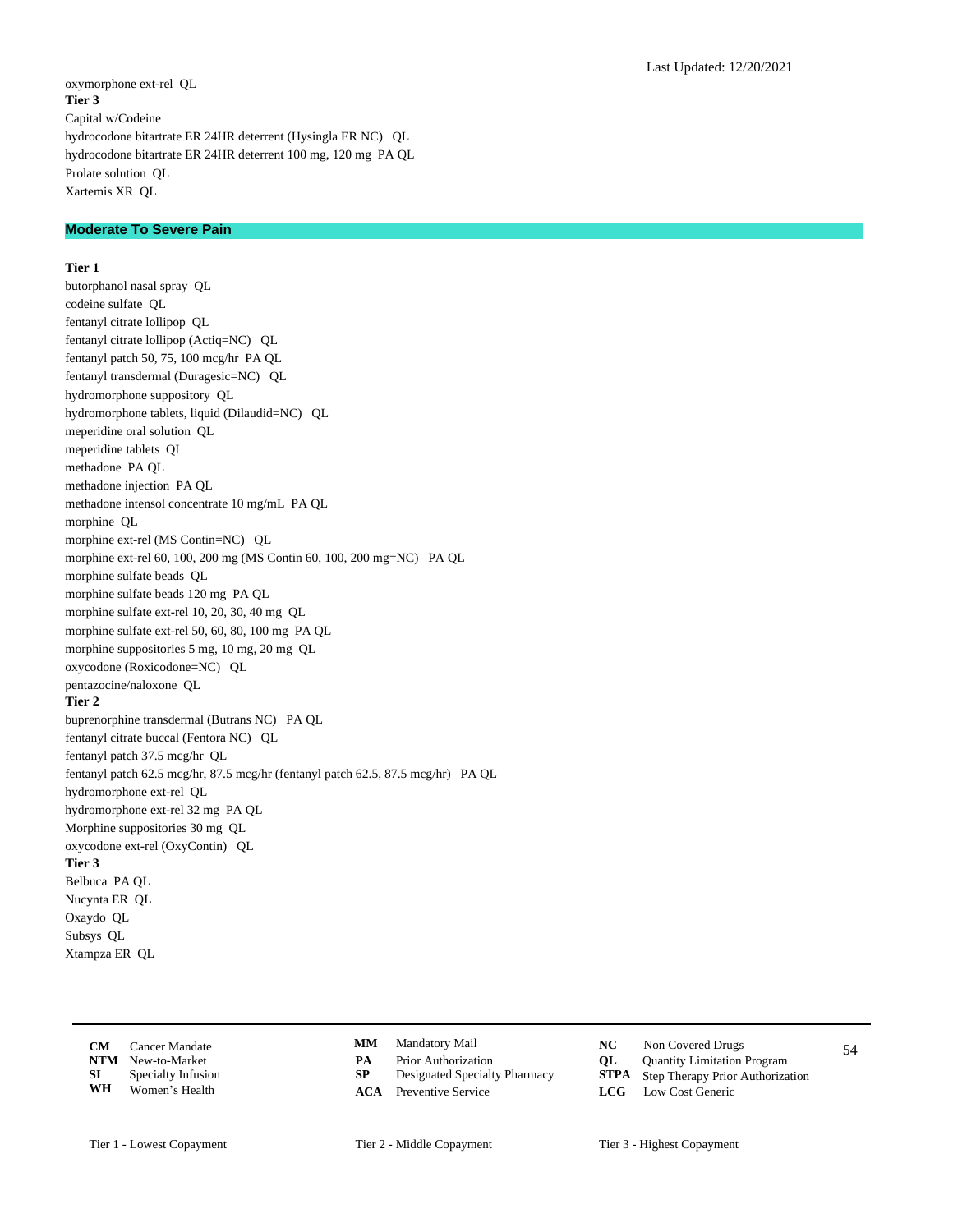oxymorphone ext-rel QL

**Tier 3**

Capital w/Codeine

hydrocodone bitartrate ER 24HR deterrent (Hysingla ER NC) QL

hydrocodone bitartrate ER 24HR deterrent 100 mg, 120 mg PA QL

Prolate solution QL

Xartemis XR QL

## Moderate To Severe Pain

**Tier 1**

butorphanol nasal spray QL

codeine sulfate QL

fentanyl citrate lollipop QL

fentanyl citrate lollipop (Actiq=NC) QL

fentanyl patch 50, 75, 100 mcg/hr PA QL

fentanyl transdermal (Duragesic=NC) QL

hydromorphone suppository QL

hydromorphone tablets, liquid (Dilaudid=NC) QL

meperidine oral solution QL

meperidine tablets QL

methadone PA QL

methadone injection PA QL

methadone intensol concentrate 10 mg/mL PA QL

morphine QL

morphine ext-rel (MS Contin=NC) QL

morphine ext-rel 60, 100, 200 mg (MS Contin 60, 100, 200 mg=NC) PA QL

morphine sulfate beads QL

morphine sulfate beads 120 mg PA QL

morphine sulfate ext-rel 10, 20, 30, 40 mg QL

morphine sulfate ext-rel 50, 60, 80, 100 mg PA QL

morphine suppositories 5 mg, 10 mg, 20 mg QL

oxycodone (Roxicodone=NC) QL

pentazocine/naloxone QL

**Tier 2**

buprenorphine transdermal (Butrans NC) PA QL

fentanyl citrate buccal (Fentora NC) QL

fentanyl patch 37.5 mcg/hr QL

fentanyl patch 62.5 mcg/hr, 87.5 mcg/hr (fentanyl patch 62.5, 87.5 mcg/hr) PA QL

hydromorphone ext-rel QL

hydromorphone ext-rel 32 mg PA QL

Morphine suppositories 30 mg QL

oxycodone ext-rel (OxyContin) QL

**Tier 3**

Belbuca PA QL

Nucynta ER QL

Oxaydo QL

Subsys QL

Xtampza ER QL

| | | | | | |
|---|---|---|---|---|---|
| **CM** | Cancer Mandate | **MM** | Mandatory Mail | **NC** | Non Covered Drugs |
| **NTM** | New-to-Market | **PA** | Prior Authorization | **QL** | Quantity Limitation Program |
| **SI** | Specialty Infusion | **SP** | Designated Specialty Pharmacy | **STPA** | Step Therapy Prior Authorization |
| **WH** | Women's Health | **ACA** | Preventive Service | **LCG** | Low Cost Generic |

Tier 1 - Lowest Copayment | Tier 2 - Middle Copayment | Tier 3 - Highest Copayment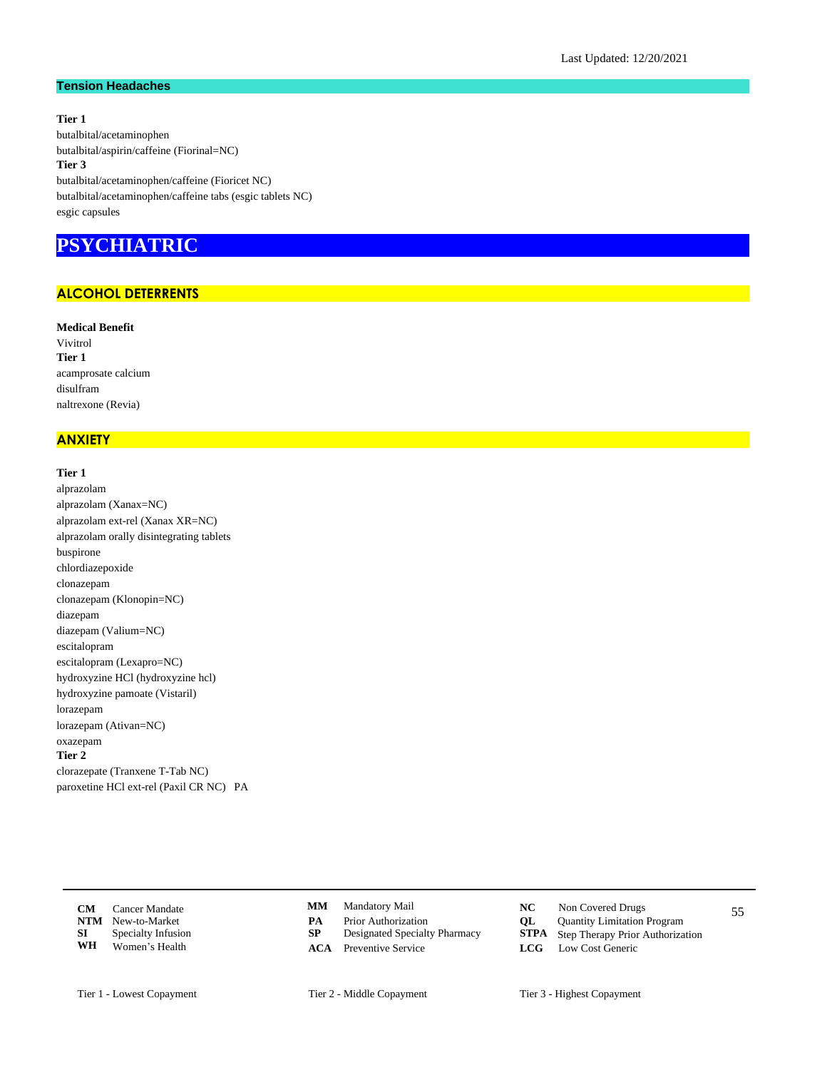Last Updated: 12/20/2021

### Tension Headaches

**Tier 1**
butalbital/acetaminophen
butalbital/aspirin/caffeine (Fiorinal=NC)
**Tier 3**
butalbital/acetaminophen/caffeine (Fioricet NC)
butalbital/acetaminophen/caffeine tabs (esgic tablets NC)
esgic capsules

# PSYCHIATRIC

## ALCOHOL DETERRENTS

**Medical Benefit**
Vivitrol
**Tier 1**
acamprosate calcium
disulfram
naltrexone (Revia)

## ANXIETY

**Tier 1**
alprazolam
alprazolam (Xanax=NC)
alprazolam ext-rel (Xanax XR=NC)
alprazolam orally disintegrating tablets
buspirone
chlordiazepoxide
clonazepam
clonazepam (Klonopin=NC)
diazepam
diazepam (Valium=NC)
escitalopram
escitalopram (Lexapro=NC)
hydroxyzine HCl (hydroxyzine hcl)
hydroxyzine pamoate (Vistaril)
lorazepam
lorazepam (Ativan=NC)
oxazepam
**Tier 2**
clorazepate (Tranxene T-Tab NC)
paroxetine HCl ext-rel (Paxil CR NC) PA

| | | | | | |
|---|---|---|---|---|---|
| **CM** | Cancer Mandate | **MM** | Mandatory Mail | **NC** | Non Covered Drugs |
| **NTM** | New-to-Market | **PA** | Prior Authorization | **QL** | Quantity Limitation Program |
| **SI** | Specialty Infusion | **SP** | Designated Specialty Pharmacy | **STPA** | Step Therapy Prior Authorization |
| **WH** | Women's Health | **ACA** | Preventive Service | **LCG** | Low Cost Generic |

Tier 1 - Lowest Copayment    Tier 2 - Middle Copayment    Tier 3 - Highest Copayment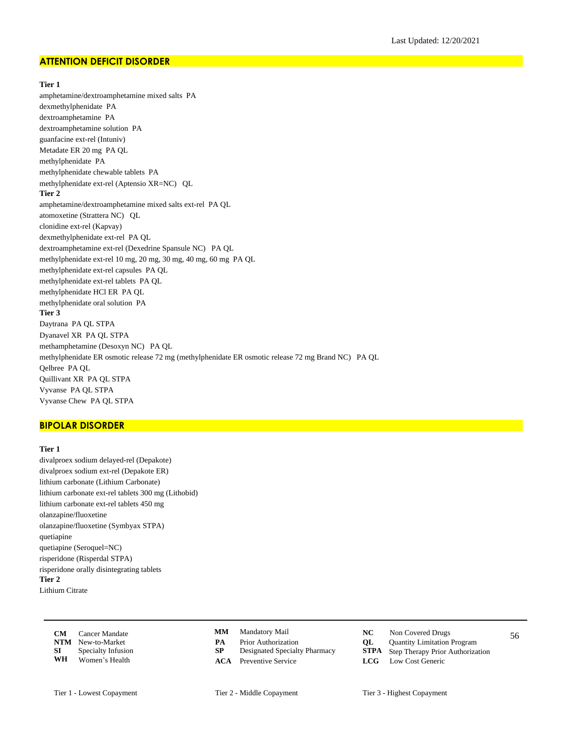## ATTENTION DEFICIT DISORDER

**Tier 1**

amphetamine/dextroamphetamine mixed salts PA
dexmethylphenidate PA
dextroamphetamine PA
dextroamphetamine solution PA
guanfacine ext-rel (Intuniv)
Metadate ER 20 mg PA QL
methylphenidate PA
methylphenidate chewable tablets PA
methylphenidate ext-rel (Aptensio XR=NC) QL

**Tier 2**

amphetamine/dextroamphetamine mixed salts ext-rel PA QL
atomoxetine (Strattera NC) QL
clonidine ext-rel (Kapvay)
dexmethylphenidate ext-rel PA QL
dextroamphetamine ext-rel (Dexedrine Spansule NC) PA QL
methylphenidate ext-rel 10 mg, 20 mg, 30 mg, 40 mg, 60 mg PA QL
methylphenidate ext-rel capsules PA QL
methylphenidate ext-rel tablets PA QL
methylphenidate HCl ER PA QL
methylphenidate oral solution PA

**Tier 3**

Daytrana PA QL STPA
Dyanavel XR PA QL STPA
methamphetamine (Desoxyn NC) PA QL
methylphenidate ER osmotic release 72 mg (methylphenidate ER osmotic release 72 mg Brand NC) PA QL
Qelbree PA QL
Quillivant XR PA QL STPA
Vyvanse PA QL STPA
Vyvanse Chew PA QL STPA

## BIPOLAR DISORDER

**Tier 1**

divalproex sodium delayed-rel (Depakote)
divalproex sodium ext-rel (Depakote ER)
lithium carbonate (Lithium Carbonate)
lithium carbonate ext-rel tablets 300 mg (Lithobid)
lithium carbonate ext-rel tablets 450 mg
olanzapine/fluoxetine
olanzapine/fluoxetine (Symbyax STPA)
quetiapine
quetiapine (Seroquel=NC)
risperidone (Risperdal STPA)
risperidone orally disintegrating tablets

**Tier 2**

Lithium Citrate

| | | | | | |
|---|---|---|---|---|---|
| **CM** Cancer Mandate | | **MM** Mandatory Mail | | **NC** Non Covered Drugs | |
| **NTM** New-to-Market | | **PA** Prior Authorization | | **QL** Quantity Limitation Program | |
| **SI** Specialty Infusion | | **SP** Designated Specialty Pharmacy | | **STPA** Step Therapy Prior Authorization | |
| **WH** Women's Health | | **ACA** Preventive Service | | **LCG** Low Cost Generic | |

Tier 1 - Lowest Copayment    Tier 2 - Middle Copayment    Tier 3 - Highest Copayment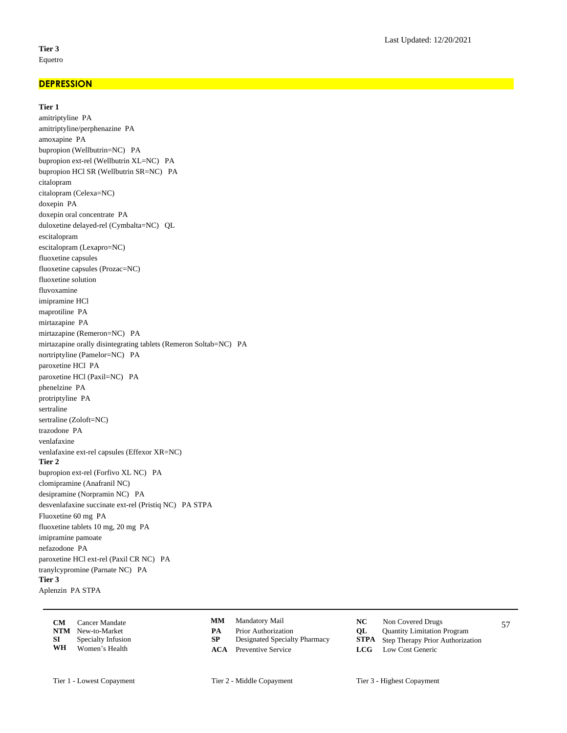**Tier 3**
Equetro

## DEPRESSION

**Tier 1**
amitriptyline PA
amitriptyline/perphenazine PA
amoxapine PA
bupropion (Wellbutrin=NC) PA
bupropion ext-rel (Wellbutrin XL=NC) PA
bupropion HCl SR (Wellbutrin SR=NC) PA
citalopram
citalopram (Celexa=NC)
doxepin PA
doxepin oral concentrate PA
duloxetine delayed-rel (Cymbalta=NC) QL
escitalopram
escitalopram (Lexapro=NC)
fluoxetine capsules
fluoxetine capsules (Prozac=NC)
fluoxetine solution
fluvoxamine
imipramine HCl
maprotiline PA
mirtazapine PA
mirtazapine (Remeron=NC) PA
mirtazapine orally disintegrating tablets (Remeron Soltab=NC) PA
nortriptyline (Pamelor=NC) PA
paroxetine HCl PA
paroxetine HCl (Paxil=NC) PA
phenelzine PA
protriptyline PA
sertraline
sertraline (Zoloft=NC)
trazodone PA
venlafaxine
venlafaxine ext-rel capsules (Effexor XR=NC)

**Tier 2**
bupropion ext-rel (Forfivo XL NC) PA
clomipramine (Anafranil NC)
desipramine (Norpramin NC) PA
desvenlafaxine succinate ext-rel (Pristiq NC) PA STPA
Fluoxetine 60 mg PA
fluoxetine tablets 10 mg, 20 mg PA
imipramine pamoate
nefazodone PA
paroxetine HCl ext-rel (Paxil CR NC) PA
tranylcypromine (Parnate NC) PA

**Tier 3**
Aplenzin PA STPA

| | | | | | |
|---|---|---|---|---|---|
| **CM** Cancer Mandate | | **MM** Mandatory Mail | | **NC** Non Covered Drugs | |
| **NTM** New-to-Market | | **PA** Prior Authorization | | **QL** Quantity Limitation Program | |
| **SI** Specialty Infusion | | **SP** Designated Specialty Pharmacy | | **STPA** Step Therapy Prior Authorization | |
| **WH** Women's Health | | **ACA** Preventive Service | | **LCG** Low Cost Generic | |

Tier 1 - Lowest Copayment | Tier 2 - Middle Copayment | Tier 3 - Highest Copayment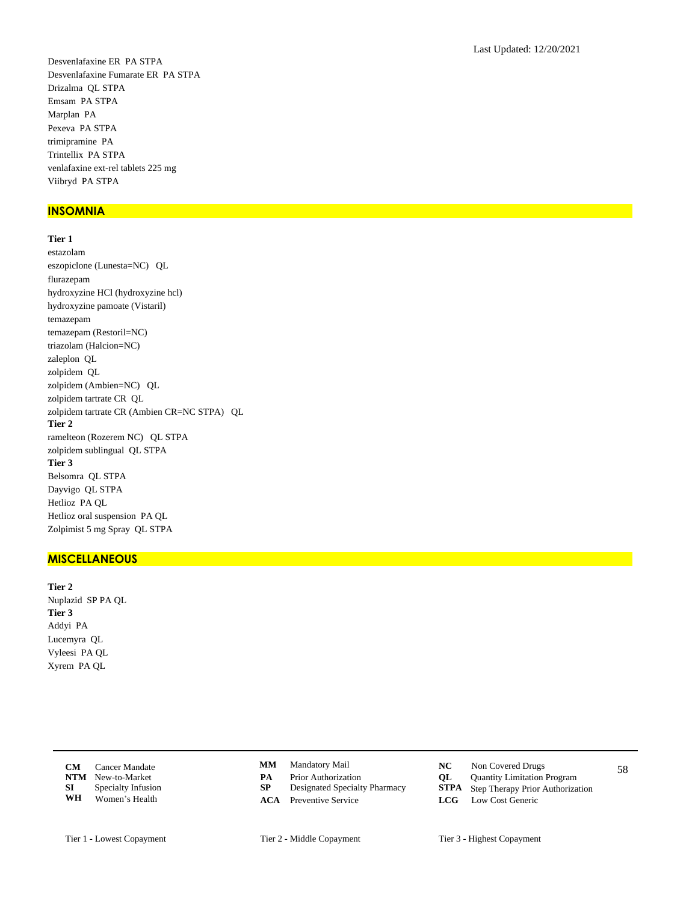Desvenlafaxine ER PA STPA
Desvenlafaxine Fumarate ER PA STPA
Drizalma QL STPA
Emsam PA STPA
Marplan PA
Pexeva PA STPA
trimipramine PA
Trintellix PA STPA
venlafaxine ext-rel tablets 225 mg
Viibryd PA STPA

## INSOMNIA

**Tier 1**
estazolam
eszopiclone (Lunesta=NC) QL
flurazepam
hydroxyzine HCl (hydroxyzine hcl)
hydroxyzine pamoate (Vistaril)
temazepam
temazepam (Restoril=NC)
triazolam (Halcion=NC)
zaleplon QL
zolpidem QL
zolpidem (Ambien=NC) QL
zolpidem tartrate CR QL
zolpidem tartrate CR (Ambien CR=NC STPA) QL
**Tier 2**
ramelteon (Rozerem NC) QL STPA
zolpidem sublingual QL STPA
**Tier 3**
Belsomra QL STPA
Dayvigo QL STPA
Hetlioz PA QL
Hetlioz oral suspension PA QL
Zolpimist 5 mg Spray QL STPA

## MISCELLANEOUS

**Tier 2**
Nuplazid SP PA QL
**Tier 3**
Addyi PA
Lucemyra QL
Vyleesi PA QL
Xyrem PA QL

| | | | | | |
|---|---|---|---|---|---|
| **CM** | Cancer Mandate | **MM** | Mandatory Mail | **NC** | Non Covered Drugs |
| **NTM** | New-to-Market | **PA** | Prior Authorization | **QL** | Quantity Limitation Program |
| **SI** | Specialty Infusion | **SP** | Designated Specialty Pharmacy | **STPA** | Step Therapy Prior Authorization |
| **WH** | Women's Health | **ACA** | Preventive Service | **LCG** | Low Cost Generic |

Tier 1 - Lowest Copayment Tier 2 - Middle Copayment Tier 3 - Highest Copayment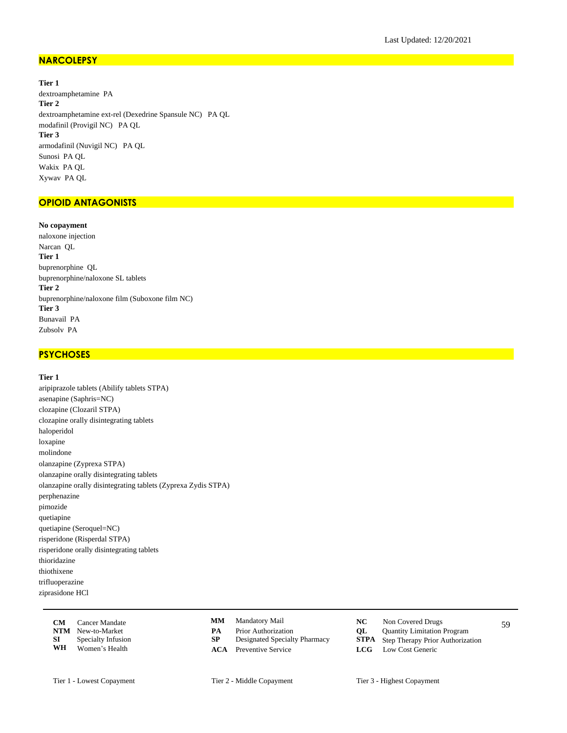Last Updated: 12/20/2021

## NARCOLEPSY

**Tier 1**
dextroamphetamine PA
**Tier 2**
dextroamphetamine ext-rel (Dexedrine Spansule NC) PA QL
modafinil (Provigil NC) PA QL
**Tier 3**
armodafinil (Nuvigil NC) PA QL
Sunosi PA QL
Wakix PA QL
Xywav PA QL

## OPIOID ANTAGONISTS

**No copayment**
naloxone injection
Narcan QL
**Tier 1**
buprenorphine QL
buprenorphine/naloxone SL tablets
**Tier 2**
buprenorphine/naloxone film (Suboxone film NC)
**Tier 3**
Bunavail PA
Zubsolv PA

## PSYCHOSES

**Tier 1**
aripiprazole tablets (Abilify tablets STPA)
asenapine (Saphris=NC)
clozapine (Clozaril STPA)
clozapine orally disintegrating tablets
haloperidol
loxapine
molindone
olanzapine (Zyprexa STPA)
olanzapine orally disintegrating tablets
olanzapine orally disintegrating tablets (Zyprexa Zydis STPA)
perphenazine
pimozide
quetiapine
quetiapine (Seroquel=NC)
risperidone (Risperdal STPA)
risperidone orally disintegrating tablets
thioridazine
thiothixene
trifluoperazine
ziprasidone HCl

| | | | | | |
|---|---|---|---|---|---|
| **CM** | Cancer Mandate | **MM** | Mandatory Mail | **NC** | Non Covered Drugs |
| **NTM** | New-to-Market | **PA** | Prior Authorization | **QL** | Quantity Limitation Program |
| **SI** | Specialty Infusion | **SP** | Designated Specialty Pharmacy | **STPA** | Step Therapy Prior Authorization |
| **WH** | Women's Health | **ACA** | Preventive Service | **LCG** | Low Cost Generic |

Tier 1 - Lowest Copayment    Tier 2 - Middle Copayment    Tier 3 - Highest Copayment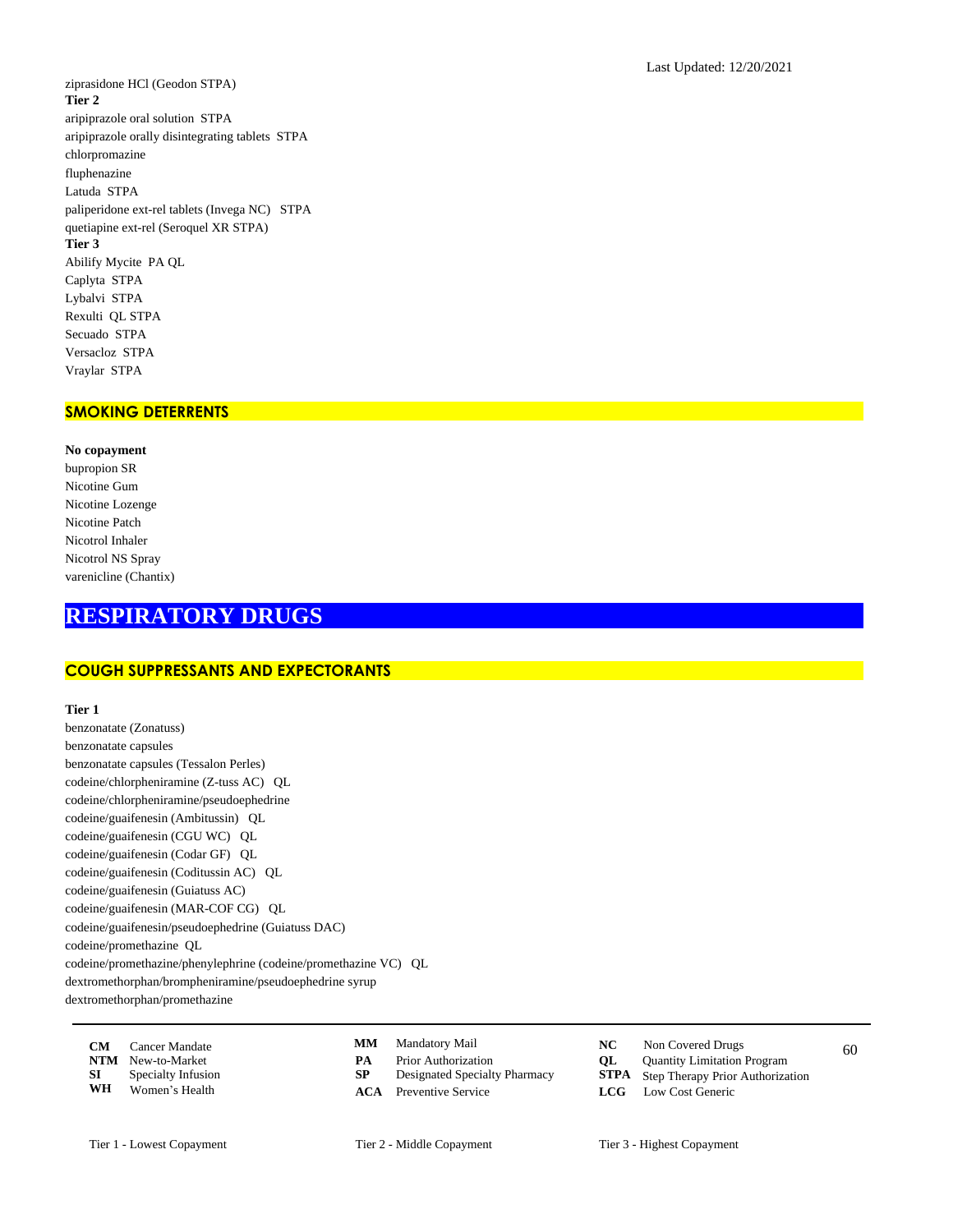ziprasidone HCl (Geodon STPA)

**Tier 2**

aripiprazole oral solution STPA
aripiprazole orally disintegrating tablets STPA
chlorpromazine
fluphenazine
Latuda STPA
paliperidone ext-rel tablets (Invega NC) STPA
quetiapine ext-rel (Seroquel XR STPA)

**Tier 3**

Abilify Mycite PA QL
Caplyta STPA
Lybalvi STPA
Rexulti QL STPA
Secuado STPA
Versacloz STPA
Vraylar STPA

### SMOKING DETERRENTS

**No copayment**

bupropion SR
Nicotine Gum
Nicotine Lozenge
Nicotine Patch
Nicotrol Inhaler
Nicotrol NS Spray
varenicline (Chantix)

## RESPIRATORY DRUGS

### COUGH SUPPRESSANTS AND EXPECTORANTS

**Tier 1**

benzonatate (Zonatuss)
benzonatate capsules
benzonatate capsules (Tessalon Perles)
codeine/chlorpheniramine (Z-tuss AC) QL
codeine/chlorpheniramine/pseudoephedrine
codeine/guaifenesin (Ambitussin) QL
codeine/guaifenesin (CGU WC) QL
codeine/guaifenesin (Codar GF) QL
codeine/guaifenesin (Coditussin AC) QL
codeine/guaifenesin (Guiatuss AC)
codeine/guaifenesin (MAR-COF CG) QL
codeine/guaifenesin/pseudoephedrine (Guiatuss DAC)
codeine/promethazine QL
codeine/promethazine/phenylephrine (codeine/promethazine VC) QL
dextromethorphan/brompheniramine/pseudoephedrine syrup
dextromethorphan/promethazine

| | | | | | |
|---|---|---|---|---|---|
| **CM** | Cancer Mandate | **MM** | Mandatory Mail | **NC** | Non Covered Drugs |
| **NTM** | New-to-Market | **PA** | Prior Authorization | **QL** | Quantity Limitation Program |
| **SI** | Specialty Infusion | **SP** | Designated Specialty Pharmacy | **STPA** | Step Therapy Prior Authorization |
| **WH** | Women's Health | **ACA** | Preventive Service | **LCG** | Low Cost Generic |

Tier 1 - Lowest Copayment    Tier 2 - Middle Copayment    Tier 3 - Highest Copayment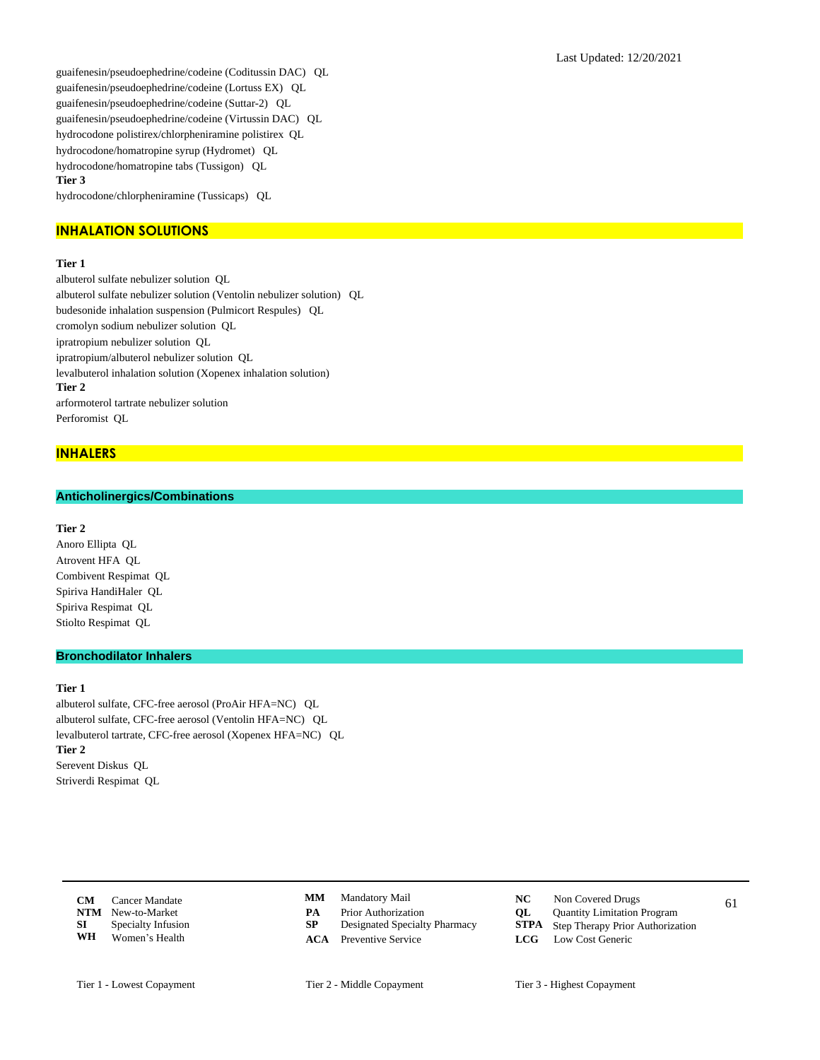guaifenesin/pseudoephedrine/codeine (Coditussin DAC) QL
guaifenesin/pseudoephedrine/codeine (Lortuss EX) QL
guaifenesin/pseudoephedrine/codeine (Suttar-2) QL
guaifenesin/pseudoephedrine/codeine (Virtussin DAC) QL
hydrocodone polistirex/chlorpheniramine polistirex QL
hydrocodone/homatropine syrup (Hydromet) QL
hydrocodone/homatropine tabs (Tussigon) QL

**Tier 3**

hydrocodone/chlorpheniramine (Tussicaps) QL

## INHALATION SOLUTIONS

**Tier 1**

albuterol sulfate nebulizer solution QL
albuterol sulfate nebulizer solution (Ventolin nebulizer solution) QL
budesonide inhalation suspension (Pulmicort Respules) QL
cromolyn sodium nebulizer solution QL
ipratropium nebulizer solution QL
ipratropium/albuterol nebulizer solution QL
levalbuterol inhalation solution (Xopenex inhalation solution)

**Tier 2**

arformoterol tartrate nebulizer solution
Perforomist QL

## INHALERS

### Anticholinergics/Combinations

**Tier 2**

Anoro Ellipta QL
Atrovent HFA QL
Combivent Respimat QL
Spiriva HandiHaler QL
Spiriva Respimat QL
Stiolto Respimat QL

### Bronchodilator Inhalers

**Tier 1**

albuterol sulfate, CFC-free aerosol (ProAir HFA=NC) QL
albuterol sulfate, CFC-free aerosol (Ventolin HFA=NC) QL
levalbuterol tartrate, CFC-free aerosol (Xopenex HFA=NC) QL

**Tier 2**

Serevent Diskus QL
Striverdi Respimat QL

| | | | | | |
|---|---|---|---|---|---|
| **CM** | Cancer Mandate | **MM** | Mandatory Mail | **NC** | Non Covered Drugs |
| **NTM** | New-to-Market | **PA** | Prior Authorization | **QL** | Quantity Limitation Program |
| **SI** | Specialty Infusion | **SP** | Designated Specialty Pharmacy | **STPA** | Step Therapy Prior Authorization |
| **WH** | Women's Health | **ACA** | Preventive Service | **LCG** | Low Cost Generic |

Tier 1 - Lowest Copayment | Tier 2 - Middle Copayment | Tier 3 - Highest Copayment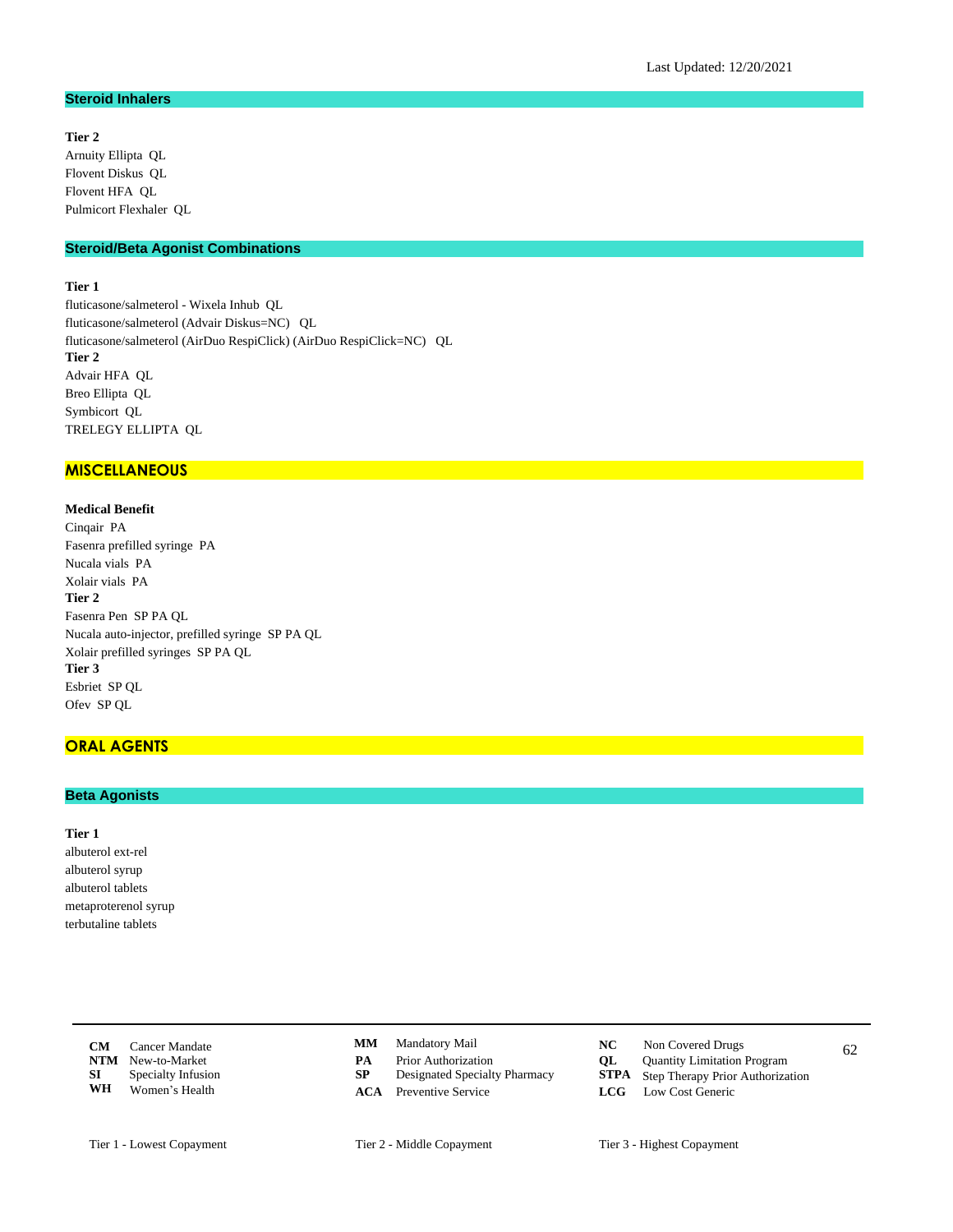Last Updated: 12/20/2021

### Steroid Inhalers

**Tier 2**
Arnuity Ellipta QL
Flovent Diskus QL
Flovent HFA QL
Pulmicort Flexhaler QL

### Steroid/Beta Agonist Combinations

**Tier 1**
fluticasone/salmeterol - Wixela Inhub QL
fluticasone/salmeterol (Advair Diskus=NC) QL
fluticasone/salmeterol (AirDuo RespiClick) (AirDuo RespiClick=NC) QL
**Tier 2**
Advair HFA QL
Breo Ellipta QL
Symbicort QL
TRELEGY ELLIPTA QL

## MISCELLANEOUS

**Medical Benefit**
Cinqair PA
Fasenra prefilled syringe PA
Nucala vials PA
Xolair vials PA
**Tier 2**
Fasenra Pen SP PA QL
Nucala auto-injector, prefilled syringe SP PA QL
Xolair prefilled syringes SP PA QL
**Tier 3**
Esbriet SP QL
Ofev SP QL

## ORAL AGENTS

### Beta Agonists

**Tier 1**
albuterol ext-rel
albuterol syrup
albuterol tablets
metaproterenol syrup
terbutaline tablets

| | | | | | |
|---|---|---|---|---|---|
| **CM** | Cancer Mandate | **MM** | Mandatory Mail | **NC** | Non Covered Drugs |
| **NTM** | New-to-Market | **PA** | Prior Authorization | **QL** | Quantity Limitation Program |
| **SI** | Specialty Infusion | **SP** | Designated Specialty Pharmacy | **STPA** | Step Therapy Prior Authorization |
| **WH** | Women's Health | **ACA** | Preventive Service | **LCG** | Low Cost Generic |

Tier 1 - Lowest Copayment    Tier 2 - Middle Copayment    Tier 3 - Highest Copayment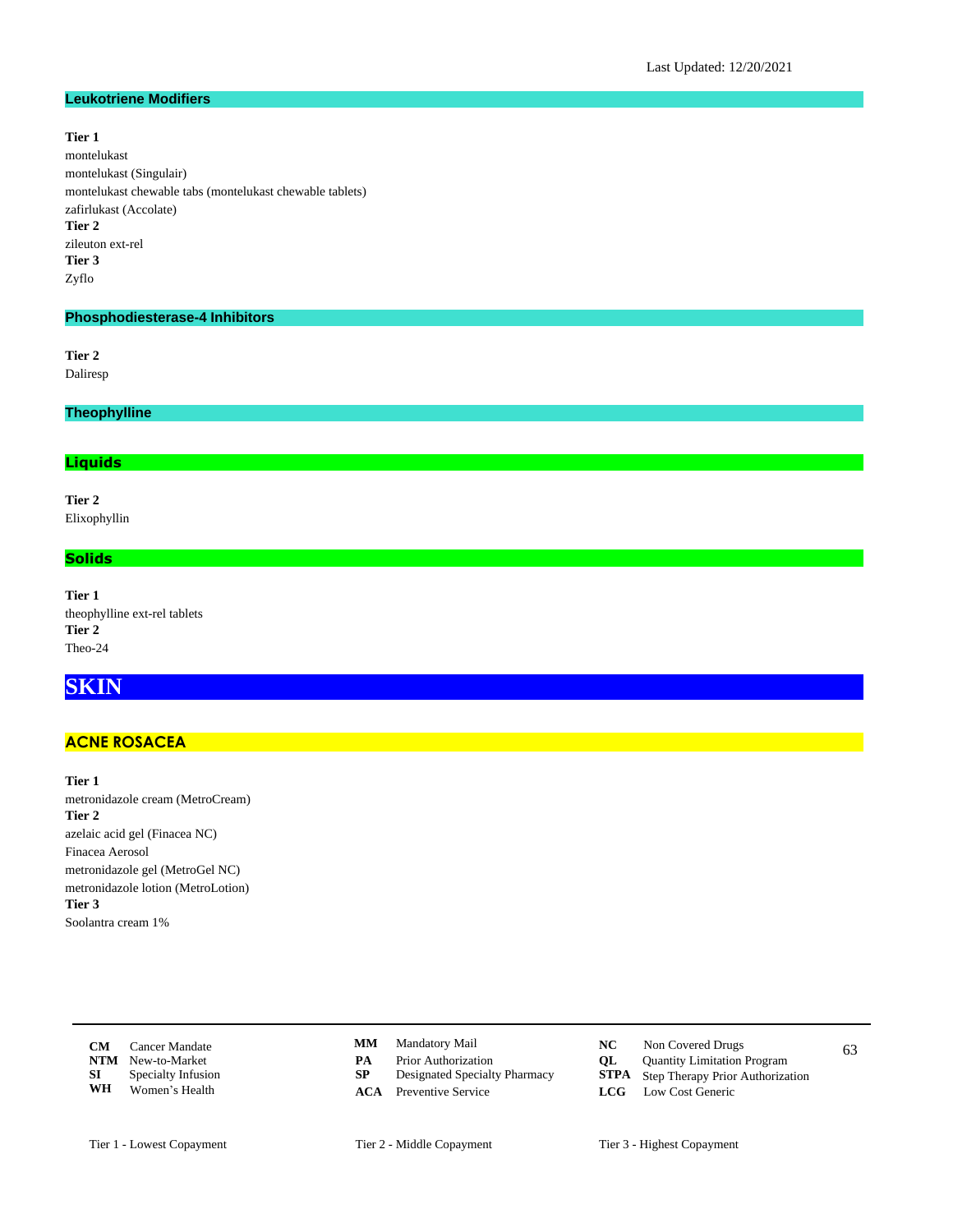Last Updated: 12/20/2021

### Leukotriene Modifiers

**Tier 1**
montelukast
montelukast (Singulair)
montelukast chewable tabs (montelukast chewable tablets)
zafirlukast (Accolate)
**Tier 2**
zileuton ext-rel
**Tier 3**
Zyflo

### Phosphodiesterase-4 Inhibitors

**Tier 2**
Daliresp

### Theophylline

#### Liquids

**Tier 2**
Elixophyllin

#### Solids

**Tier 1**
theophylline ext-rel tablets
**Tier 2**
Theo-24

# SKIN

## ACNE ROSACEA

**Tier 1**
metronidazole cream (MetroCream)
**Tier 2**
azelaic acid gel (Finacea NC)
Finacea Aerosol
metronidazole gel (MetroGel NC)
metronidazole lotion (MetroLotion)
**Tier 3**
Soolantra cream 1%

**CM** Cancer Mandate
**NTM** New-to-Market
**SI** Specialty Infusion
**WH** Women's Health
**MM** Mandatory Mail
**PA** Prior Authorization
**SP** Designated Specialty Pharmacy
**ACA** Preventive Service
**NC** Non Covered Drugs
**QL** Quantity Limitation Program
**STPA** Step Therapy Prior Authorization
**LCG** Low Cost Generic

Tier 1 - Lowest Copayment
Tier 2 - Middle Copayment
Tier 3 - Highest Copayment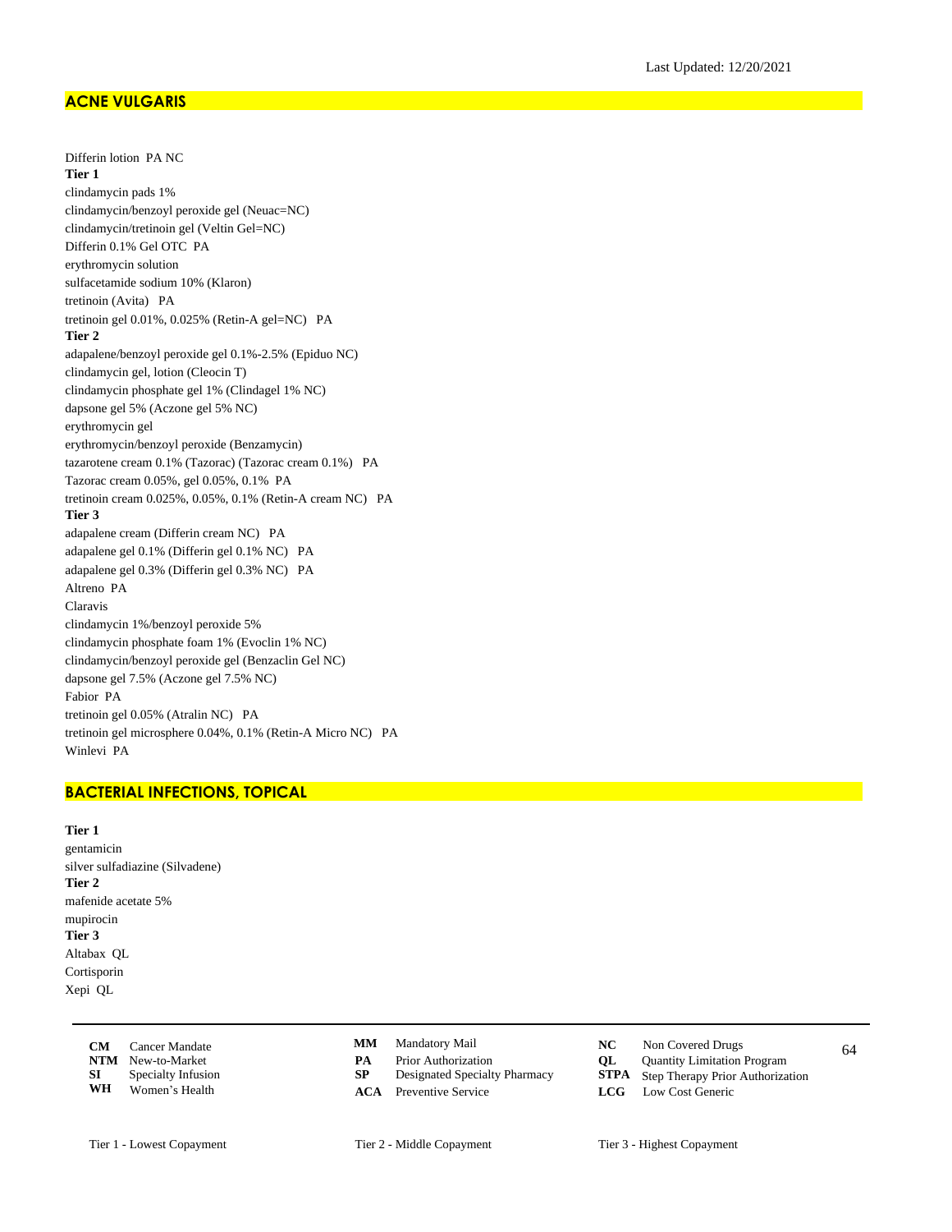Last Updated: 12/20/2021

## ACNE VULGARIS

Differin lotion PA NC

**Tier 1**

clindamycin pads 1%

clindamycin/benzoyl peroxide gel (Neuac=NC)

clindamycin/tretinoin gel (Veltin Gel=NC)

Differin 0.1% Gel OTC PA

erythromycin solution

sulfacetamide sodium 10% (Klaron)

tretinoin (Avita) PA

tretinoin gel 0.01%, 0.025% (Retin-A gel=NC) PA

**Tier 2**

adapalene/benzoyl peroxide gel 0.1%-2.5% (Epiduo NC)

clindamycin gel, lotion (Cleocin T)

clindamycin phosphate gel 1% (Clindagel 1% NC)

dapsone gel 5% (Aczone gel 5% NC)

erythromycin gel

erythromycin/benzoyl peroxide (Benzamycin)

tazarotene cream 0.1% (Tazorac) (Tazorac cream 0.1%) PA

Tazorac cream 0.05%, gel 0.05%, 0.1% PA

tretinoin cream 0.025%, 0.05%, 0.1% (Retin-A cream NC) PA

**Tier 3**

adapalene cream (Differin cream NC) PA

adapalene gel 0.1% (Differin gel 0.1% NC) PA

adapalene gel 0.3% (Differin gel 0.3% NC) PA

Altreno PA

Claravis

clindamycin 1%/benzoyl peroxide 5%

clindamycin phosphate foam 1% (Evoclin 1% NC)

clindamycin/benzoyl peroxide gel (Benzaclin Gel NC)

dapsone gel 7.5% (Aczone gel 7.5% NC)

Fabior PA

tretinoin gel 0.05% (Atralin NC) PA

tretinoin gel microsphere 0.04%, 0.1% (Retin-A Micro NC) PA

Winlevi PA

## BACTERIAL INFECTIONS, TOPICAL

**Tier 1**

gentamicin

silver sulfadiazine (Silvadene)

**Tier 2**

mafenide acetate 5%

mupirocin

**Tier 3**

Altabax QL

Cortisporin

Xepi QL

| | | | | | |
|---|---|---|---|---|---|
| **CM** Cancer Mandate | | **MM** | Mandatory Mail | **NC** | Non Covered Drugs |
| **NTM** New-to-Market | | **PA** | Prior Authorization | **QL** | Quantity Limitation Program |
| **SI** Specialty Infusion | | **SP** | Designated Specialty Pharmacy | **STPA** | Step Therapy Prior Authorization |
| **WH** Women's Health | | **ACA** | Preventive Service | **LCG** | Low Cost Generic |

Tier 1 - Lowest Copayment Tier 2 - Middle Copayment Tier 3 - Highest Copayment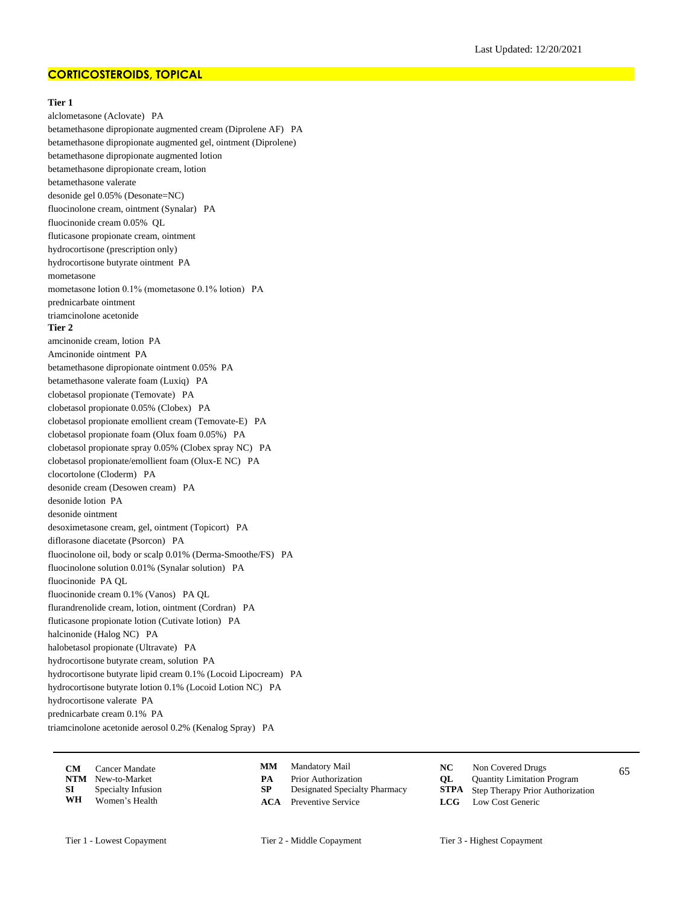Last Updated: 12/20/2021

## CORTICOSTEROIDS, TOPICAL

**Tier 1**

alclometasone (Aclovate) PA
betamethasone dipropionate augmented cream (Diprolene AF) PA
betamethasone dipropionate augmented gel, ointment (Diprolene)
betamethasone dipropionate augmented lotion
betamethasone dipropionate cream, lotion
betamethasone valerate
desonide gel 0.05% (Desonate=NC)
fluocinolone cream, ointment (Synalar) PA
fluocinonide cream 0.05% QL
fluticasone propionate cream, ointment
hydrocortisone (prescription only)
hydrocortisone butyrate ointment PA
mometasone
mometasone lotion 0.1% (mometasone 0.1% lotion) PA
prednicarbate ointment
triamcinolone acetonide

**Tier 2**

amcinonide cream, lotion PA
Amcinonide ointment PA
betamethasone dipropionate ointment 0.05% PA
betamethasone valerate foam (Luxiq) PA
clobetasol propionate (Temovate) PA
clobetasol propionate 0.05% (Clobex) PA
clobetasol propionate emollient cream (Temovate-E) PA
clobetasol propionate foam (Olux foam 0.05%) PA
clobetasol propionate spray 0.05% (Clobex spray NC) PA
clobetasol propionate/emollient foam (Olux-E NC) PA
clocortolone (Cloderm) PA
desonide cream (Desowen cream) PA
desonide lotion PA
desonide ointment
desoximetasone cream, gel, ointment (Topicort) PA
diflorasone diacetate (Psorcon) PA
fluocinolone oil, body or scalp 0.01% (Derma-Smoothe/FS) PA
fluocinolone solution 0.01% (Synalar solution) PA
fluocinonide PA QL
fluocinonide cream 0.1% (Vanos) PA QL
flurandrenolide cream, lotion, ointment (Cordran) PA
fluticasone propionate lotion (Cutivate lotion) PA
halcinonide (Halog NC) PA
halobetasol propionate (Ultravate) PA
hydrocortisone butyrate cream, solution PA
hydrocortisone butyrate lipid cream 0.1% (Locoid Lipocream) PA
hydrocortisone butyrate lotion 0.1% (Locoid Lotion NC) PA
hydrocortisone valerate PA
prednicarbate cream 0.1% PA
triamcinolone acetonide aerosol 0.2% (Kenalog Spray) PA

| | | | | | |
|---|---|---|---|---|---|
| **CM** | Cancer Mandate | **MM** | Mandatory Mail | **NC** | Non Covered Drugs |
| **NTM** | New-to-Market | **PA** | Prior Authorization | **QL** | Quantity Limitation Program |
| **SI** | Specialty Infusion | **SP** | Designated Specialty Pharmacy | **STPA** | Step Therapy Prior Authorization |
| **WH** | Women's Health | **ACA** | Preventive Service | **LCG** | Low Cost Generic |

Tier 1 - Lowest Copayment　　Tier 2 - Middle Copayment　　Tier 3 - Highest Copayment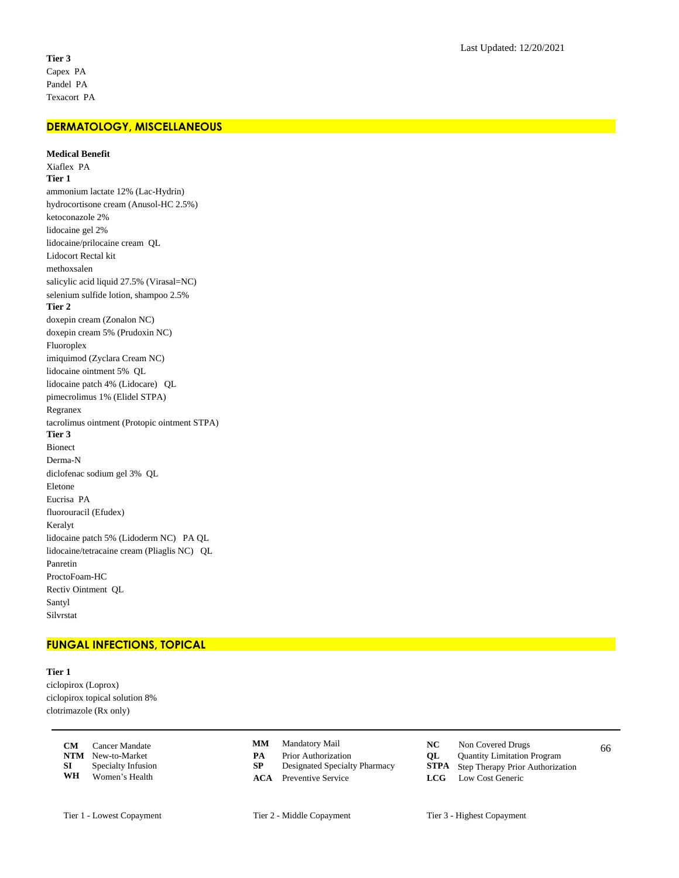**Tier 3**
Capex PA
Pandel PA
Texacort PA

## DERMATOLOGY, MISCELLANEOUS

**Medical Benefit**
Xiaflex PA
**Tier 1**
ammonium lactate 12% (Lac-Hydrin)
hydrocortisone cream (Anusol-HC 2.5%)
ketoconazole 2%
lidocaine gel 2%
lidocaine/prilocaine cream QL
Lidocort Rectal kit
methoxsalen
salicylic acid liquid 27.5% (Virasal=NC)
selenium sulfide lotion, shampoo 2.5%
**Tier 2**
doxepin cream (Zonalon NC)
doxepin cream 5% (Prudoxin NC)
Fluoroplex
imiquimod (Zyclara Cream NC)
lidocaine ointment 5% QL
lidocaine patch 4% (Lidocare) QL
pimecrolimus 1% (Elidel STPA)
Regranex
tacrolimus ointment (Protopic ointment STPA)
**Tier 3**
Bionect
Derma-N
diclofenac sodium gel 3% QL
Eletone
Eucrisa PA
fluorouracil (Efudex)
Keralyt
lidocaine patch 5% (Lidoderm NC) PA QL
lidocaine/tetracaine cream (Pliaglis NC) QL
Panretin
ProctoFoam-HC
Rectiv Ointment QL
Santyl
Silvrstat

## FUNGAL INFECTIONS, TOPICAL

**Tier 1**
ciclopirox (Loprox)
ciclopirox topical solution 8%
clotrimazole (Rx only)

| | | | | | |
|---|---|---|---|---|---|
| **CM** | Cancer Mandate | **MM** | Mandatory Mail | **NC** | Non Covered Drugs |
| **NTM** | New-to-Market | **PA** | Prior Authorization | **QL** | Quantity Limitation Program |
| **SI** | Specialty Infusion | **SP** | Designated Specialty Pharmacy | **STPA** | Step Therapy Prior Authorization |
| **WH** | Women's Health | **ACA** | Preventive Service | **LCG** | Low Cost Generic |

Tier 1 - Lowest Copayment Tier 2 - Middle Copayment Tier 3 - Highest Copayment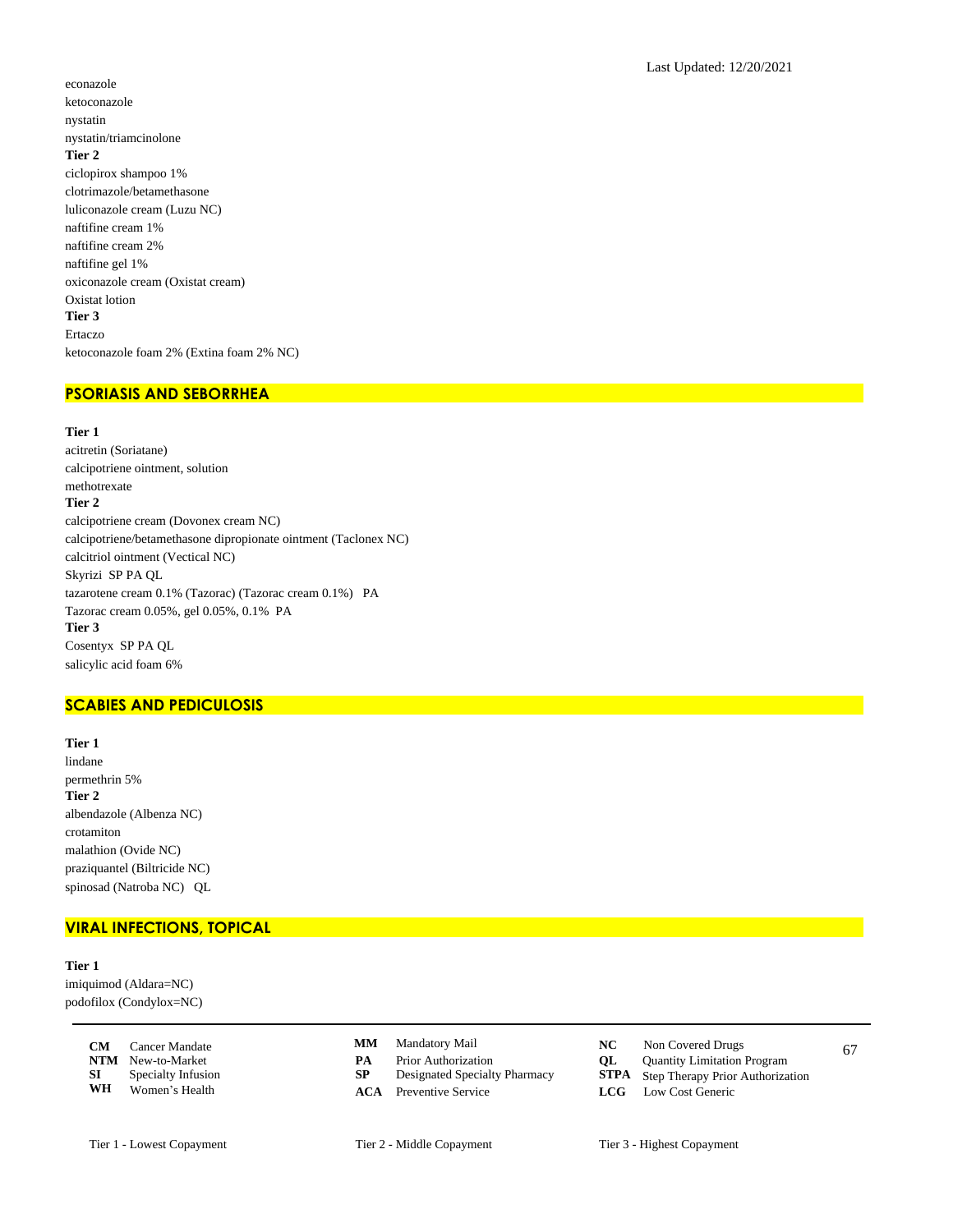econazole
ketoconazole
nystatin
nystatin/triamcinolone

**Tier 2**

ciclopirox shampoo 1%
clotrimazole/betamethasone
luliconazole cream (Luzu NC)
naftifine cream 1%
naftifine cream 2%
naftifine gel 1%
oxiconazole cream (Oxistat cream)
Oxistat lotion

**Tier 3**

Ertaczo
ketoconazole foam 2% (Extina foam 2% NC)

## PSORIASIS AND SEBORRHEA

**Tier 1**

acitretin (Soriatane)
calcipotriene ointment, solution
methotrexate

**Tier 2**

calcipotriene cream (Dovonex cream NC)
calcipotriene/betamethasone dipropionate ointment (Taclonex NC)
calcitriol ointment (Vectical NC)
Skyrizi SP PA QL
tazarotene cream 0.1% (Tazorac) (Tazorac cream 0.1%) PA
Tazorac cream 0.05%, gel 0.05%, 0.1% PA

**Tier 3**

Cosentyx SP PA QL
salicylic acid foam 6%

## SCABIES AND PEDICULOSIS

**Tier 1**

lindane
permethrin 5%

**Tier 2**

albendazole (Albenza NC)
crotamiton
malathion (Ovide NC)
praziquantel (Biltricide NC)
spinosad (Natroba NC) QL

## VIRAL INFECTIONS, TOPICAL

**Tier 1**

imiquimod (Aldara=NC)
podofilox (Condylox=NC)

| | | | | | |
|---|---|---|---|---|---|
| **CM** | Cancer Mandate | **MM** | Mandatory Mail | **NC** | Non Covered Drugs |
| **NTM** | New-to-Market | **PA** | Prior Authorization | **QL** | Quantity Limitation Program |
| **SI** | Specialty Infusion | **SP** | Designated Specialty Pharmacy | **STPA** | Step Therapy Prior Authorization |
| **WH** | Women's Health | **ACA** | Preventive Service | **LCG** | Low Cost Generic |

Tier 1 - Lowest Copayment    Tier 2 - Middle Copayment    Tier 3 - Highest Copayment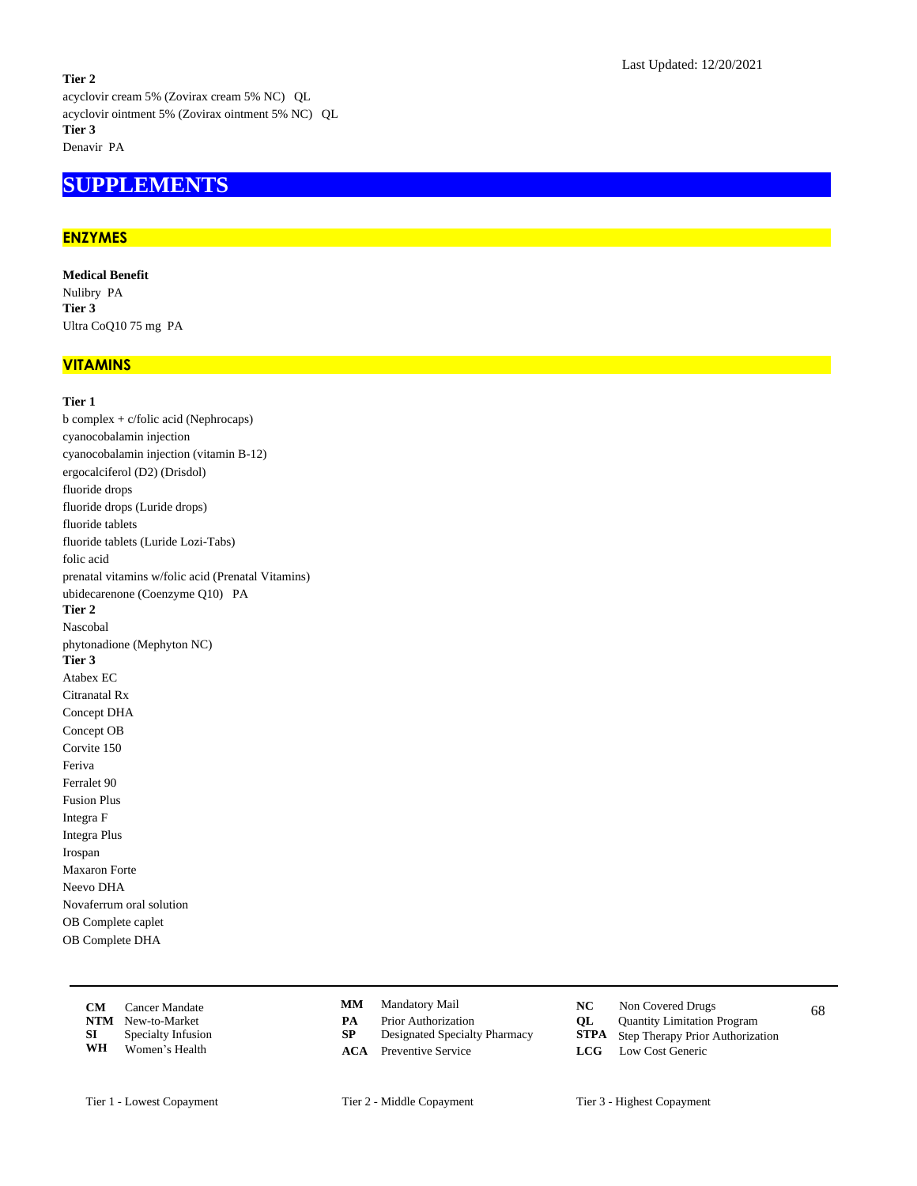**Tier 2**

acyclovir cream 5% (Zovirax cream 5% NC) QL

acyclovir ointment 5% (Zovirax ointment 5% NC) QL

**Tier 3**

Denavir PA

# SUPPLEMENTS

## ENZYMES

**Medical Benefit**

Nulibry PA

**Tier 3**

Ultra CoQ10 75 mg PA

## VITAMINS

**Tier 1**

b complex + c/folic acid (Nephrocaps)

cyanocobalamin injection

cyanocobalamin injection (vitamin B-12)

ergocalciferol (D2) (Drisdol)

fluoride drops

fluoride drops (Luride drops)

fluoride tablets

fluoride tablets (Luride Lozi-Tabs)

folic acid

prenatal vitamins w/folic acid (Prenatal Vitamins)

ubidecarenone (Coenzyme Q10) PA

**Tier 2**

Nascobal

phytonadione (Mephyton NC)

**Tier 3**

Atabex EC

Citranatal Rx

Concept DHA

Concept OB

Corvite 150

Feriva

Ferralet 90

Fusion Plus

Integra F

Integra Plus

Irospan

Maxaron Forte

Neevo DHA

Novaferrum oral solution

OB Complete caplet

OB Complete DHA

| | | | | | |
|---|---|---|---|---|---|
| **CM** | Cancer Mandate | **MM** | Mandatory Mail | **NC** | Non Covered Drugs |
| **NTM** | New-to-Market | **PA** | Prior Authorization | **QL** | Quantity Limitation Program |
| **SI** | Specialty Infusion | **SP** | Designated Specialty Pharmacy | **STPA** | Step Therapy Prior Authorization |
| **WH** | Women's Health | **ACA** | Preventive Service | **LCG** | Low Cost Generic |

Tier 1 - Lowest Copayment | Tier 2 - Middle Copayment | Tier 3 - Highest Copayment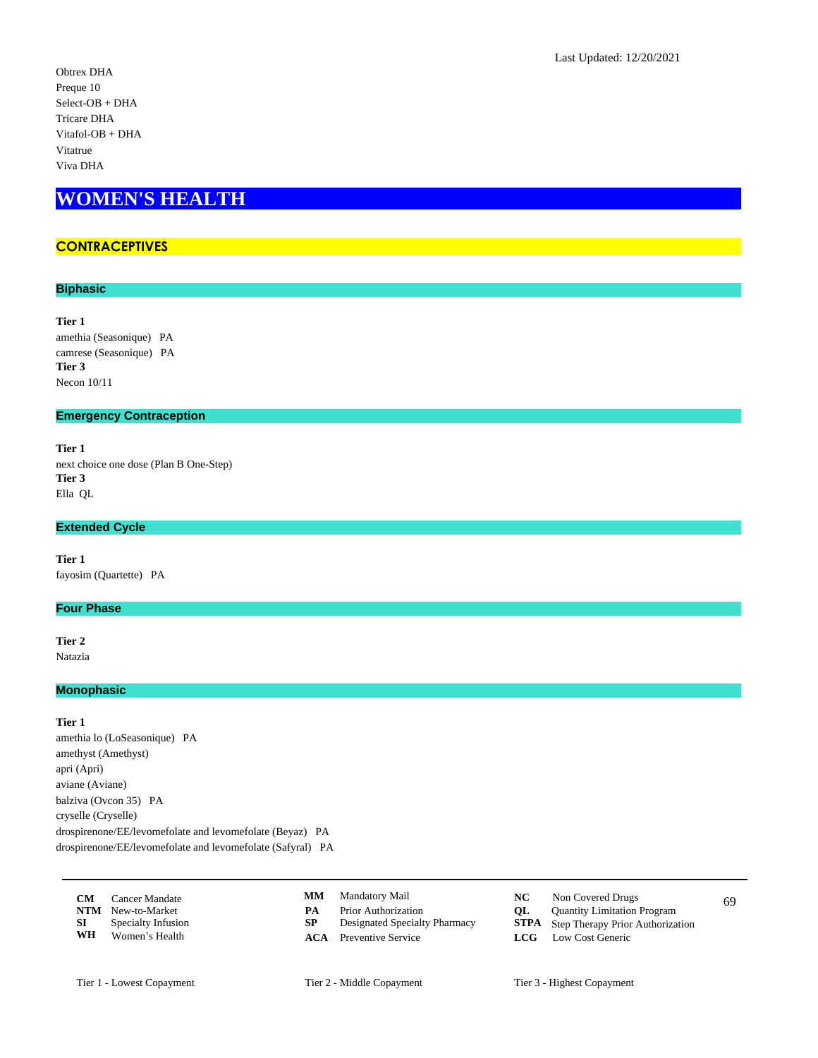Obtrex DHA
Preque 10
Select-OB + DHA
Tricare DHA
Vitafol-OB + DHA
Vitatrue
Viva DHA

# WOMEN'S HEALTH

## CONTRACEPTIVES

### Biphasic

**Tier 1**
amethia (Seasonique) PA
camrese (Seasonique) PA
**Tier 3**
Necon 10/11

### Emergency Contraception

**Tier 1**
next choice one dose (Plan B One-Step)
**Tier 3**
Ella QL

### Extended Cycle

**Tier 1**
fayosim (Quartette) PA

### Four Phase

**Tier 2**
Natazia

### Monophasic

**Tier 1**
amethia lo (LoSeasonique) PA
amethyst (Amethyst)
apri (Apri)
aviane (Aviane)
balziva (Ovcon 35) PA
cryselle (Cryselle)
drospirenone/EE/levomefolate and levomefolate (Beyaz) PA
drospirenone/EE/levomefolate and levomefolate (Safyral) PA

| | | | | | |
|---|---|---|---|---|---|
| **CM** | Cancer Mandate | **MM** | Mandatory Mail | **NC** | Non Covered Drugs |
| **NTM** | New-to-Market | **PA** | Prior Authorization | **QL** | Quantity Limitation Program |
| **SI** | Specialty Infusion | **SP** | Designated Specialty Pharmacy | **STPA** | Step Therapy Prior Authorization |
| **WH** | Women's Health | **ACA** | Preventive Service | **LCG** | Low Cost Generic |

Tier 1 - Lowest Copayment    Tier 2 - Middle Copayment    Tier 3 - Highest Copayment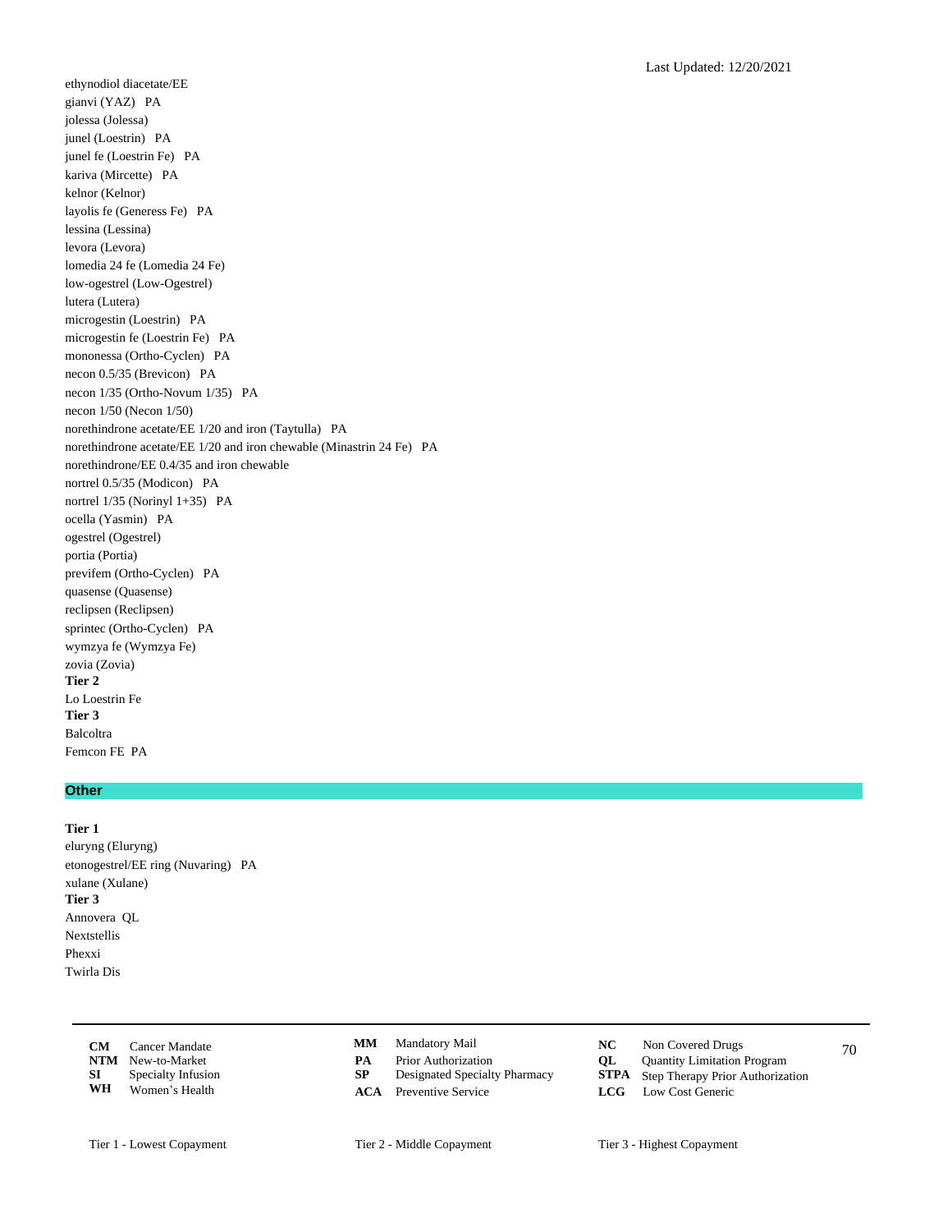ethynodiol diacetate/EE
gianvi (YAZ) PA
jolessa (Jolessa)
junel (Loestrin) PA
junel fe (Loestrin Fe) PA
kariva (Mircette) PA
kelnor (Kelnor)
layolis fe (Generess Fe) PA
lessina (Lessina)
levora (Levora)
lomedia 24 fe (Lomedia 24 Fe)
low-ogestrel (Low-Ogestrel)
lutera (Lutera)
microgestin (Loestrin) PA
microgestin fe (Loestrin Fe) PA
mononessa (Ortho-Cyclen) PA
necon 0.5/35 (Brevicon) PA
necon 1/35 (Ortho-Novum 1/35) PA
necon 1/50 (Necon 1/50)
norethindrone acetate/EE 1/20 and iron (Taytulla) PA
norethindrone acetate/EE 1/20 and iron chewable (Minastrin 24 Fe) PA
norethindrone/EE 0.4/35 and iron chewable
nortrel 0.5/35 (Modicon) PA
nortrel 1/35 (Norinyl 1+35) PA
ocella (Yasmin) PA
ogestrel (Ogestrel)
portia (Portia)
previfem (Ortho-Cyclen) PA
quasense (Quasense)
reclipsen (Reclipsen)
sprintec (Ortho-Cyclen) PA
wymzya fe (Wymzya Fe)
zovia (Zovia)

**Tier 2**

Lo Loestrin Fe

**Tier 3**

Balcoltra
Femcon FE PA

## Other

**Tier 1**

eluryng (Eluryng)
etonogestrel/EE ring (Nuvaring) PA
xulane (Xulane)

**Tier 3**

Annovera QL
Nextstellis
Phexxi
Twirla Dis

| | | | | | |
|---|---|---|---|---|---|
| **CM** | Cancer Mandate | **MM** | Mandatory Mail | **NC** | Non Covered Drugs |
| **NTM** | New-to-Market | **PA** | Prior Authorization | **QL** | Quantity Limitation Program |
| **SI** | Specialty Infusion | **SP** | Designated Specialty Pharmacy | **STPA** | Step Therapy Prior Authorization |
| **WH** | Women's Health | **ACA** | Preventive Service | **LCG** | Low Cost Generic |

Tier 1 - Lowest Copayment Tier 2 - Middle Copayment Tier 3 - Highest Copayment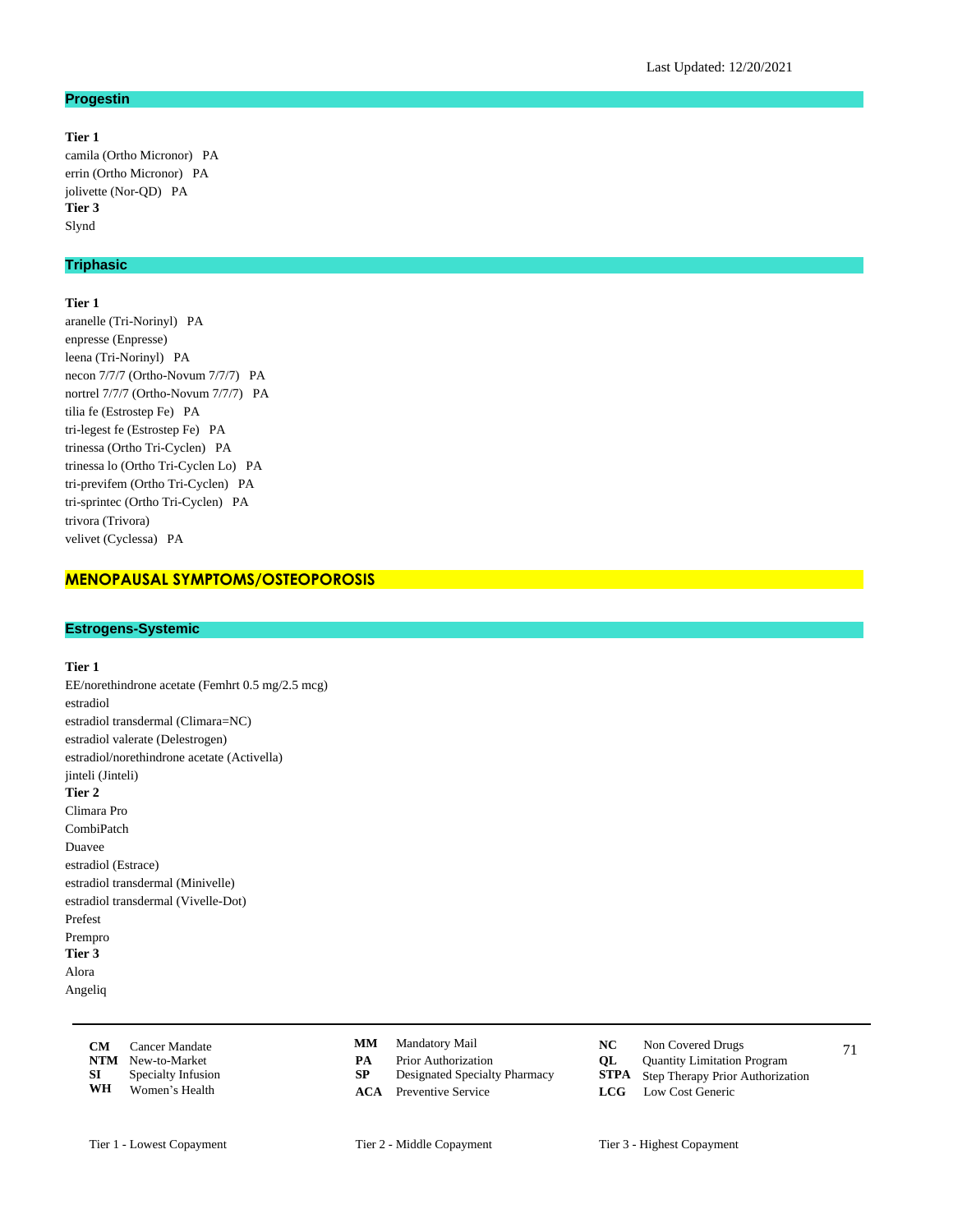## Progestin

**Tier 1**

camila (Ortho Micronor) PA
errin (Ortho Micronor) PA
jolivette (Nor-QD) PA

**Tier 3**

Slynd

## Triphasic

**Tier 1**

aranelle (Tri-Norinyl) PA
enpresse (Enpresse)
leena (Tri-Norinyl) PA
necon 7/7/7 (Ortho-Novum 7/7/7) PA
nortrel 7/7/7 (Ortho-Novum 7/7/7) PA
tilia fe (Estrostep Fe) PA
tri-legest fe (Estrostep Fe) PA
trinessa (Ortho Tri-Cyclen) PA
trinessa lo (Ortho Tri-Cyclen Lo) PA
tri-previfem (Ortho Tri-Cyclen) PA
tri-sprintec (Ortho Tri-Cyclen) PA
trivora (Trivora)
velivet (Cyclessa) PA

# MENOPAUSAL SYMPTOMS/OSTEOPOROSIS

## Estrogens-Systemic

**Tier 1**

EE/norethindrone acetate (Femhrt 0.5 mg/2.5 mcg)
estradiol
estradiol transdermal (Climara=NC)
estradiol valerate (Delestrogen)
estradiol/norethindrone acetate (Activella)
jinteli (Jinteli)

**Tier 2**

Climara Pro
CombiPatch
Duavee
estradiol (Estrace)
estradiol transdermal (Minivelle)
estradiol transdermal (Vivelle-Dot)
Prefest
Prempro

**Tier 3**

Alora
Angeliq

| | | | | | |
|---|---|---|---|---|---|
| **CM** | Cancer Mandate | **MM** | Mandatory Mail | **NC** | Non Covered Drugs |
| **NTM** | New-to-Market | **PA** | Prior Authorization | **QL** | Quantity Limitation Program |
| **SI** | Specialty Infusion | **SP** | Designated Specialty Pharmacy | **STPA** | Step Therapy Prior Authorization |
| **WH** | Women's Health | **ACA** | Preventive Service | **LCG** | Low Cost Generic |

Tier 1 - Lowest Copayment    Tier 2 - Middle Copayment    Tier 3 - Highest Copayment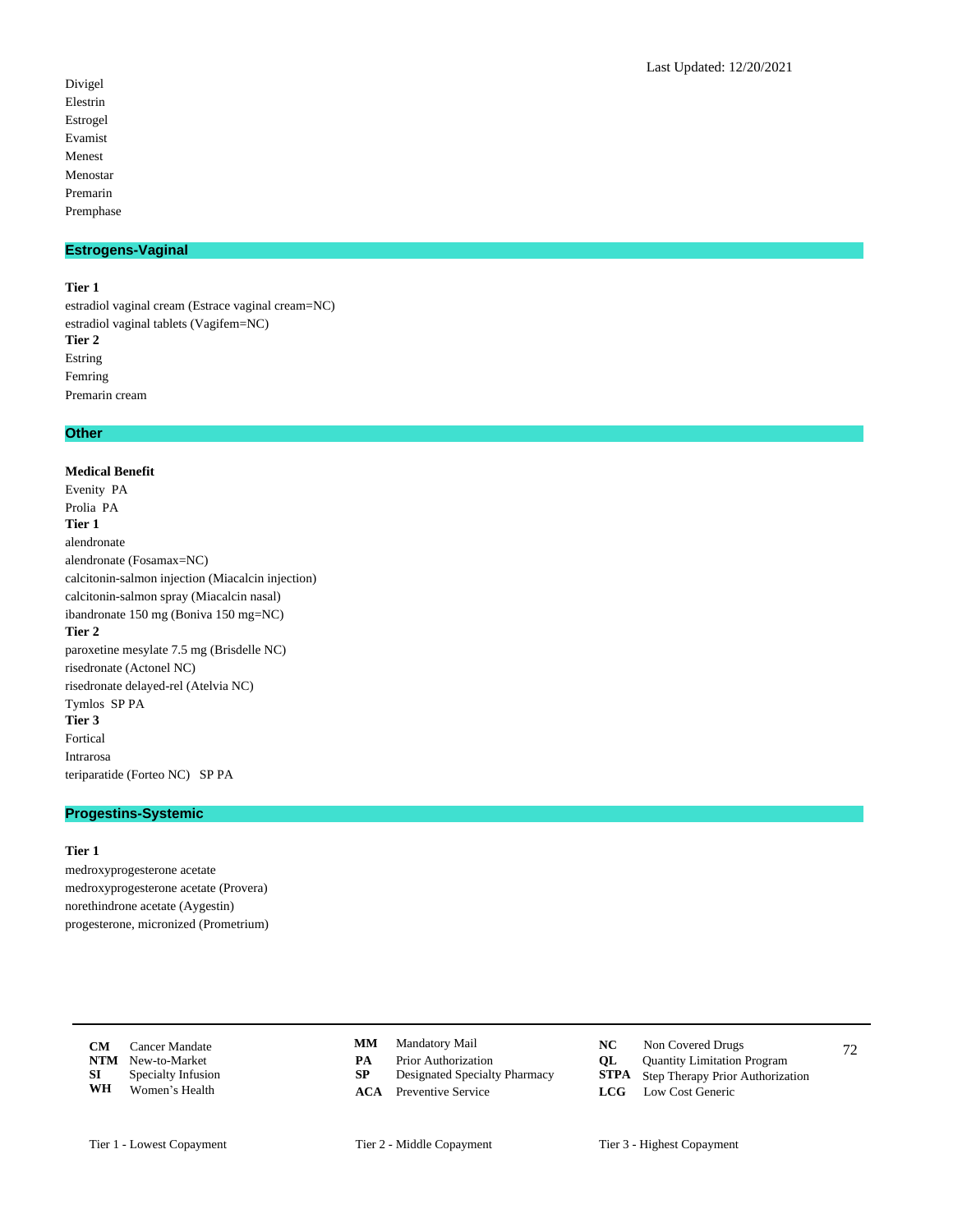Divigel
Elestrin
Estrogel
Evamist
Menest
Menostar
Premarin
Premphase

## Estrogens-Vaginal

**Tier 1**
estradiol vaginal cream (Estrace vaginal cream=NC)
estradiol vaginal tablets (Vagifem=NC)
**Tier 2**
Estring
Femring
Premarin cream

## Other

**Medical Benefit**
Evenity PA
Prolia PA
**Tier 1**
alendronate
alendronate (Fosamax=NC)
calcitonin-salmon injection (Miacalcin injection)
calcitonin-salmon spray (Miacalcin nasal)
ibandronate 150 mg (Boniva 150 mg=NC)
**Tier 2**
paroxetine mesylate 7.5 mg (Brisdelle NC)
risedronate (Actonel NC)
risedronate delayed-rel (Atelvia NC)
Tymlos SP PA
**Tier 3**
Fortical
Intrarosa
teriparatide (Forteo NC) SP PA

## Progestins-Systemic

**Tier 1**
medroxyprogesterone acetate
medroxyprogesterone acetate (Provera)
norethindrone acetate (Aygestin)
progesterone, micronized (Prometrium)

| | | | | | |
|---|---|---|---|---|---|
| **CM** | Cancer Mandate | **MM** | Mandatory Mail | **NC** | Non Covered Drugs |
| **NTM** | New-to-Market | **PA** | Prior Authorization | **QL** | Quantity Limitation Program |
| **SI** | Specialty Infusion | **SP** | Designated Specialty Pharmacy | **STPA** | Step Therapy Prior Authorization |
| **WH** | Women's Health | **ACA** | Preventive Service | **LCG** | Low Cost Generic |

Tier 1 - Lowest Copayment  Tier 2 - Middle Copayment  Tier 3 - Highest Copayment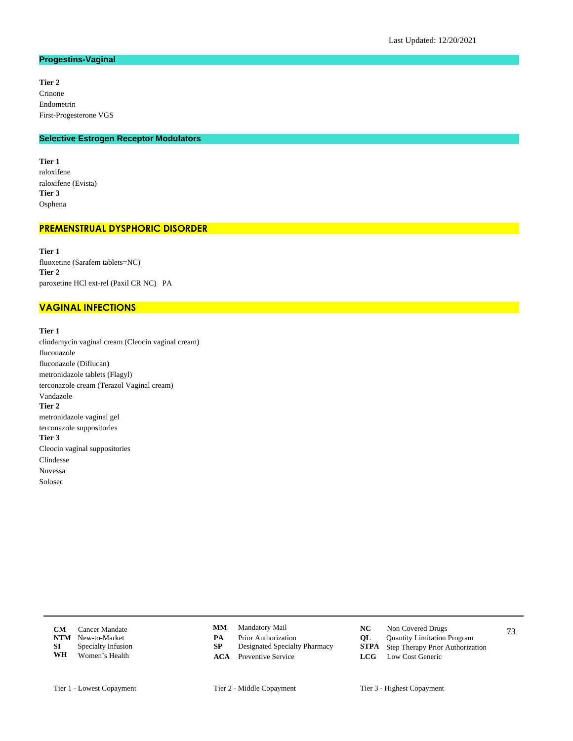Last Updated: 12/20/2021

## Progestins-Vaginal

**Tier 2**

Crinone

Endometrin

First-Progesterone VGS

## Selective Estrogen Receptor Modulators

**Tier 1**

raloxifene

raloxifene (Evista)

**Tier 3**

Osphena

# PREMENSTRUAL DYSPHORIC DISORDER

**Tier 1**

fluoxetine (Sarafem tablets=NC)

**Tier 2**

paroxetine HCl ext-rel (Paxil CR NC) PA

# VAGINAL INFECTIONS

**Tier 1**

clindamycin vaginal cream (Cleocin vaginal cream)

fluconazole

fluconazole (Diflucan)

metronidazole tablets (Flagyl)

terconazole cream (Terazol Vaginal cream)

Vandazole

**Tier 2**

metronidazole vaginal gel

terconazole suppositories

**Tier 3**

Cleocin vaginal suppositories

Clindesse

Nuvessa

Solosec

| | | | | | |
|---|---|---|---|---|---|
| **CM** | Cancer Mandate | **MM** | Mandatory Mail | **NC** | Non Covered Drugs |
| **NTM** | New-to-Market | **PA** | Prior Authorization | **QL** | Quantity Limitation Program |
| **SI** | Specialty Infusion | **SP** | Designated Specialty Pharmacy | **STPA** | Step Therapy Prior Authorization |
| **WH** | Women's Health | **ACA** | Preventive Service | **LCG** | Low Cost Generic |

Tier 1 - Lowest Copayment    Tier 2 - Middle Copayment    Tier 3 - Highest Copayment